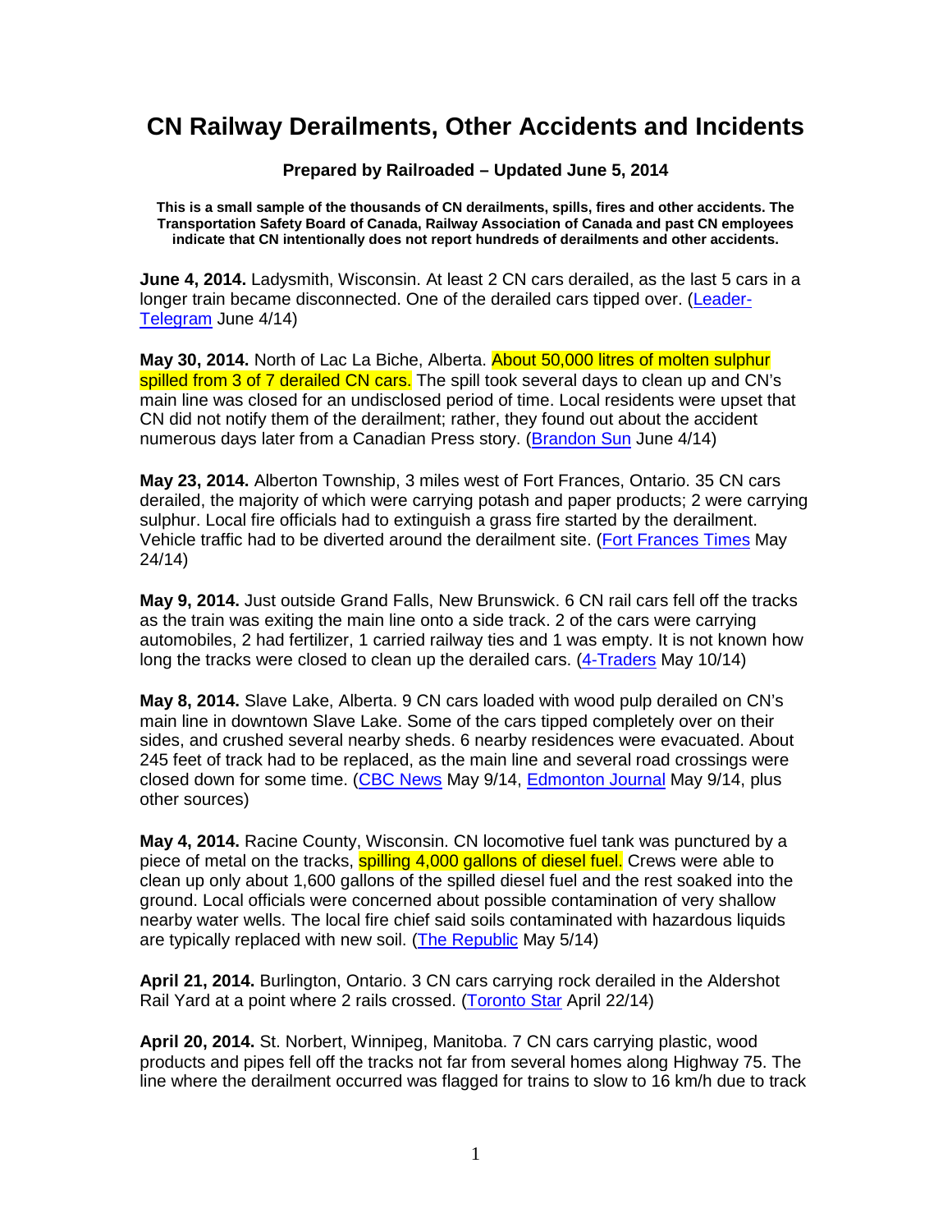# CN Railway Derailments, Other Accidents and Incidents

**Prepared by Railroaded – Updated June 5, 2014**

**This is a small sample of the thousands of CN derailments, spills, fires and other accidents. The Transportation Safety Board of Canada, Railway Association of Canada and past CN employees indicate that CN intentionally does not report hundreds of derailments and other accidents.**

**June 4, 2014.** Ladysmith, Wisconsin. At least 2 CN cars derailed, as the last 5 cars in a longer train became disconnected. One of the derailed cars tipped over. (Leader-Telegram June 4/14)

**May 30, 2014.** North of Lac La Biche, Alberta. About 50,000 litres of molten sulphur spilled from 3 of 7 derailed CN cars. The spill took several days to clean up and CN's main line was closed for an undisclosed period of time. Local residents were upset that CN did not notify them of the derailment; rather, they found out about the accident numerous days later from a Canadian Press story. (Brandon Sun June 4/14)

**May 23, 2014.** Alberton Township, 3 miles west of Fort Frances, Ontario. 35 CN cars derailed, the majority of which were carrying potash and paper products; 2 were carrying sulphur. Local fire officials had to extinguish a grass fire started by the derailment. Vehicle traffic had to be diverted around the derailment site. (Fort Frances Times May 24/14)

**May 9, 2014.** Just outside Grand Falls, New Brunswick. 6 CN rail cars fell off the tracks as the train was exiting the main line onto a side track. 2 of the cars were carrying automobiles, 2 had fertilizer, 1 carried railway ties and 1 was empty. It is not known how long the tracks were closed to clean up the derailed cars. (4-Traders May 10/14)

**May 8, 2014.** Slave Lake, Alberta. 9 CN cars loaded with wood pulp derailed on CN's main line in downtown Slave Lake. Some of the cars tipped completely over on their sides, and crushed several nearby sheds. 6 nearby residences were evacuated. About 245 feet of track had to be replaced, as the main line and several road crossings were closed down for some time. (CBC News May 9/14, Edmonton Journal May 9/14, plus other sources)

**May 4, 2014.** Racine County, Wisconsin. CN locomotive fuel tank was punctured by a piece of metal on the tracks, spilling 4,000 gallons of diesel fuel. Crews were able to clean up only about 1,600 gallons of the spilled diesel fuel and the rest soaked into the ground. Local officials were concerned about possible contamination of very shallow nearby water wells. The local fire chief said soils contaminated with hazardous liquids are typically replaced with new soil. (The Republic May 5/14)

**April 21, 2014.** Burlington, Ontario. 3 CN cars carrying rock derailed in the Aldershot Rail Yard at a point where 2 rails crossed. (Toronto Star April 22/14)

**April 20, 2014.** St. Norbert, Winnipeg, Manitoba. 7 CN cars carrying plastic, wood products and pipes fell off the tracks not far from several homes along Highway 75. The line where the derailment occurred was flagged for trains to slow to 16 km/h due to track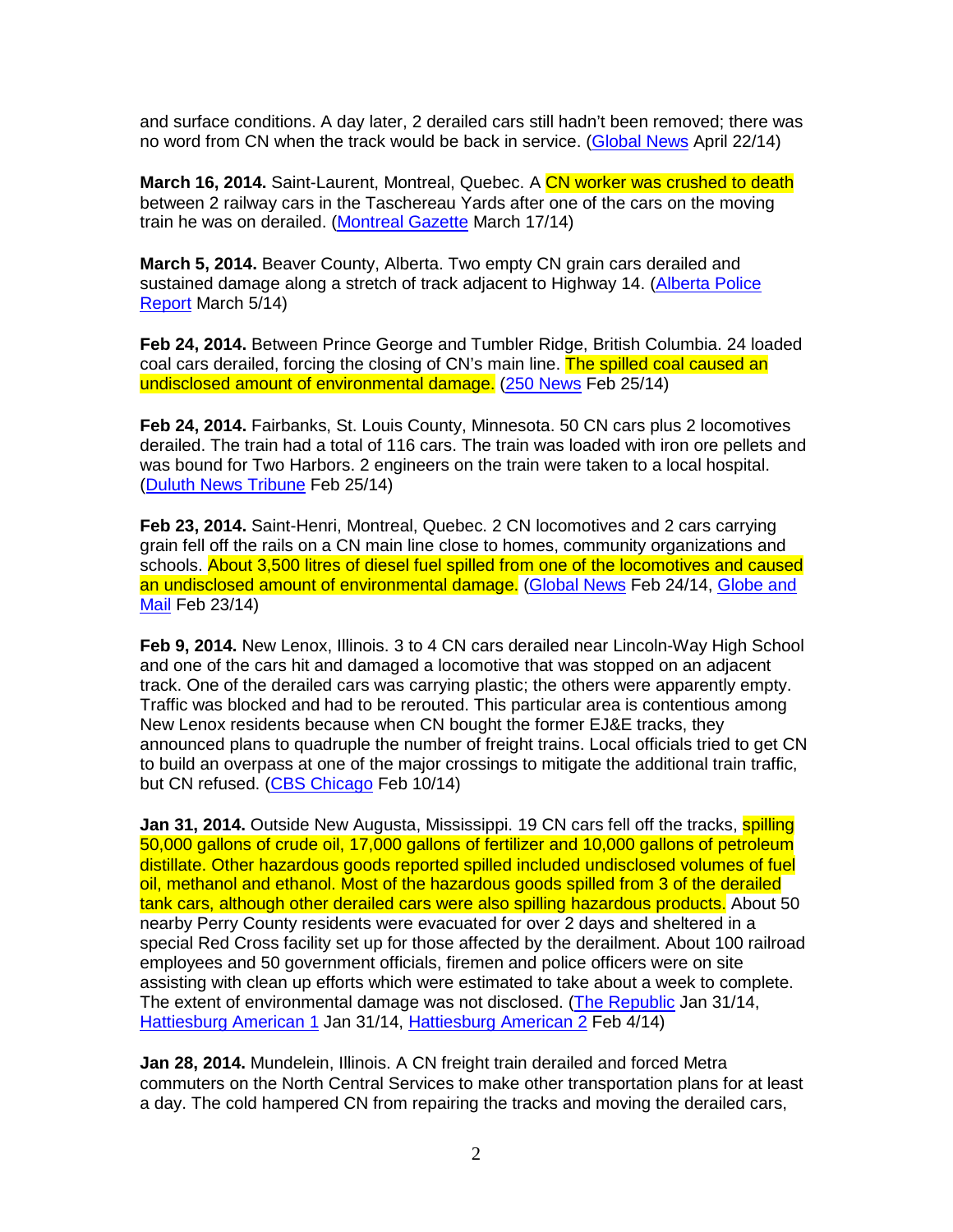and surface conditions. A day later, 2 derailed cars still hadn't been removed; there was no word from CN when the track would be back in service. (Global News April 22/14)

**March 16, 2014.** Saint-Laurent, Montreal, Quebec. A CN worker was crushed to death between 2 railway cars in the Taschereau Yards after one of the cars on the moving train he was on derailed. (Montreal Gazette March 17/14)

**March 5, 2014.** Beaver County, Alberta. Two empty CN grain cars derailed and sustained damage along a stretch of track adjacent to Highway 14. (Alberta Police Report March 5/14)

**Feb 24, 2014.** Between Prince George and Tumbler Ridge, British Columbia. 24 loaded coal cars derailed, forcing the closing of CN's main line. The spilled coal caused an undisclosed amount of environmental damage. (250 News Feb 25/14)

**Feb 24, 2014.** Fairbanks, St. Louis County, Minnesota. 50 CN cars plus 2 locomotives derailed. The train had a total of 116 cars. The train was loaded with iron ore pellets and was bound for Two Harbors. 2 engineers on the train were taken to a local hospital. (Duluth News Tribune Feb 25/14)

**Feb 23, 2014.** Saint-Henri, Montreal, Quebec. 2 CN locomotives and 2 cars carrying grain fell off the rails on a CN main line close to homes, community organizations and schools. About 3,500 litres of diesel fuel spilled from one of the locomotives and caused an undisclosed amount of environmental damage. (Global News Feb 24/14, Globe and Mail Feb 23/14)

**Feb 9, 2014.** New Lenox, Illinois. 3 to 4 CN cars derailed near Lincoln-Way High School and one of the cars hit and damaged a locomotive that was stopped on an adjacent track. One of the derailed cars was carrying plastic; the others were apparently empty. Traffic was blocked and had to be rerouted. This particular area is contentious among New Lenox residents because when CN bought the former EJ&E tracks, they announced plans to quadruple the number of freight trains. Local officials tried to get CN to build an overpass at one of the major crossings to mitigate the additional train traffic, but CN refused. (CBS Chicago Feb 10/14)

**Jan 31, 2014.** Outside New Augusta, Mississippi. 19 CN cars fell off the tracks, spilling 50,000 gallons of crude oil, 17,000 gallons of fertilizer and 10,000 gallons of petroleum distillate. Other hazardous goods reported spilled included undisclosed volumes of fuel oil, methanol and ethanol. Most of the hazardous goods spilled from 3 of the derailed tank cars, although other derailed cars were also spilling hazardous products. About 50 nearby Perry County residents were evacuated for over 2 days and sheltered in a special Red Cross facility set up for those affected by the derailment. About 100 railroad employees and 50 government officials, firemen and police officers were on site assisting with clean up efforts which were estimated to take about a week to complete. The extent of environmental damage was not disclosed. (The Republic Jan 31/14, Hattiesburg American 1 Jan 31/14, Hattiesburg American 2 Feb 4/14)

**Jan 28, 2014.** Mundelein, Illinois. A CN freight train derailed and forced Metra commuters on the North Central Services to make other transportation plans for at least a day. The cold hampered CN from repairing the tracks and moving the derailed cars,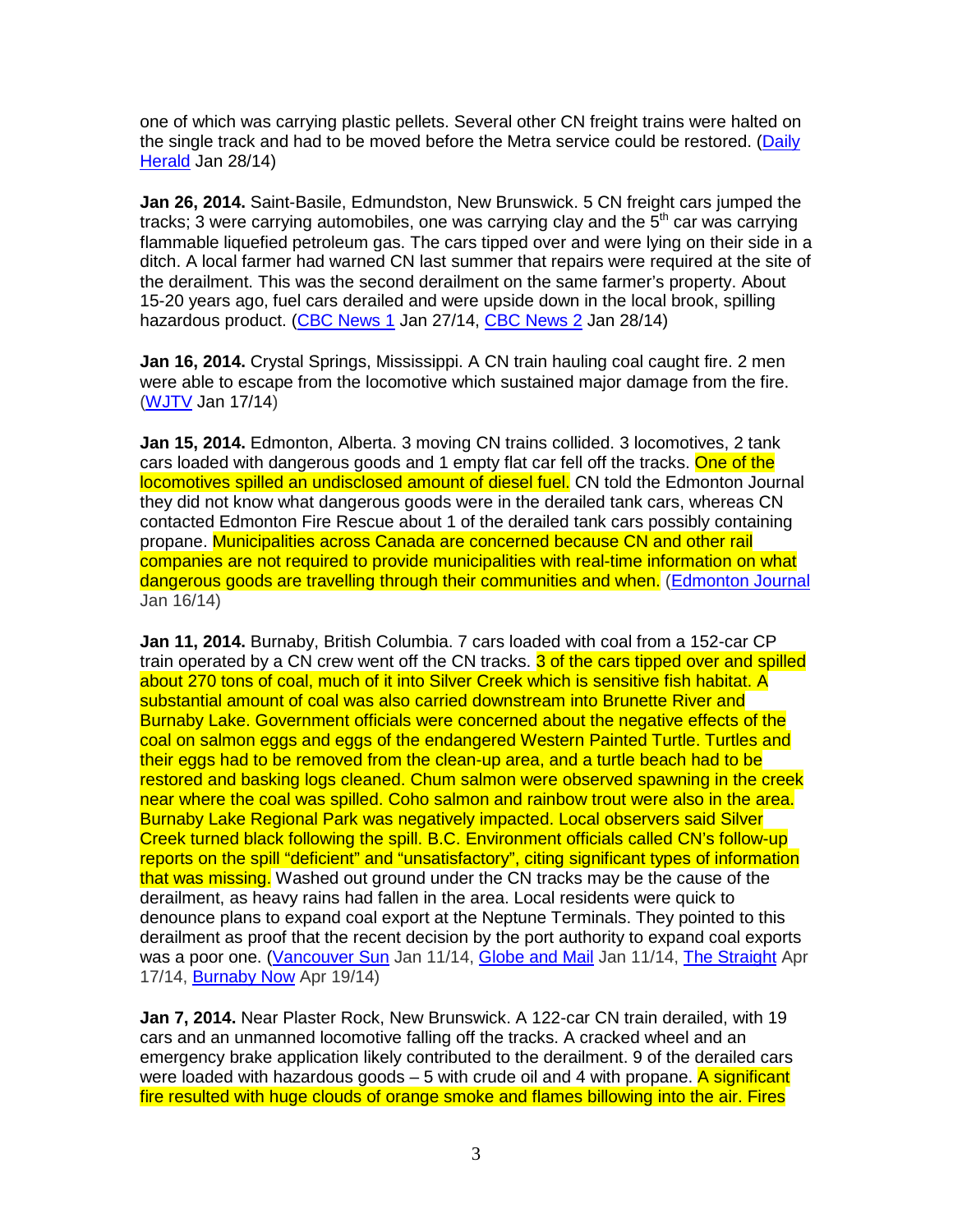one of which was carrying plastic pellets. Several other CN freight trains were halted on the single track and had to be moved before the Metra service could be restored. (Daily Herald Jan 28/14)

**Jan 26, 2014.** Saint-Basile, Edmundston, New Brunswick. 5 CN freight cars jumped the tracks; 3 were carrying automobiles, one was carrying clay and the 5th car was carrying flammable liquefied petroleum gas. The cars tipped over and were lying on their side in a ditch. A local farmer had warned CN last summer that repairs were required at the site of the derailment. This was the second derailment on the same farmer's property. About 15-20 years ago, fuel cars derailed and were upside down in the local brook, spilling hazardous product. (CBC News 1 Jan 27/14, CBC News 2 Jan 28/14)

**Jan 16, 2014.** Crystal Springs, Mississippi. A CN train hauling coal caught fire. 2 men were able to escape from the locomotive which sustained major damage from the fire. (WJTV Jan 17/14)

**Jan 15, 2014.** Edmonton, Alberta. 3 moving CN trains collided. 3 locomotives, 2 tank cars loaded with dangerous goods and 1 empty flat car fell off the tracks. One of the locomotives spilled an undisclosed amount of diesel fuel. CN told the Edmonton Journal they did not know what dangerous goods were in the derailed tank cars, whereas CN contacted Edmonton Fire Rescue about 1 of the derailed tank cars possibly containing propane. Municipalities across Canada are concerned because CN and other rail companies are not required to provide municipalities with real-time information on what dangerous goods are travelling through their communities and when. (Edmonton Journal Jan 16/14)

**Jan 11, 2014.** Burnaby, British Columbia. 7 cars loaded with coal from a 152-car CP train operated by a CN crew went off the CN tracks. 3 of the cars tipped over and spilled about 270 tons of coal, much of it into Silver Creek which is sensitive fish habitat. A substantial amount of coal was also carried downstream into Brunette River and Burnaby Lake. Government officials were concerned about the negative effects of the coal on salmon eggs and eggs of the endangered Western Painted Turtle. Turtles and their eggs had to be removed from the clean-up area, and a turtle beach had to be restored and basking logs cleaned. Chum salmon were observed spawning in the creek near where the coal was spilled. Coho salmon and rainbow trout were also in the area. Burnaby Lake Regional Park was negatively impacted. Local observers said Silver Creek turned black following the spill. B.C. Environment officials called CN's follow-up reports on the spill "deficient" and "unsatisfactory", citing significant types of information that was missing. Washed out ground under the CN tracks may be the cause of the derailment, as heavy rains had fallen in the area. Local residents were quick to denounce plans to expand coal export at the Neptune Terminals. They pointed to this derailment as proof that the recent decision by the port authority to expand coal exports was a poor one. (Vancouver Sun Jan 11/14, Globe and Mail Jan 11/14, The Straight Apr 17/14, Burnaby Now Apr 19/14)

**Jan 7, 2014.** Near Plaster Rock, New Brunswick. A 122-car CN train derailed, with 19 cars and an unmanned locomotive falling off the tracks. A cracked wheel and an emergency brake application likely contributed to the derailment. 9 of the derailed cars were loaded with hazardous goods – 5 with crude oil and 4 with propane. A significant fire resulted with huge clouds of orange smoke and flames billowing into the air. Fires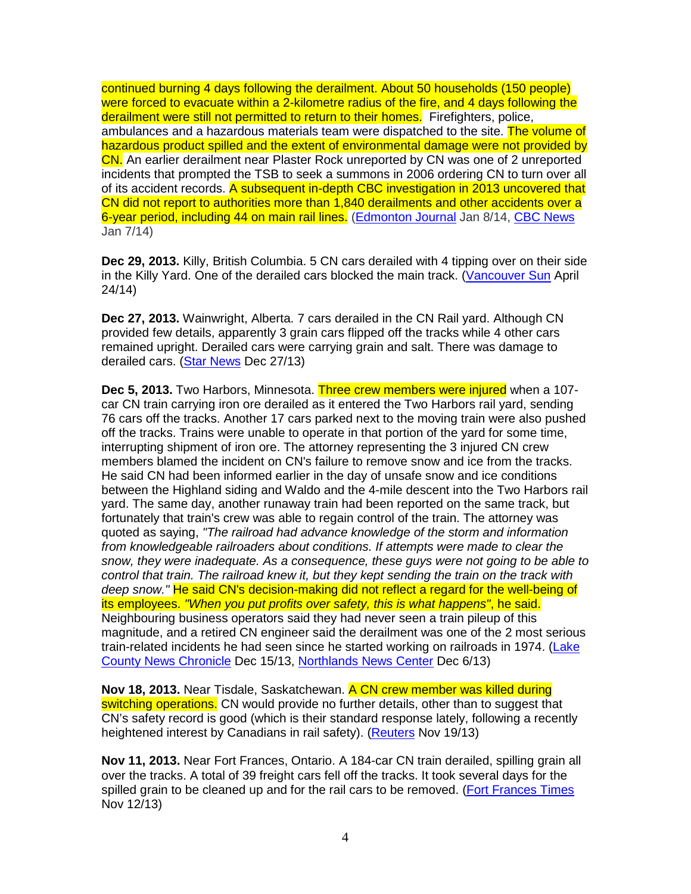continued burning 4 days following the derailment. About 50 households (150 people) were forced to evacuate within a 2-kilometre radius of the fire, and 4 days following the derailment were still not permitted to return to their homes. Firefighters, police, ambulances and a hazardous materials team were dispatched to the site. The volume of hazardous product spilled and the extent of environmental damage were not provided by CN. An earlier derailment near Plaster Rock unreported by CN was one of 2 unreported incidents that prompted the TSB to seek a summons in 2006 ordering CN to turn over all of its accident records. A subsequent in-depth CBC investigation in 2013 uncovered that CN did not report to authorities more than 1,840 derailments and other accidents over a 6-year period, including 44 on main rail lines. (Edmonton Journal Jan 8/14, CBC News Jan 7/14)

**Dec 29, 2013.** Killy, British Columbia. 5 CN cars derailed with 4 tipping over on their side in the Killy Yard. One of the derailed cars blocked the main track. (Vancouver Sun April 24/14)

**Dec 27, 2013.** Wainwright, Alberta. 7 cars derailed in the CN Rail yard. Although CN provided few details, apparently 3 grain cars flipped off the tracks while 4 other cars remained upright. Derailed cars were carrying grain and salt. There was damage to derailed cars. (Star News Dec 27/13)

**Dec 5, 2013.** Two Harbors, Minnesota. Three crew members were injured when a 107-car CN train carrying iron ore derailed as it entered the Two Harbors rail yard, sending 76 cars off the tracks. Another 17 cars parked next to the moving train were also pushed off the tracks. Trains were unable to operate in that portion of the yard for some time, interrupting shipment of iron ore. The attorney representing the 3 injured CN crew members blamed the incident on CN's failure to remove snow and ice from the tracks. He said CN had been informed earlier in the day of unsafe snow and ice conditions between the Highland siding and Waldo and the 4-mile descent into the Two Harbors rail yard. The same day, another runaway train had been reported on the same track, but fortunately that train's crew was able to regain control of the train. The attorney was quoted as saying, *"The railroad had advance knowledge of the storm and information from knowledgeable railroaders about conditions. If attempts were made to clear the snow, they were inadequate. As a consequence, these guys were not going to be able to control that train. The railroad knew it, but they kept sending the train on the track with deep snow."* He said CN's decision-making did not reflect a regard for the well-being of its employees. *"When you put profits over safety, this is what happens"*, he said. Neighbouring business operators said they had never seen a train pileup of this magnitude, and a retired CN engineer said the derailment was one of the 2 most serious train-related incidents he had seen since he started working on railroads in 1974. (Lake County News Chronicle Dec 15/13, Northlands News Center Dec 6/13)

**Nov 18, 2013.** Near Tisdale, Saskatchewan. A CN crew member was killed during switching operations. CN would provide no further details, other than to suggest that CN's safety record is good (which is their standard response lately, following a recently heightened interest by Canadians in rail safety). (Reuters Nov 19/13)

**Nov 11, 2013.** Near Fort Frances, Ontario. A 184-car CN train derailed, spilling grain all over the tracks. A total of 39 freight cars fell off the tracks. It took several days for the spilled grain to be cleaned up and for the rail cars to be removed. (Fort Frances Times Nov 12/13)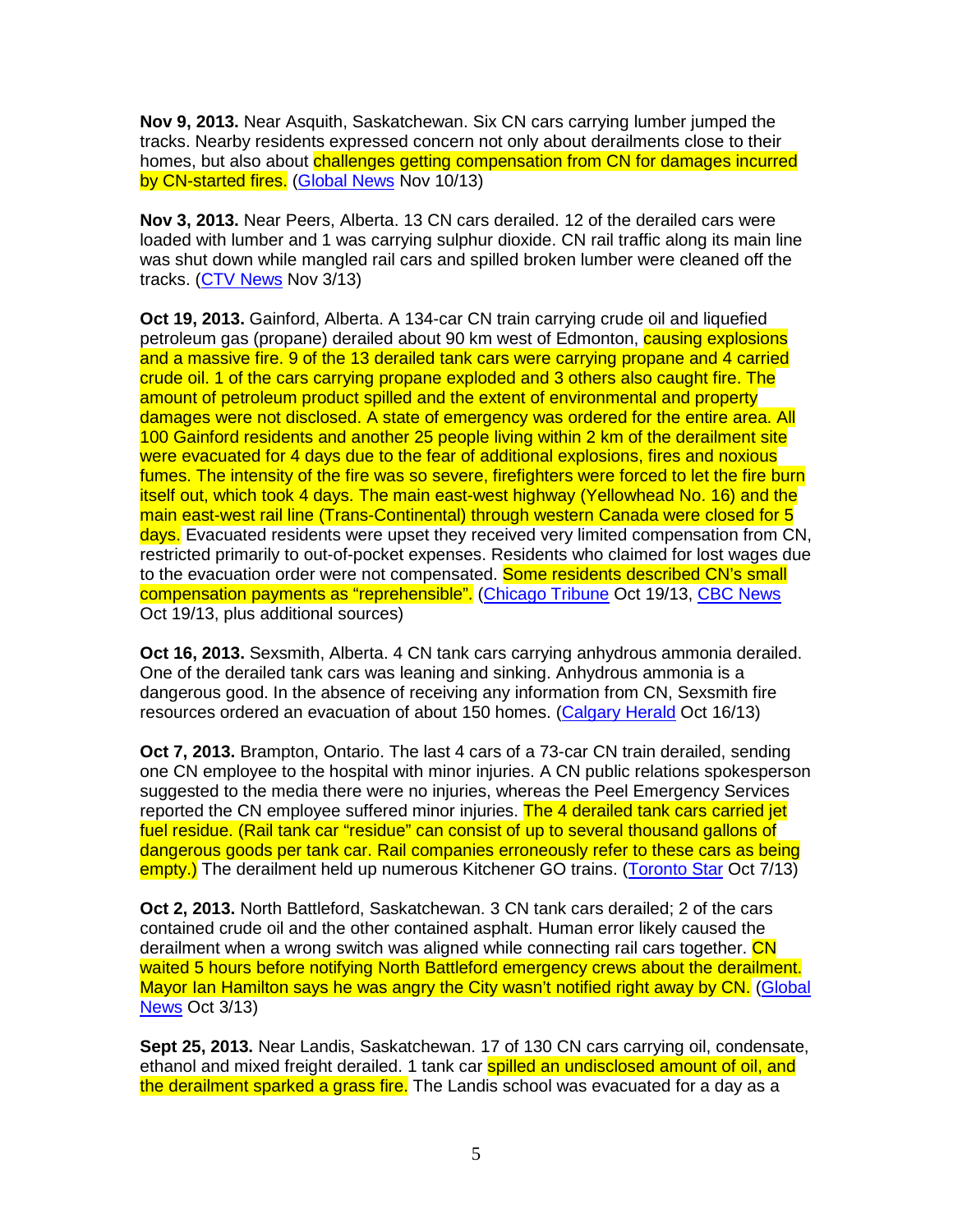**Nov 9, 2013.** Near Asquith, Saskatchewan. Six CN cars carrying lumber jumped the tracks. Nearby residents expressed concern not only about derailments close to their homes, but also about challenges getting compensation from CN for damages incurred by CN-started fires. (Global News Nov 10/13)

**Nov 3, 2013.** Near Peers, Alberta. 13 CN cars derailed. 12 of the derailed cars were loaded with lumber and 1 was carrying sulphur dioxide. CN rail traffic along its main line was shut down while mangled rail cars and spilled broken lumber were cleaned off the tracks. (CTV News Nov 3/13)

**Oct 19, 2013.** Gainford, Alberta. A 134-car CN train carrying crude oil and liquefied petroleum gas (propane) derailed about 90 km west of Edmonton, causing explosions and a massive fire. 9 of the 13 derailed tank cars were carrying propane and 4 carried crude oil. 1 of the cars carrying propane exploded and 3 others also caught fire. The amount of petroleum product spilled and the extent of environmental and property damages were not disclosed. A state of emergency was ordered for the entire area. All 100 Gainford residents and another 25 people living within 2 km of the derailment site were evacuated for 4 days due to the fear of additional explosions, fires and noxious fumes. The intensity of the fire was so severe, firefighters were forced to let the fire burn itself out, which took 4 days. The main east-west highway (Yellowhead No. 16) and the main east-west rail line (Trans-Continental) through western Canada were closed for 5 days. Evacuated residents were upset they received very limited compensation from CN, restricted primarily to out-of-pocket expenses. Residents who claimed for lost wages due to the evacuation order were not compensated. Some residents described CN's small compensation payments as "reprehensible". (Chicago Tribune Oct 19/13, CBC News Oct 19/13, plus additional sources)

**Oct 16, 2013.** Sexsmith, Alberta. 4 CN tank cars carrying anhydrous ammonia derailed. One of the derailed tank cars was leaning and sinking. Anhydrous ammonia is a dangerous good. In the absence of receiving any information from CN, Sexsmith fire resources ordered an evacuation of about 150 homes. (Calgary Herald Oct 16/13)

**Oct 7, 2013.** Brampton, Ontario. The last 4 cars of a 73-car CN train derailed, sending one CN employee to the hospital with minor injuries. A CN public relations spokesperson suggested to the media there were no injuries, whereas the Peel Emergency Services reported the CN employee suffered minor injuries. The 4 derailed tank cars carried jet fuel residue. (Rail tank car "residue" can consist of up to several thousand gallons of dangerous goods per tank car. Rail companies erroneously refer to these cars as being empty.) The derailment held up numerous Kitchener GO trains. (Toronto Star Oct 7/13)

**Oct 2, 2013.** North Battleford, Saskatchewan. 3 CN tank cars derailed; 2 of the cars contained crude oil and the other contained asphalt. Human error likely caused the derailment when a wrong switch was aligned while connecting rail cars together. CN waited 5 hours before notifying North Battleford emergency crews about the derailment. Mayor Ian Hamilton says he was angry the City wasn't notified right away by CN. (Global News Oct 3/13)

**Sept 25, 2013.** Near Landis, Saskatchewan. 17 of 130 CN cars carrying oil, condensate, ethanol and mixed freight derailed. 1 tank car spilled an undisclosed amount of oil, and the derailment sparked a grass fire. The Landis school was evacuated for a day as a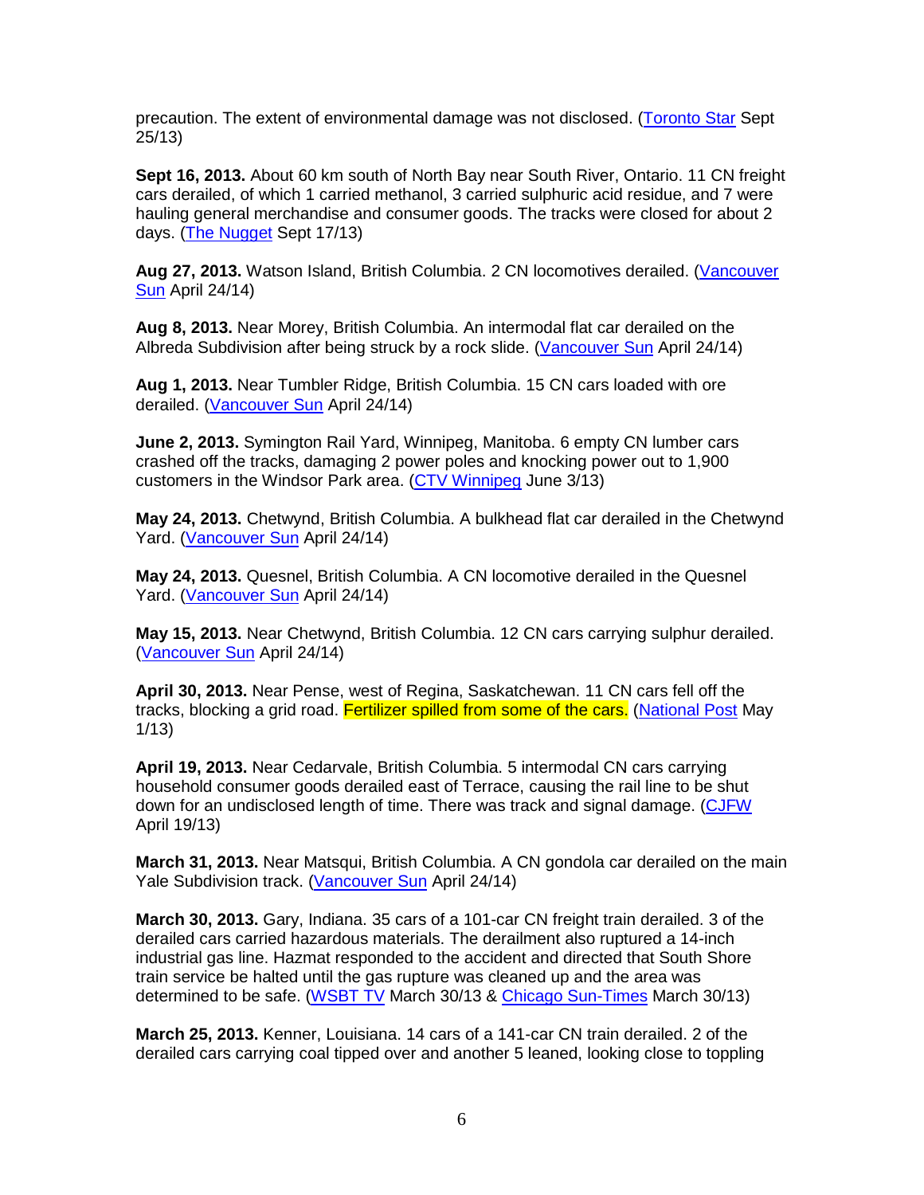precaution. The extent of environmental damage was not disclosed. (Toronto Star Sept 25/13)

**Sept 16, 2013.** About 60 km south of North Bay near South River, Ontario. 11 CN freight cars derailed, of which 1 carried methanol, 3 carried sulphuric acid residue, and 7 were hauling general merchandise and consumer goods. The tracks were closed for about 2 days. (The Nugget Sept 17/13)

**Aug 27, 2013.** Watson Island, British Columbia. 2 CN locomotives derailed. (Vancouver Sun April 24/14)

**Aug 8, 2013.** Near Morey, British Columbia. An intermodal flat car derailed on the Albreda Subdivision after being struck by a rock slide. (Vancouver Sun April 24/14)

**Aug 1, 2013.** Near Tumbler Ridge, British Columbia. 15 CN cars loaded with ore derailed. (Vancouver Sun April 24/14)

**June 2, 2013.** Symington Rail Yard, Winnipeg, Manitoba. 6 empty CN lumber cars crashed off the tracks, damaging 2 power poles and knocking power out to 1,900 customers in the Windsor Park area. (CTV Winnipeg June 3/13)

**May 24, 2013.** Chetwynd, British Columbia. A bulkhead flat car derailed in the Chetwynd Yard. (Vancouver Sun April 24/14)

**May 24, 2013.** Quesnel, British Columbia. A CN locomotive derailed in the Quesnel Yard. (Vancouver Sun April 24/14)

**May 15, 2013.** Near Chetwynd, British Columbia. 12 CN cars carrying sulphur derailed. (Vancouver Sun April 24/14)

**April 30, 2013.** Near Pense, west of Regina, Saskatchewan. 11 CN cars fell off the tracks, blocking a grid road. Fertilizer spilled from some of the cars. (National Post May 1/13)

**April 19, 2013.** Near Cedarvale, British Columbia. 5 intermodal CN cars carrying household consumer goods derailed east of Terrace, causing the rail line to be shut down for an undisclosed length of time. There was track and signal damage. (CJFW April 19/13)

**March 31, 2013.** Near Matsqui, British Columbia. A CN gondola car derailed on the main Yale Subdivision track. (Vancouver Sun April 24/14)

**March 30, 2013.** Gary, Indiana. 35 cars of a 101-car CN freight train derailed. 3 of the derailed cars carried hazardous materials. The derailment also ruptured a 14-inch industrial gas line. Hazmat responded to the accident and directed that South Shore train service be halted until the gas rupture was cleaned up and the area was determined to be safe. (WSBT TV March 30/13 & Chicago Sun-Times March 30/13)

**March 25, 2013.** Kenner, Louisiana. 14 cars of a 141-car CN train derailed. 2 of the derailed cars carrying coal tipped over and another 5 leaned, looking close to toppling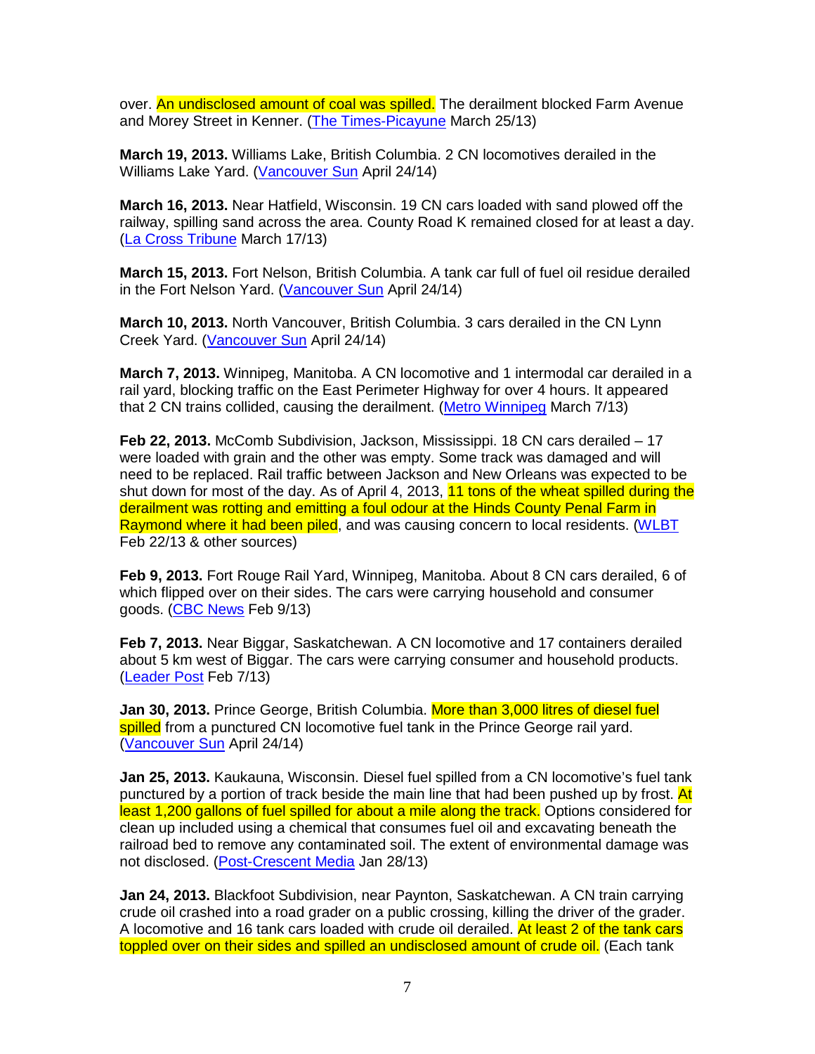over. An undisclosed amount of coal was spilled. The derailment blocked Farm Avenue and Morey Street in Kenner. (The Times-Picayune March 25/13)

**March 19, 2013.** Williams Lake, British Columbia. 2 CN locomotives derailed in the Williams Lake Yard. (Vancouver Sun April 24/14)

**March 16, 2013.** Near Hatfield, Wisconsin. 19 CN cars loaded with sand plowed off the railway, spilling sand across the area. County Road K remained closed for at least a day. (La Cross Tribune March 17/13)

**March 15, 2013.** Fort Nelson, British Columbia. A tank car full of fuel oil residue derailed in the Fort Nelson Yard. (Vancouver Sun April 24/14)

**March 10, 2013.** North Vancouver, British Columbia. 3 cars derailed in the CN Lynn Creek Yard. (Vancouver Sun April 24/14)

**March 7, 2013.** Winnipeg, Manitoba. A CN locomotive and 1 intermodal car derailed in a rail yard, blocking traffic on the East Perimeter Highway for over 4 hours. It appeared that 2 CN trains collided, causing the derailment. (Metro Winnipeg March 7/13)

**Feb 22, 2013.** McComb Subdivision, Jackson, Mississippi. 18 CN cars derailed – 17 were loaded with grain and the other was empty. Some track was damaged and will need to be replaced. Rail traffic between Jackson and New Orleans was expected to be shut down for most of the day. As of April 4, 2013, 11 tons of the wheat spilled during the derailment was rotting and emitting a foul odour at the Hinds County Penal Farm in Raymond where it had been piled, and was causing concern to local residents. (WLBT Feb 22/13 & other sources)

**Feb 9, 2013.** Fort Rouge Rail Yard, Winnipeg, Manitoba. About 8 CN cars derailed, 6 of which flipped over on their sides. The cars were carrying household and consumer goods. (CBC News Feb 9/13)

**Feb 7, 2013.** Near Biggar, Saskatchewan. A CN locomotive and 17 containers derailed about 5 km west of Biggar. The cars were carrying consumer and household products. (Leader Post Feb 7/13)

**Jan 30, 2013.** Prince George, British Columbia. More than 3,000 litres of diesel fuel spilled from a punctured CN locomotive fuel tank in the Prince George rail yard. (Vancouver Sun April 24/14)

**Jan 25, 2013.** Kaukauna, Wisconsin. Diesel fuel spilled from a CN locomotive's fuel tank punctured by a portion of track beside the main line that had been pushed up by frost. At least 1,200 gallons of fuel spilled for about a mile along the track. Options considered for clean up included using a chemical that consumes fuel oil and excavating beneath the railroad bed to remove any contaminated soil. The extent of environmental damage was not disclosed. (Post-Crescent Media Jan 28/13)

**Jan 24, 2013.** Blackfoot Subdivision, near Paynton, Saskatchewan. A CN train carrying crude oil crashed into a road grader on a public crossing, killing the driver of the grader. A locomotive and 16 tank cars loaded with crude oil derailed. At least 2 of the tank cars toppled over on their sides and spilled an undisclosed amount of crude oil. (Each tank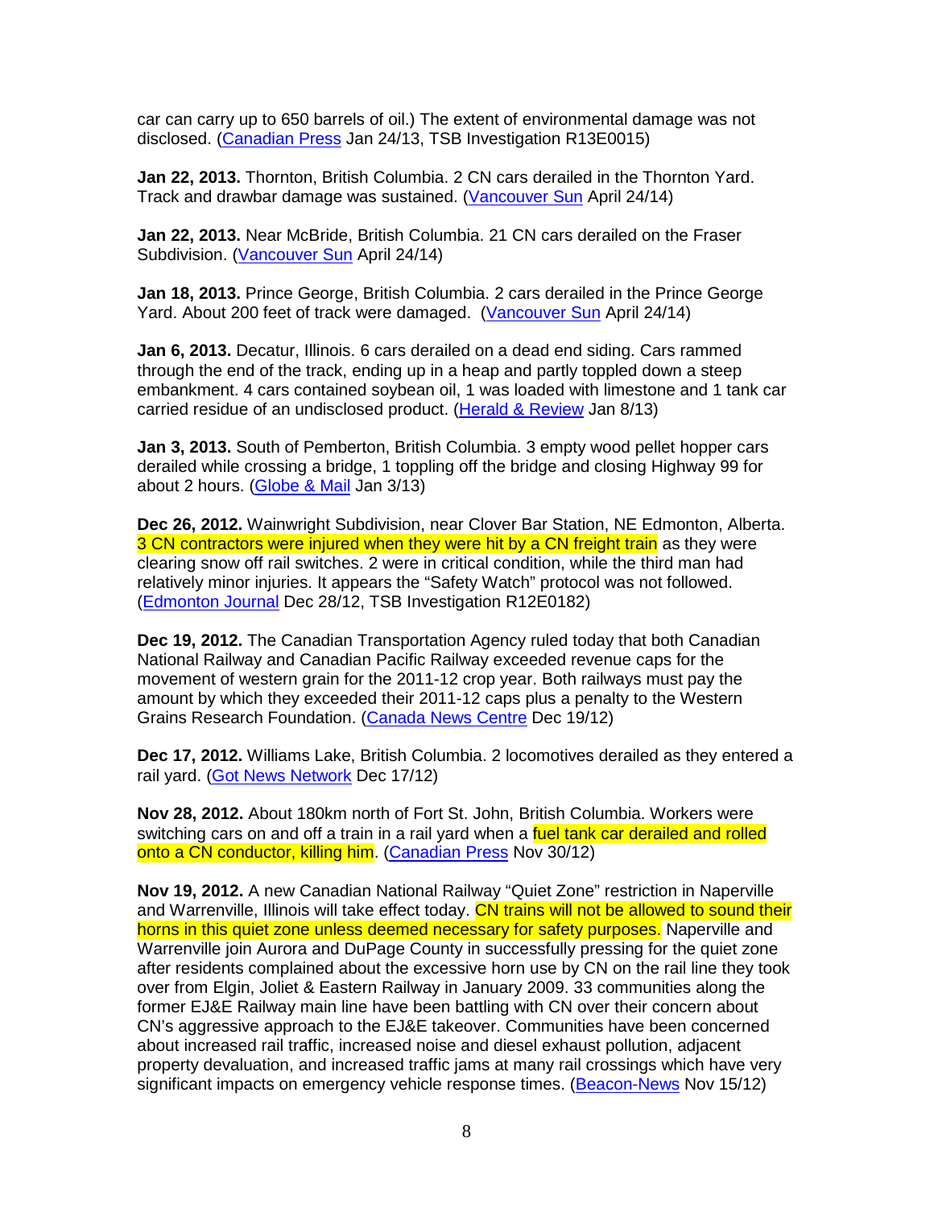car can carry up to 650 barrels of oil.) The extent of environmental damage was not disclosed. (Canadian Press Jan 24/13, TSB Investigation R13E0015)

**Jan 22, 2013.** Thornton, British Columbia. 2 CN cars derailed in the Thornton Yard. Track and drawbar damage was sustained. (Vancouver Sun April 24/14)

**Jan 22, 2013.** Near McBride, British Columbia. 21 CN cars derailed on the Fraser Subdivision. (Vancouver Sun April 24/14)

**Jan 18, 2013.** Prince George, British Columbia. 2 cars derailed in the Prince George Yard. About 200 feet of track were damaged. (Vancouver Sun April 24/14)

**Jan 6, 2013.** Decatur, Illinois. 6 cars derailed on a dead end siding. Cars rammed through the end of the track, ending up in a heap and partly toppled down a steep embankment. 4 cars contained soybean oil, 1 was loaded with limestone and 1 tank car carried residue of an undisclosed product. (Herald & Review Jan 8/13)

**Jan 3, 2013.** South of Pemberton, British Columbia. 3 empty wood pellet hopper cars derailed while crossing a bridge, 1 toppling off the bridge and closing Highway 99 for about 2 hours. (Globe & Mail Jan 3/13)

**Dec 26, 2012.** Wainwright Subdivision, near Clover Bar Station, NE Edmonton, Alberta. 3 CN contractors were injured when they were hit by a CN freight train as they were clearing snow off rail switches. 2 were in critical condition, while the third man had relatively minor injuries. It appears the "Safety Watch" protocol was not followed. (Edmonton Journal Dec 28/12, TSB Investigation R12E0182)

**Dec 19, 2012.** The Canadian Transportation Agency ruled today that both Canadian National Railway and Canadian Pacific Railway exceeded revenue caps for the movement of western grain for the 2011-12 crop year. Both railways must pay the amount by which they exceeded their 2011-12 caps plus a penalty to the Western Grains Research Foundation. (Canada News Centre Dec 19/12)

**Dec 17, 2012.** Williams Lake, British Columbia. 2 locomotives derailed as they entered a rail yard. (Got News Network Dec 17/12)

**Nov 28, 2012.** About 180km north of Fort St. John, British Columbia. Workers were switching cars on and off a train in a rail yard when a fuel tank car derailed and rolled onto a CN conductor, killing him. (Canadian Press Nov 30/12)

**Nov 19, 2012.** A new Canadian National Railway "Quiet Zone" restriction in Naperville and Warrenville, Illinois will take effect today. CN trains will not be allowed to sound their horns in this quiet zone unless deemed necessary for safety purposes. Naperville and Warrenville join Aurora and DuPage County in successfully pressing for the quiet zone after residents complained about the excessive horn use by CN on the rail line they took over from Elgin, Joliet & Eastern Railway in January 2009. 33 communities along the former EJ&E Railway main line have been battling with CN over their concern about CN's aggressive approach to the EJ&E takeover. Communities have been concerned about increased rail traffic, increased noise and diesel exhaust pollution, adjacent property devaluation, and increased traffic jams at many rail crossings which have very significant impacts on emergency vehicle response times. (Beacon-News Nov 15/12)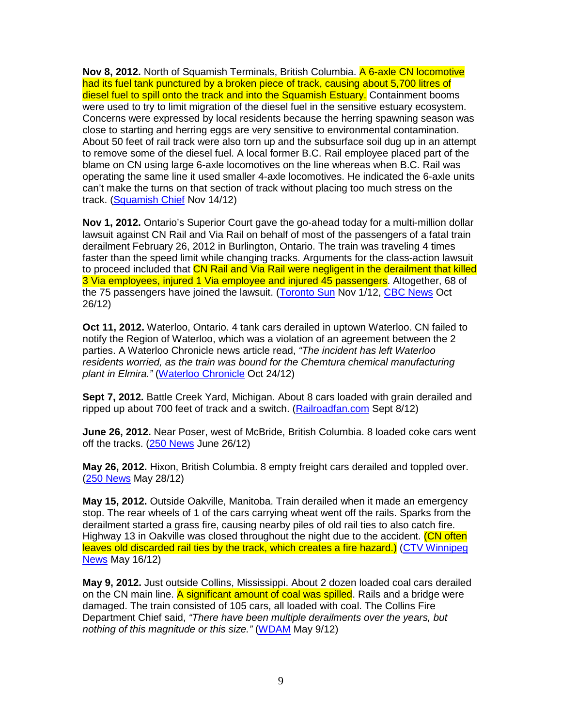**Nov 8, 2012.** North of Squamish Terminals, British Columbia. A 6-axle CN locomotive had its fuel tank punctured by a broken piece of track, causing about 5,700 litres of diesel fuel to spill onto the track and into the Squamish Estuary. Containment booms were used to try to limit migration of the diesel fuel in the sensitive estuary ecosystem. Concerns were expressed by local residents because the herring spawning season was close to starting and herring eggs are very sensitive to environmental contamination. About 50 feet of rail track were also torn up and the subsurface soil dug up in an attempt to remove some of the diesel fuel. A local former B.C. Rail employee placed part of the blame on CN using large 6-axle locomotives on the line whereas when B.C. Rail was operating the same line it used smaller 4-axle locomotives. He indicated the 6-axle units can't make the turns on that section of track without placing too much stress on the track. (Squamish Chief Nov 14/12)

**Nov 1, 2012.** Ontario's Superior Court gave the go-ahead today for a multi-million dollar lawsuit against CN Rail and Via Rail on behalf of most of the passengers of a fatal train derailment February 26, 2012 in Burlington, Ontario. The train was traveling 4 times faster than the speed limit while changing tracks. Arguments for the class-action lawsuit to proceed included that CN Rail and Via Rail were negligent in the derailment that killed 3 Via employees, injured 1 Via employee and injured 45 passengers. Altogether, 68 of the 75 passengers have joined the lawsuit. (Toronto Sun Nov 1/12, CBC News Oct 26/12)

**Oct 11, 2012.** Waterloo, Ontario. 4 tank cars derailed in uptown Waterloo. CN failed to notify the Region of Waterloo, which was a violation of an agreement between the 2 parties. A Waterloo Chronicle news article read, *"The incident has left Waterloo residents worried, as the train was bound for the Chemtura chemical manufacturing plant in Elmira."* (Waterloo Chronicle Oct 24/12)

**Sept 7, 2012.** Battle Creek Yard, Michigan. About 8 cars loaded with grain derailed and ripped up about 700 feet of track and a switch. (Railroadfan.com Sept 8/12)

**June 26, 2012.** Near Poser, west of McBride, British Columbia. 8 loaded coke cars went off the tracks. (250 News June 26/12)

**May 26, 2012.** Hixon, British Columbia. 8 empty freight cars derailed and toppled over. (250 News May 28/12)

**May 15, 2012.** Outside Oakville, Manitoba. Train derailed when it made an emergency stop. The rear wheels of 1 of the cars carrying wheat went off the rails. Sparks from the derailment started a grass fire, causing nearby piles of old rail ties to also catch fire. Highway 13 in Oakville was closed throughout the night due to the accident. (CN often leaves old discarded rail ties by the track, which creates a fire hazard.) (CTV Winnipeg News May 16/12)

**May 9, 2012.** Just outside Collins, Mississippi. About 2 dozen loaded coal cars derailed on the CN main line. A significant amount of coal was spilled. Rails and a bridge were damaged. The train consisted of 105 cars, all loaded with coal. The Collins Fire Department Chief said, *"There have been multiple derailments over the years, but nothing of this magnitude or this size."* (WDAM May 9/12)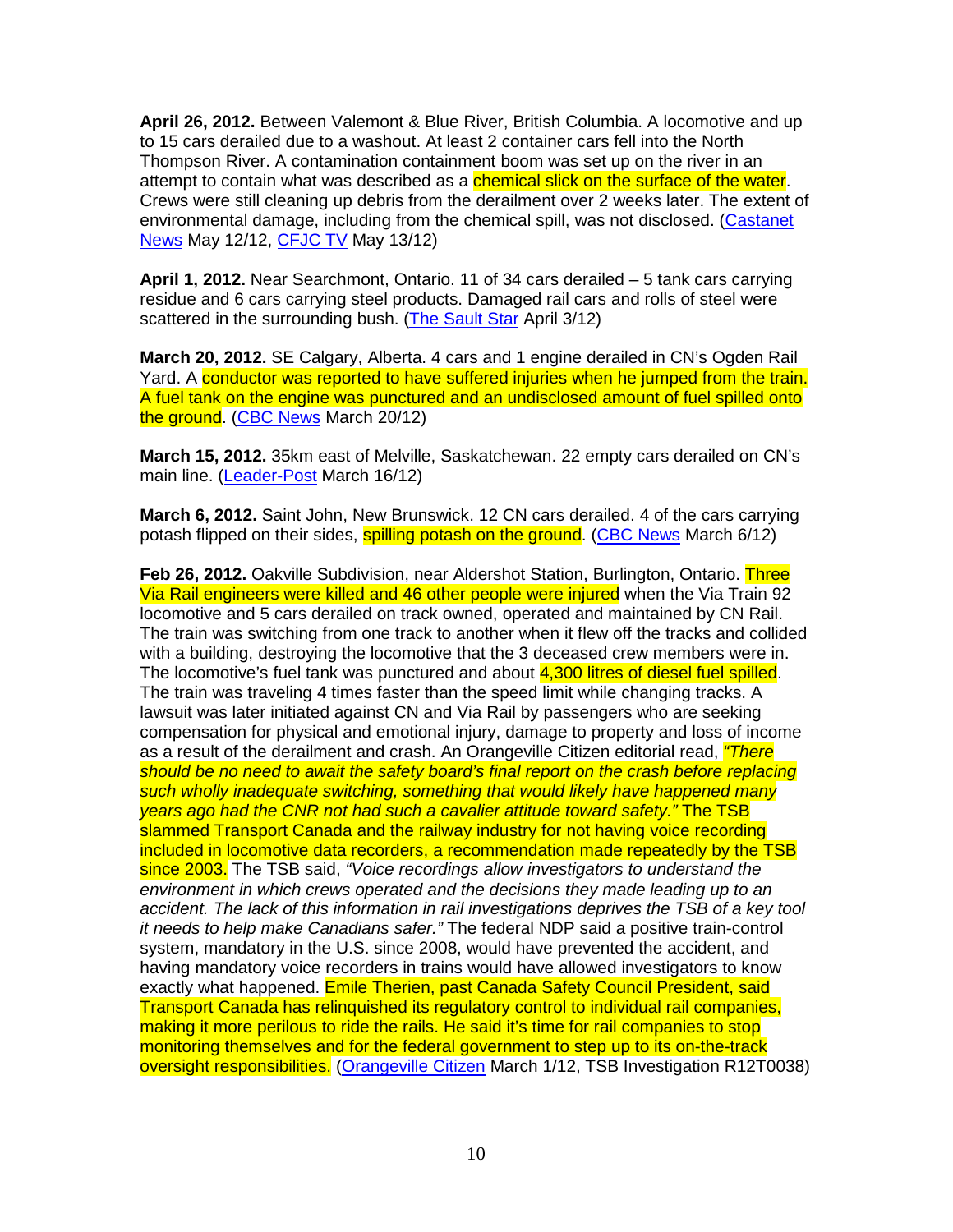**April 26, 2012.** Between Valemont & Blue River, British Columbia. A locomotive and up to 15 cars derailed due to a washout. At least 2 container cars fell into the North Thompson River. A contamination containment boom was set up on the river in an attempt to contain what was described as a chemical slick on the surface of the water. Crews were still cleaning up debris from the derailment over 2 weeks later. The extent of environmental damage, including from the chemical spill, was not disclosed. (Castanet News May 12/12, CFJC TV May 13/12)

**April 1, 2012.** Near Searchmont, Ontario. 11 of 34 cars derailed – 5 tank cars carrying residue and 6 cars carrying steel products. Damaged rail cars and rolls of steel were scattered in the surrounding bush. (The Sault Star April 3/12)

**March 20, 2012.** SE Calgary, Alberta. 4 cars and 1 engine derailed in CN's Ogden Rail Yard. A conductor was reported to have suffered injuries when he jumped from the train. A fuel tank on the engine was punctured and an undisclosed amount of fuel spilled onto the ground. (CBC News March 20/12)

**March 15, 2012.** 35km east of Melville, Saskatchewan. 22 empty cars derailed on CN's main line. (Leader-Post March 16/12)

**March 6, 2012.** Saint John, New Brunswick. 12 CN cars derailed. 4 of the cars carrying potash flipped on their sides, spilling potash on the ground. (CBC News March 6/12)

**Feb 26, 2012.** Oakville Subdivision, near Aldershot Station, Burlington, Ontario. Three Via Rail engineers were killed and 46 other people were injured when the Via Train 92 locomotive and 5 cars derailed on track owned, operated and maintained by CN Rail. The train was switching from one track to another when it flew off the tracks and collided with a building, destroying the locomotive that the 3 deceased crew members were in. The locomotive's fuel tank was punctured and about 4,300 litres of diesel fuel spilled. The train was traveling 4 times faster than the speed limit while changing tracks. A lawsuit was later initiated against CN and Via Rail by passengers who are seeking compensation for physical and emotional injury, damage to property and loss of income as a result of the derailment and crash. An Orangeville Citizen editorial read, *"There should be no need to await the safety board's final report on the crash before replacing such wholly inadequate switching, something that would likely have happened many years ago had the CNR not had such a cavalier attitude toward safety."* The TSB slammed Transport Canada and the railway industry for not having voice recording included in locomotive data recorders, a recommendation made repeatedly by the TSB since 2003. The TSB said, *"Voice recordings allow investigators to understand the environment in which crews operated and the decisions they made leading up to an accident. The lack of this information in rail investigations deprives the TSB of a key tool it needs to help make Canadians safer."* The federal NDP said a positive train-control system, mandatory in the U.S. since 2008, would have prevented the accident, and having mandatory voice recorders in trains would have allowed investigators to know exactly what happened. Emile Therien, past Canada Safety Council President, said Transport Canada has relinquished its regulatory control to individual rail companies, making it more perilous to ride the rails. He said it's time for rail companies to stop monitoring themselves and for the federal government to step up to its on-the-track oversight responsibilities. (Orangeville Citizen March 1/12, TSB Investigation R12T0038)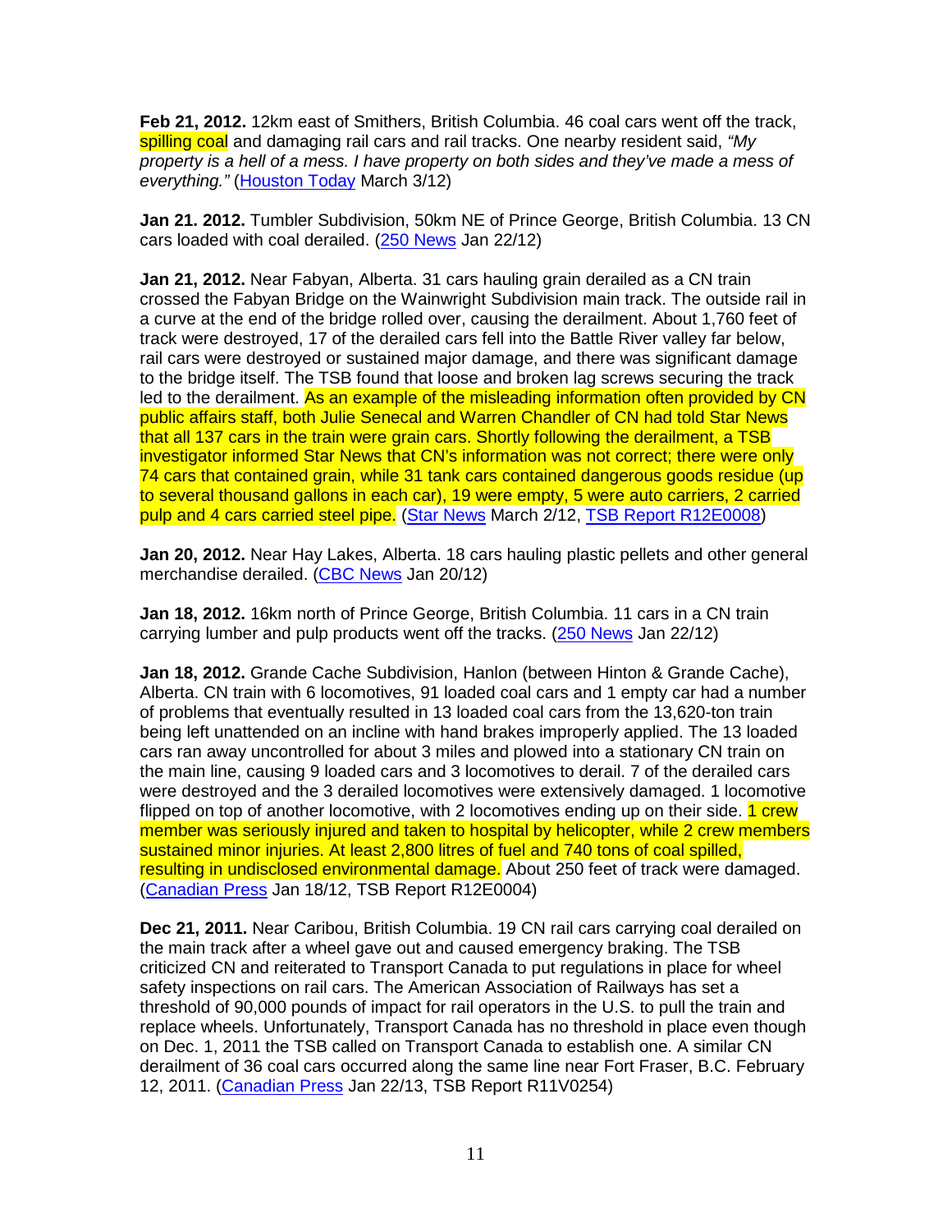**Feb 21, 2012.** 12km east of Smithers, British Columbia. 46 coal cars went off the track, spilling coal and damaging rail cars and rail tracks. One nearby resident said, *"My property is a hell of a mess. I have property on both sides and they've made a mess of everything."* (Houston Today March 3/12)

**Jan 21. 2012.** Tumbler Subdivision, 50km NE of Prince George, British Columbia. 13 CN cars loaded with coal derailed. (250 News Jan 22/12)

**Jan 21, 2012.** Near Fabyan, Alberta. 31 cars hauling grain derailed as a CN train crossed the Fabyan Bridge on the Wainwright Subdivision main track. The outside rail in a curve at the end of the bridge rolled over, causing the derailment. About 1,760 feet of track were destroyed, 17 of the derailed cars fell into the Battle River valley far below, rail cars were destroyed or sustained major damage, and there was significant damage to the bridge itself. The TSB found that loose and broken lag screws securing the track led to the derailment. As an example of the misleading information often provided by CN public affairs staff, both Julie Senecal and Warren Chandler of CN had told Star News that all 137 cars in the train were grain cars. Shortly following the derailment, a TSB investigator informed Star News that CN's information was not correct; there were only 74 cars that contained grain, while 31 tank cars contained dangerous goods residue (up to several thousand gallons in each car), 19 were empty, 5 were auto carriers, 2 carried pulp and 4 cars carried steel pipe. (Star News March 2/12, TSB Report R12E0008)

**Jan 20, 2012.** Near Hay Lakes, Alberta. 18 cars hauling plastic pellets and other general merchandise derailed. (CBC News Jan 20/12)

**Jan 18, 2012.** 16km north of Prince George, British Columbia. 11 cars in a CN train carrying lumber and pulp products went off the tracks. (250 News Jan 22/12)

**Jan 18, 2012.** Grande Cache Subdivision, Hanlon (between Hinton & Grande Cache), Alberta. CN train with 6 locomotives, 91 loaded coal cars and 1 empty car had a number of problems that eventually resulted in 13 loaded coal cars from the 13,620-ton train being left unattended on an incline with hand brakes improperly applied. The 13 loaded cars ran away uncontrolled for about 3 miles and plowed into a stationary CN train on the main line, causing 9 loaded cars and 3 locomotives to derail. 7 of the derailed cars were destroyed and the 3 derailed locomotives were extensively damaged. 1 locomotive flipped on top of another locomotive, with 2 locomotives ending up on their side. 1 crew member was seriously injured and taken to hospital by helicopter, while 2 crew members sustained minor injuries. At least 2,800 litres of fuel and 740 tons of coal spilled, resulting in undisclosed environmental damage. About 250 feet of track were damaged. (Canadian Press Jan 18/12, TSB Report R12E0004)

**Dec 21, 2011.** Near Caribou, British Columbia. 19 CN rail cars carrying coal derailed on the main track after a wheel gave out and caused emergency braking. The TSB criticized CN and reiterated to Transport Canada to put regulations in place for wheel safety inspections on rail cars. The American Association of Railways has set a threshold of 90,000 pounds of impact for rail operators in the U.S. to pull the train and replace wheels. Unfortunately, Transport Canada has no threshold in place even though on Dec. 1, 2011 the TSB called on Transport Canada to establish one. A similar CN derailment of 36 coal cars occurred along the same line near Fort Fraser, B.C. February 12, 2011. (Canadian Press Jan 22/13, TSB Report R11V0254)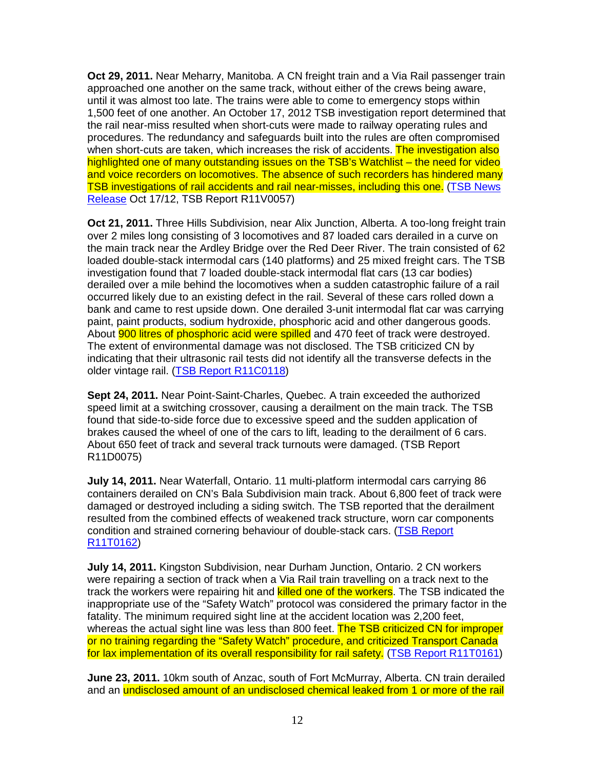**Oct 29, 2011.** Near Meharry, Manitoba. A CN freight train and a Via Rail passenger train approached one another on the same track, without either of the crews being aware, until it was almost too late. The trains were able to come to emergency stops within 1,500 feet of one another. An October 17, 2012 TSB investigation report determined that the rail near-miss resulted when short-cuts were made to railway operating rules and procedures. The redundancy and safeguards built into the rules are often compromised when short-cuts are taken, which increases the risk of accidents. The investigation also highlighted one of many outstanding issues on the TSB's Watchlist – the need for video and voice recorders on locomotives. The absence of such recorders has hindered many TSB investigations of rail accidents and rail near-misses, including this one. (TSB News Release Oct 17/12, TSB Report R11V0057)

**Oct 21, 2011.** Three Hills Subdivision, near Alix Junction, Alberta. A too-long freight train over 2 miles long consisting of 3 locomotives and 87 loaded cars derailed in a curve on the main track near the Ardley Bridge over the Red Deer River. The train consisted of 62 loaded double-stack intermodal cars (140 platforms) and 25 mixed freight cars. The TSB investigation found that 7 loaded double-stack intermodal flat cars (13 car bodies) derailed over a mile behind the locomotives when a sudden catastrophic failure of a rail occurred likely due to an existing defect in the rail. Several of these cars rolled down a bank and came to rest upside down. One derailed 3-unit intermodal flat car was carrying paint, paint products, sodium hydroxide, phosphoric acid and other dangerous goods. About 900 litres of phosphoric acid were spilled and 470 feet of track were destroyed. The extent of environmental damage was not disclosed. The TSB criticized CN by indicating that their ultrasonic rail tests did not identify all the transverse defects in the older vintage rail. (TSB Report R11C0118)

**Sept 24, 2011.** Near Point-Saint-Charles, Quebec. A train exceeded the authorized speed limit at a switching crossover, causing a derailment on the main track. The TSB found that side-to-side force due to excessive speed and the sudden application of brakes caused the wheel of one of the cars to lift, leading to the derailment of 6 cars. About 650 feet of track and several track turnouts were damaged. (TSB Report R11D0075)

**July 14, 2011.** Near Waterfall, Ontario. 11 multi-platform intermodal cars carrying 86 containers derailed on CN's Bala Subdivision main track. About 6,800 feet of track were damaged or destroyed including a siding switch. The TSB reported that the derailment resulted from the combined effects of weakened track structure, worn car components condition and strained cornering behaviour of double-stack cars. (TSB Report R11T0162)

**July 14, 2011.** Kingston Subdivision, near Durham Junction, Ontario. 2 CN workers were repairing a section of track when a Via Rail train travelling on a track next to the track the workers were repairing hit and killed one of the workers. The TSB indicated the inappropriate use of the "Safety Watch" protocol was considered the primary factor in the fatality. The minimum required sight line at the accident location was 2,200 feet, whereas the actual sight line was less than 800 feet. The TSB criticized CN for improper or no training regarding the "Safety Watch" procedure, and criticized Transport Canada for lax implementation of its overall responsibility for rail safety. (TSB Report R11T0161)

**June 23, 2011.** 10km south of Anzac, south of Fort McMurray, Alberta. CN train derailed and an undisclosed amount of an undisclosed chemical leaked from 1 or more of the rail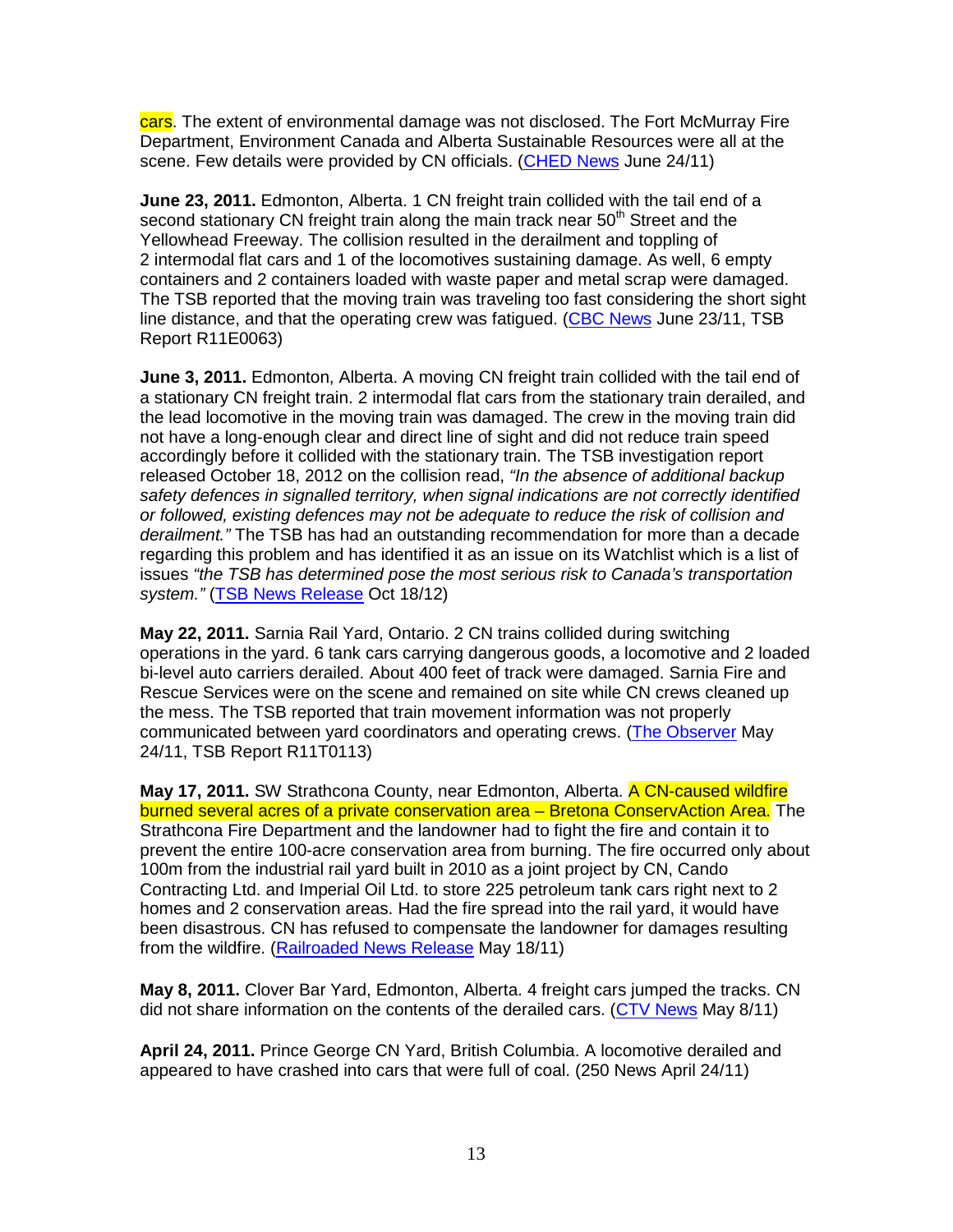cars. The extent of environmental damage was not disclosed. The Fort McMurray Fire Department, Environment Canada and Alberta Sustainable Resources were all at the scene. Few details were provided by CN officials. (CHED News June 24/11)

**June 23, 2011.** Edmonton, Alberta. 1 CN freight train collided with the tail end of a second stationary CN freight train along the main track near 50th Street and the Yellowhead Freeway. The collision resulted in the derailment and toppling of 2 intermodal flat cars and 1 of the locomotives sustaining damage. As well, 6 empty containers and 2 containers loaded with waste paper and metal scrap were damaged. The TSB reported that the moving train was traveling too fast considering the short sight line distance, and that the operating crew was fatigued. (CBC News June 23/11, TSB Report R11E0063)

**June 3, 2011.** Edmonton, Alberta. A moving CN freight train collided with the tail end of a stationary CN freight train. 2 intermodal flat cars from the stationary train derailed, and the lead locomotive in the moving train was damaged. The crew in the moving train did not have a long-enough clear and direct line of sight and did not reduce train speed accordingly before it collided with the stationary train. The TSB investigation report released October 18, 2012 on the collision read, *"In the absence of additional backup safety defences in signalled territory, when signal indications are not correctly identified or followed, existing defences may not be adequate to reduce the risk of collision and derailment."* The TSB has had an outstanding recommendation for more than a decade regarding this problem and has identified it as an issue on its Watchlist which is a list of issues *"the TSB has determined pose the most serious risk to Canada's transportation system."* (TSB News Release Oct 18/12)

**May 22, 2011.** Sarnia Rail Yard, Ontario. 2 CN trains collided during switching operations in the yard. 6 tank cars carrying dangerous goods, a locomotive and 2 loaded bi-level auto carriers derailed. About 400 feet of track were damaged. Sarnia Fire and Rescue Services were on the scene and remained on site while CN crews cleaned up the mess. The TSB reported that train movement information was not properly communicated between yard coordinators and operating crews. (The Observer May 24/11, TSB Report R11T0113)

**May 17, 2011.** SW Strathcona County, near Edmonton, Alberta. A CN-caused wildfire burned several acres of a private conservation area – Bretona ConservAction Area. The Strathcona Fire Department and the landowner had to fight the fire and contain it to prevent the entire 100-acre conservation area from burning. The fire occurred only about 100m from the industrial rail yard built in 2010 as a joint project by CN, Cando Contracting Ltd. and Imperial Oil Ltd. to store 225 petroleum tank cars right next to 2 homes and 2 conservation areas. Had the fire spread into the rail yard, it would have been disastrous. CN has refused to compensate the landowner for damages resulting from the wildfire. (Railroaded News Release May 18/11)

**May 8, 2011.** Clover Bar Yard, Edmonton, Alberta. 4 freight cars jumped the tracks. CN did not share information on the contents of the derailed cars. (CTV News May 8/11)

**April 24, 2011.** Prince George CN Yard, British Columbia. A locomotive derailed and appeared to have crashed into cars that were full of coal. (250 News April 24/11)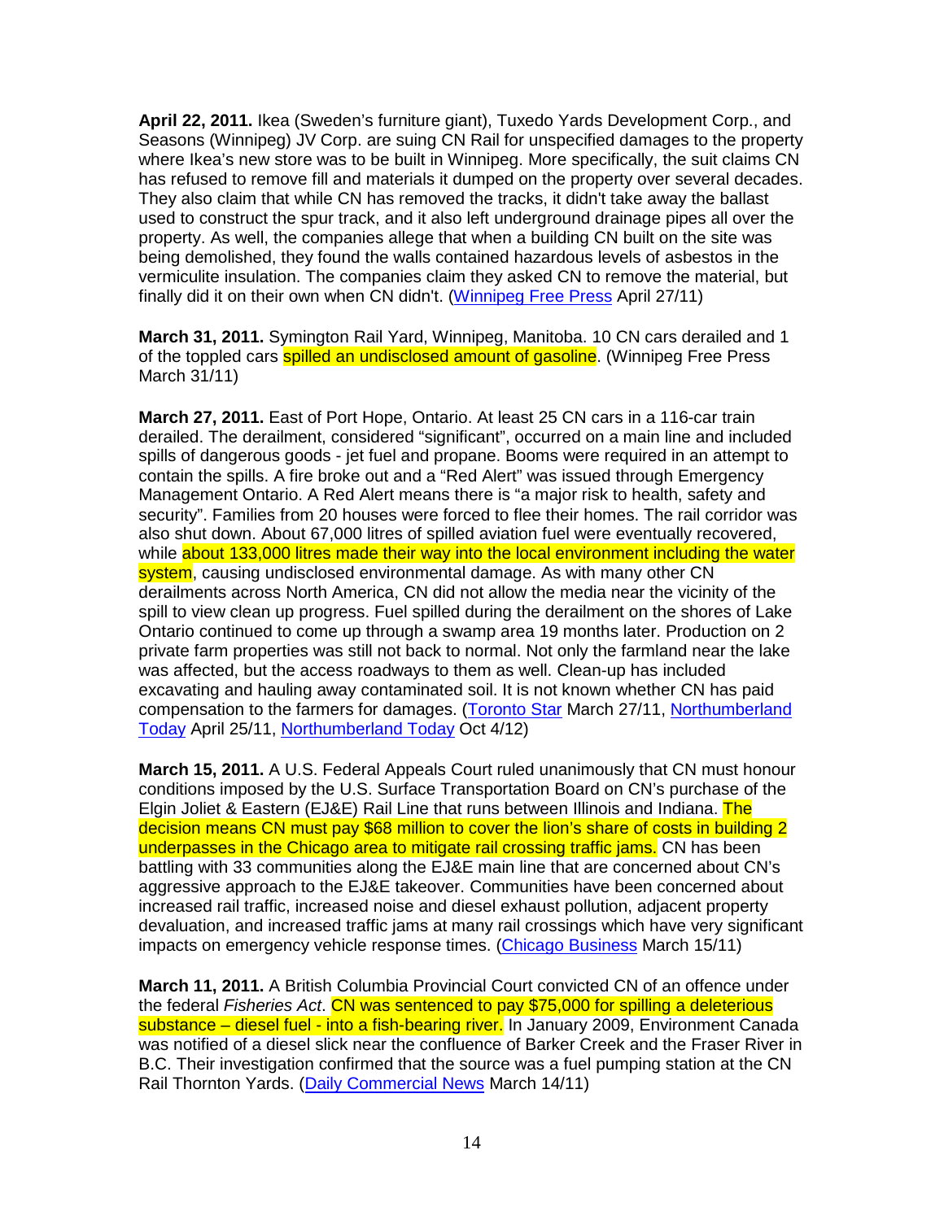**April 22, 2011.** Ikea (Sweden's furniture giant), Tuxedo Yards Development Corp., and Seasons (Winnipeg) JV Corp. are suing CN Rail for unspecified damages to the property where Ikea's new store was to be built in Winnipeg. More specifically, the suit claims CN has refused to remove fill and materials it dumped on the property over several decades. They also claim that while CN has removed the tracks, it didn't take away the ballast used to construct the spur track, and it also left underground drainage pipes all over the property. As well, the companies allege that when a building CN built on the site was being demolished, they found the walls contained hazardous levels of asbestos in the vermiculite insulation. The companies claim they asked CN to remove the material, but finally did it on their own when CN didn't. (Winnipeg Free Press April 27/11)

**March 31, 2011.** Symington Rail Yard, Winnipeg, Manitoba. 10 CN cars derailed and 1 of the toppled cars spilled an undisclosed amount of gasoline. (Winnipeg Free Press March 31/11)

**March 27, 2011.** East of Port Hope, Ontario. At least 25 CN cars in a 116-car train derailed. The derailment, considered "significant", occurred on a main line and included spills of dangerous goods - jet fuel and propane. Booms were required in an attempt to contain the spills. A fire broke out and a "Red Alert" was issued through Emergency Management Ontario. A Red Alert means there is "a major risk to health, safety and security". Families from 20 houses were forced to flee their homes. The rail corridor was also shut down. About 67,000 litres of spilled aviation fuel were eventually recovered, while about 133,000 litres made their way into the local environment including the water system, causing undisclosed environmental damage. As with many other CN derailments across North America, CN did not allow the media near the vicinity of the spill to view clean up progress. Fuel spilled during the derailment on the shores of Lake Ontario continued to come up through a swamp area 19 months later. Production on 2 private farm properties was still not back to normal. Not only the farmland near the lake was affected, but the access roadways to them as well. Clean-up has included excavating and hauling away contaminated soil. It is not known whether CN has paid compensation to the farmers for damages. (Toronto Star March 27/11, Northumberland Today April 25/11, Northumberland Today Oct 4/12)

**March 15, 2011.** A U.S. Federal Appeals Court ruled unanimously that CN must honour conditions imposed by the U.S. Surface Transportation Board on CN's purchase of the Elgin Joliet & Eastern (EJ&E) Rail Line that runs between Illinois and Indiana. The decision means CN must pay $68 million to cover the lion's share of costs in building 2 underpasses in the Chicago area to mitigate rail crossing traffic jams. CN has been battling with 33 communities along the EJ&E main line that are concerned about CN's aggressive approach to the EJ&E takeover. Communities have been concerned about increased rail traffic, increased noise and diesel exhaust pollution, adjacent property devaluation, and increased traffic jams at many rail crossings which have very significant impacts on emergency vehicle response times. (Chicago Business March 15/11)

**March 11, 2011.** A British Columbia Provincial Court convicted CN of an offence under the federal *Fisheries Act*. CN was sentenced to pay $75,000 for spilling a deleterious substance – diesel fuel - into a fish-bearing river. In January 2009, Environment Canada was notified of a diesel slick near the confluence of Barker Creek and the Fraser River in B.C. Their investigation confirmed that the source was a fuel pumping station at the CN Rail Thornton Yards. (Daily Commercial News March 14/11)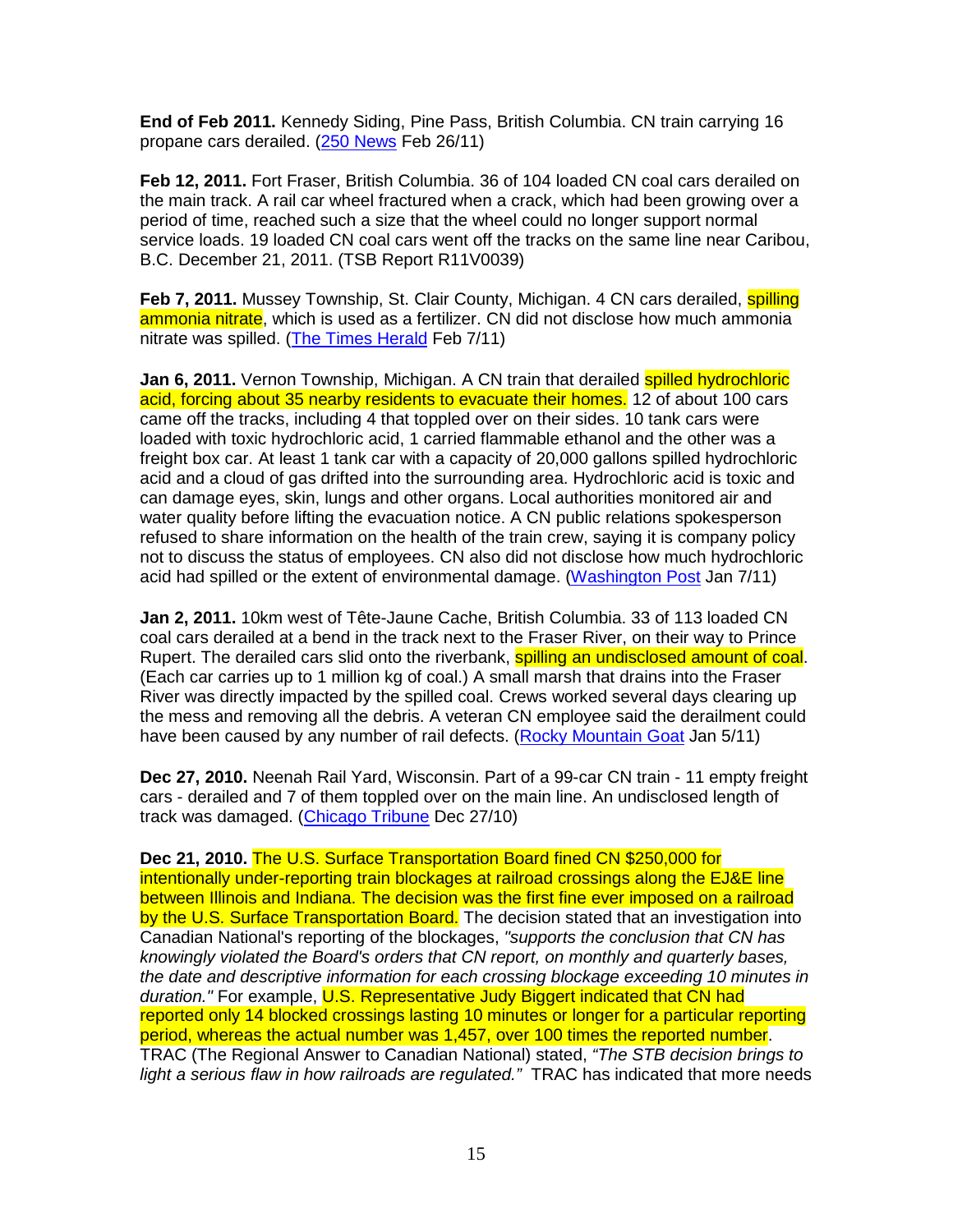**End of Feb 2011.** Kennedy Siding, Pine Pass, British Columbia. CN train carrying 16 propane cars derailed. ([250 News] Feb 26/11)

**Feb 12, 2011.** Fort Fraser, British Columbia. 36 of 104 loaded CN coal cars derailed on the main track. A rail car wheel fractured when a crack, which had been growing over a period of time, reached such a size that the wheel could no longer support normal service loads. 19 loaded CN coal cars went off the tracks on the same line near Caribou, B.C. December 21, 2011. (TSB Report R11V0039)

**Feb 7, 2011.** Mussey Township, St. Clair County, Michigan. 4 CN cars derailed, spilling ammonia nitrate, which is used as a fertilizer. CN did not disclose how much ammonia nitrate was spilled. ([The Times Herald] Feb 7/11)

**Jan 6, 2011.** Vernon Township, Michigan. A CN train that derailed spilled hydrochloric acid, forcing about 35 nearby residents to evacuate their homes. 12 of about 100 cars came off the tracks, including 4 that toppled over on their sides. 10 tank cars were loaded with toxic hydrochloric acid, 1 carried flammable ethanol and the other was a freight box car. At least 1 tank car with a capacity of 20,000 gallons spilled hydrochloric acid and a cloud of gas drifted into the surrounding area. Hydrochloric acid is toxic and can damage eyes, skin, lungs and other organs. Local authorities monitored air and water quality before lifting the evacuation notice. A CN public relations spokesperson refused to share information on the health of the train crew, saying it is company policy not to discuss the status of employees. CN also did not disclose how much hydrochloric acid had spilled or the extent of environmental damage. ([Washington Post] Jan 7/11)

**Jan 2, 2011.** 10km west of Tête-Jaune Cache, British Columbia. 33 of 113 loaded CN coal cars derailed at a bend in the track next to the Fraser River, on their way to Prince Rupert. The derailed cars slid onto the riverbank, spilling an undisclosed amount of coal. (Each car carries up to 1 million kg of coal.) A small marsh that drains into the Fraser River was directly impacted by the spilled coal. Crews worked several days clearing up the mess and removing all the debris. A veteran CN employee said the derailment could have been caused by any number of rail defects. ([Rocky Mountain Goat] Jan 5/11)

**Dec 27, 2010.** Neenah Rail Yard, Wisconsin. Part of a 99-car CN train - 11 empty freight cars - derailed and 7 of them toppled over on the main line. An undisclosed length of track was damaged. ([Chicago Tribune] Dec 27/10)

**Dec 21, 2010.** The U.S. Surface Transportation Board fined CN $250,000 for intentionally under-reporting train blockages at railroad crossings along the EJ&E line between Illinois and Indiana. The decision was the first fine ever imposed on a railroad by the U.S. Surface Transportation Board. The decision stated that an investigation into Canadian National's reporting of the blockages, *"supports the conclusion that CN has knowingly violated the Board's orders that CN report, on monthly and quarterly bases, the date and descriptive information for each crossing blockage exceeding 10 minutes in duration."* For example, U.S. Representative Judy Biggert indicated that CN had reported only 14 blocked crossings lasting 10 minutes or longer for a particular reporting period, whereas the actual number was 1,457, over 100 times the reported number. TRAC (The Regional Answer to Canadian National) stated, *"The STB decision brings to light a serious flaw in how railroads are regulated."* TRAC has indicated that more needs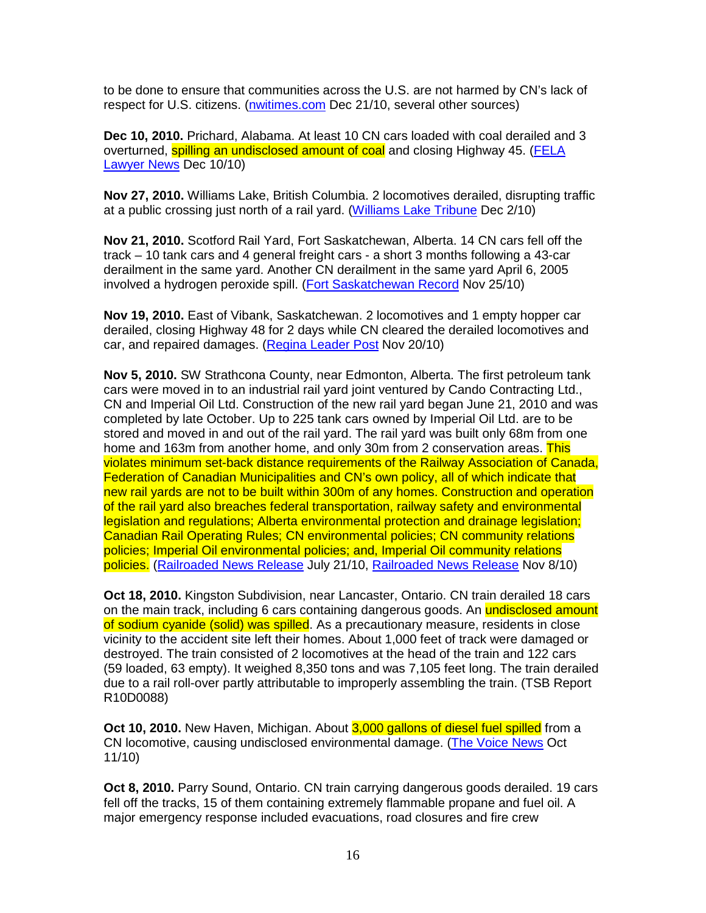to be done to ensure that communities across the U.S. are not harmed by CN's lack of respect for U.S. citizens. (nwitimes.com Dec 21/10, several other sources)

**Dec 10, 2010.** Prichard, Alabama. At least 10 CN cars loaded with coal derailed and 3 overturned, spilling an undisclosed amount of coal and closing Highway 45. (FELA Lawyer News Dec 10/10)

**Nov 27, 2010.** Williams Lake, British Columbia. 2 locomotives derailed, disrupting traffic at a public crossing just north of a rail yard. (Williams Lake Tribune Dec 2/10)

**Nov 21, 2010.** Scotford Rail Yard, Fort Saskatchewan, Alberta. 14 CN cars fell off the track – 10 tank cars and 4 general freight cars - a short 3 months following a 43-car derailment in the same yard. Another CN derailment in the same yard April 6, 2005 involved a hydrogen peroxide spill. (Fort Saskatchewan Record Nov 25/10)

**Nov 19, 2010.** East of Vibank, Saskatchewan. 2 locomotives and 1 empty hopper car derailed, closing Highway 48 for 2 days while CN cleared the derailed locomotives and car, and repaired damages. (Regina Leader Post Nov 20/10)

**Nov 5, 2010.** SW Strathcona County, near Edmonton, Alberta. The first petroleum tank cars were moved in to an industrial rail yard joint ventured by Cando Contracting Ltd., CN and Imperial Oil Ltd. Construction of the new rail yard began June 21, 2010 and was completed by late October. Up to 225 tank cars owned by Imperial Oil Ltd. are to be stored and moved in and out of the rail yard. The rail yard was built only 68m from one home and 163m from another home, and only 30m from 2 conservation areas. This violates minimum set-back distance requirements of the Railway Association of Canada, Federation of Canadian Municipalities and CN's own policy, all of which indicate that new rail yards are not to be built within 300m of any homes. Construction and operation of the rail yard also breaches federal transportation, railway safety and environmental legislation and regulations; Alberta environmental protection and drainage legislation; Canadian Rail Operating Rules; CN environmental policies; CN community relations policies; Imperial Oil environmental policies; and, Imperial Oil community relations policies. (Railroaded News Release July 21/10, Railroaded News Release Nov 8/10)

**Oct 18, 2010.** Kingston Subdivision, near Lancaster, Ontario. CN train derailed 18 cars on the main track, including 6 cars containing dangerous goods. An undisclosed amount of sodium cyanide (solid) was spilled. As a precautionary measure, residents in close vicinity to the accident site left their homes. About 1,000 feet of track were damaged or destroyed. The train consisted of 2 locomotives at the head of the train and 122 cars (59 loaded, 63 empty). It weighed 8,350 tons and was 7,105 feet long. The train derailed due to a rail roll-over partly attributable to improperly assembling the train. (TSB Report R10D0088)

**Oct 10, 2010.** New Haven, Michigan. About 3,000 gallons of diesel fuel spilled from a CN locomotive, causing undisclosed environmental damage. (The Voice News Oct 11/10)

**Oct 8, 2010.** Parry Sound, Ontario. CN train carrying dangerous goods derailed. 19 cars fell off the tracks, 15 of them containing extremely flammable propane and fuel oil. A major emergency response included evacuations, road closures and fire crew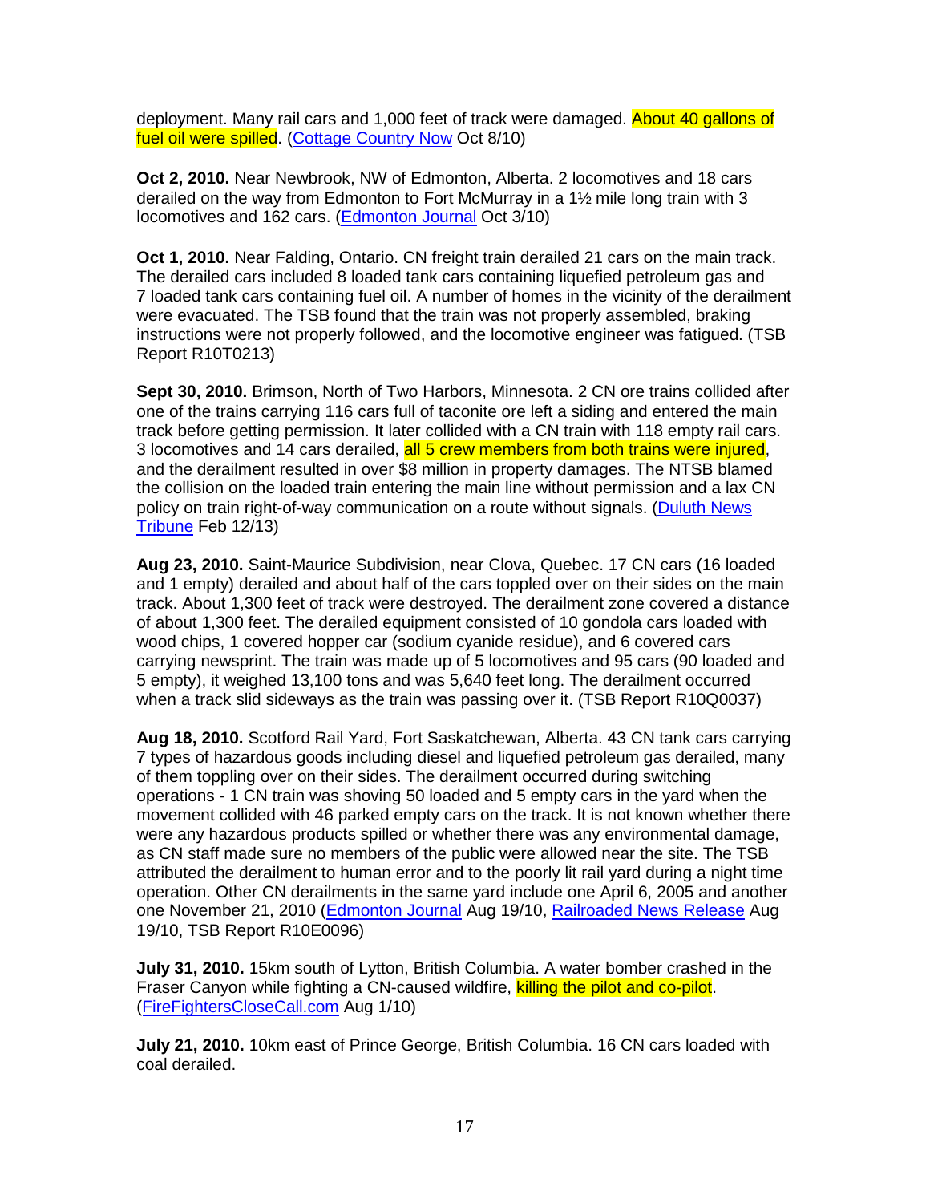deployment. Many rail cars and 1,000 feet of track were damaged. About 40 gallons of fuel oil were spilled. (Cottage Country Now Oct 8/10)

**Oct 2, 2010.** Near Newbrook, NW of Edmonton, Alberta. 2 locomotives and 18 cars derailed on the way from Edmonton to Fort McMurray in a 1½ mile long train with 3 locomotives and 162 cars. (Edmonton Journal Oct 3/10)

**Oct 1, 2010.** Near Falding, Ontario. CN freight train derailed 21 cars on the main track. The derailed cars included 8 loaded tank cars containing liquefied petroleum gas and 7 loaded tank cars containing fuel oil. A number of homes in the vicinity of the derailment were evacuated. The TSB found that the train was not properly assembled, braking instructions were not properly followed, and the locomotive engineer was fatigued. (TSB Report R10T0213)

**Sept 30, 2010.** Brimson, North of Two Harbors, Minnesota. 2 CN ore trains collided after one of the trains carrying 116 cars full of taconite ore left a siding and entered the main track before getting permission. It later collided with a CN train with 118 empty rail cars. 3 locomotives and 14 cars derailed, all 5 crew members from both trains were injured, and the derailment resulted in over $8 million in property damages. The NTSB blamed the collision on the loaded train entering the main line without permission and a lax CN policy on train right-of-way communication on a route without signals. (Duluth News Tribune Feb 12/13)

**Aug 23, 2010.** Saint-Maurice Subdivision, near Clova, Quebec. 17 CN cars (16 loaded and 1 empty) derailed and about half of the cars toppled over on their sides on the main track. About 1,300 feet of track were destroyed. The derailment zone covered a distance of about 1,300 feet. The derailed equipment consisted of 10 gondola cars loaded with wood chips, 1 covered hopper car (sodium cyanide residue), and 6 covered cars carrying newsprint. The train was made up of 5 locomotives and 95 cars (90 loaded and 5 empty), it weighed 13,100 tons and was 5,640 feet long. The derailment occurred when a track slid sideways as the train was passing over it. (TSB Report R10Q0037)

**Aug 18, 2010.** Scotford Rail Yard, Fort Saskatchewan, Alberta. 43 CN tank cars carrying 7 types of hazardous goods including diesel and liquefied petroleum gas derailed, many of them toppling over on their sides. The derailment occurred during switching operations - 1 CN train was shoving 50 loaded and 5 empty cars in the yard when the movement collided with 46 parked empty cars on the track. It is not known whether there were any hazardous products spilled or whether there was any environmental damage, as CN staff made sure no members of the public were allowed near the site. The TSB attributed the derailment to human error and to the poorly lit rail yard during a night time operation. Other CN derailments in the same yard include one April 6, 2005 and another one November 21, 2010 (Edmonton Journal Aug 19/10, Railroaded News Release Aug 19/10, TSB Report R10E0096)

**July 31, 2010.** 15km south of Lytton, British Columbia. A water bomber crashed in the Fraser Canyon while fighting a CN-caused wildfire, killing the pilot and co-pilot. (FireFightersCloseCall.com Aug 1/10)

**July 21, 2010.** 10km east of Prince George, British Columbia. 16 CN cars loaded with coal derailed.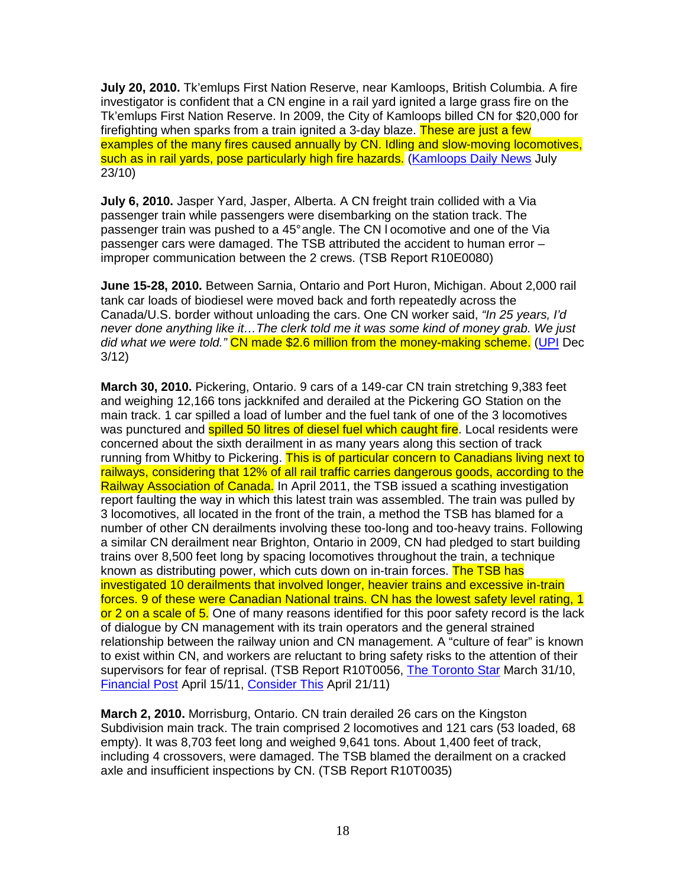**July 20, 2010.** Tk'emlups First Nation Reserve, near Kamloops, British Columbia. A fire investigator is confident that a CN engine in a rail yard ignited a large grass fire on the Tk'emlups First Nation Reserve. In 2009, the City of Kamloops billed CN for $20,000 for firefighting when sparks from a train ignited a 3-day blaze. These are just a few examples of the many fires caused annually by CN. Idling and slow-moving locomotives, such as in rail yards, pose particularly high fire hazards. (Kamloops Daily News July 23/10)

**July 6, 2010.** Jasper Yard, Jasper, Alberta. A CN freight train collided with a Via passenger train while passengers were disembarking on the station track. The passenger train was pushed to a 45° angle. The CN locomotive and one of the Via passenger cars were damaged. The TSB attributed the accident to human error – improper communication between the 2 crews. (TSB Report R10E0080)

**June 15-28, 2010.** Between Sarnia, Ontario and Port Huron, Michigan. About 2,000 rail tank car loads of biodiesel were moved back and forth repeatedly across the Canada/U.S. border without unloading the cars. One CN worker said, *"In 25 years, I'd never done anything like it…The clerk told me it was some kind of money grab. We just did what we were told."* CN made $2.6 million from the money-making scheme. (UPI Dec 3/12)

**March 30, 2010.** Pickering, Ontario. 9 cars of a 149-car CN train stretching 9,383 feet and weighing 12,166 tons jackknifed and derailed at the Pickering GO Station on the main track. 1 car spilled a load of lumber and the fuel tank of one of the 3 locomotives was punctured and spilled 50 litres of diesel fuel which caught fire. Local residents were concerned about the sixth derailment in as many years along this section of track running from Whitby to Pickering. This is of particular concern to Canadians living next to railways, considering that 12% of all rail traffic carries dangerous goods, according to the Railway Association of Canada. In April 2011, the TSB issued a scathing investigation report faulting the way in which this latest train was assembled. The train was pulled by 3 locomotives, all located in the front of the train, a method the TSB has blamed for a number of other CN derailments involving these too-long and too-heavy trains. Following a similar CN derailment near Brighton, Ontario in 2009, CN had pledged to start building trains over 8,500 feet long by spacing locomotives throughout the train, a technique known as distributing power, which cuts down on in-train forces. The TSB has investigated 10 derailments that involved longer, heavier trains and excessive in-train forces. 9 of these were Canadian National trains. CN has the lowest safety level rating, 1 or 2 on a scale of 5. One of many reasons identified for this poor safety record is the lack of dialogue by CN management with its train operators and the general strained relationship between the railway union and CN management. A "culture of fear" is known to exist within CN, and workers are reluctant to bring safety risks to the attention of their supervisors for fear of reprisal. (TSB Report R10T0056, The Toronto Star March 31/10, Financial Post April 15/11, Consider This April 21/11)

**March 2, 2010.** Morrisburg, Ontario. CN train derailed 26 cars on the Kingston Subdivision main track. The train comprised 2 locomotives and 121 cars (53 loaded, 68 empty). It was 8,703 feet long and weighed 9,641 tons. About 1,400 feet of track, including 4 crossovers, were damaged. The TSB blamed the derailment on a cracked axle and insufficient inspections by CN. (TSB Report R10T0035)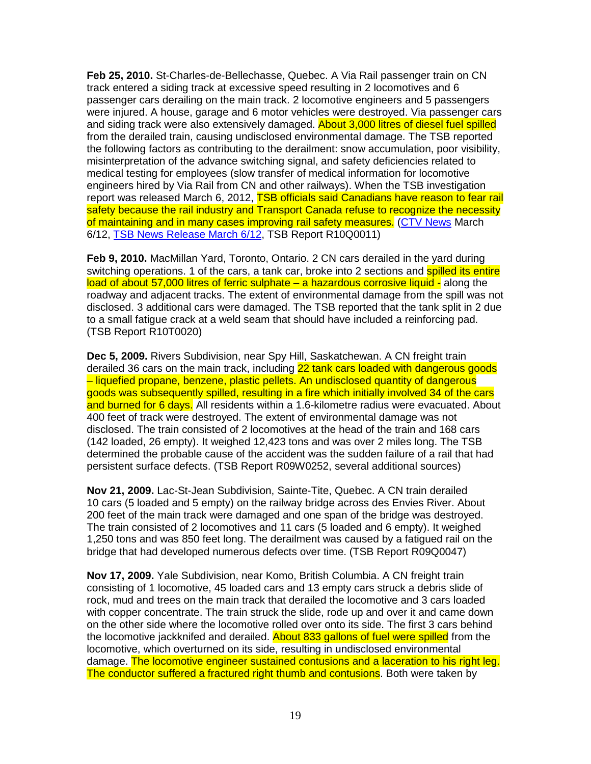**Feb 25, 2010.** St-Charles-de-Bellechasse, Quebec. A Via Rail passenger train on CN track entered a siding track at excessive speed resulting in 2 locomotives and 6 passenger cars derailing on the main track. 2 locomotive engineers and 5 passengers were injured. A house, garage and 6 motor vehicles were destroyed. Via passenger cars and siding track were also extensively damaged. About 3,000 litres of diesel fuel spilled from the derailed train, causing undisclosed environmental damage. The TSB reported the following factors as contributing to the derailment: snow accumulation, poor visibility, misinterpretation of the advance switching signal, and safety deficiencies related to medical testing for employees (slow transfer of medical information for locomotive engineers hired by Via Rail from CN and other railways). When the TSB investigation report was released March 6, 2012, TSB officials said Canadians have reason to fear rail safety because the rail industry and Transport Canada refuse to recognize the necessity of maintaining and in many cases improving rail safety measures. (CTV News March 6/12, TSB News Release March 6/12, TSB Report R10Q0011)

**Feb 9, 2010.** MacMillan Yard, Toronto, Ontario. 2 CN cars derailed in the yard during switching operations. 1 of the cars, a tank car, broke into 2 sections and spilled its entire load of about 57,000 litres of ferric sulphate – a hazardous corrosive liquid - along the roadway and adjacent tracks. The extent of environmental damage from the spill was not disclosed. 3 additional cars were damaged. The TSB reported that the tank split in 2 due to a small fatigue crack at a weld seam that should have included a reinforcing pad. (TSB Report R10T0020)

**Dec 5, 2009.** Rivers Subdivision, near Spy Hill, Saskatchewan. A CN freight train derailed 36 cars on the main track, including 22 tank cars loaded with dangerous goods – liquefied propane, benzene, plastic pellets. An undisclosed quantity of dangerous goods was subsequently spilled, resulting in a fire which initially involved 34 of the cars and burned for 6 days. All residents within a 1.6-kilometre radius were evacuated. About 400 feet of track were destroyed. The extent of environmental damage was not disclosed. The train consisted of 2 locomotives at the head of the train and 168 cars (142 loaded, 26 empty). It weighed 12,423 tons and was over 2 miles long. The TSB determined the probable cause of the accident was the sudden failure of a rail that had persistent surface defects. (TSB Report R09W0252, several additional sources)

**Nov 21, 2009.** Lac-St-Jean Subdivision, Sainte-Tite, Quebec. A CN train derailed 10 cars (5 loaded and 5 empty) on the railway bridge across des Envies River. About 200 feet of the main track were damaged and one span of the bridge was destroyed. The train consisted of 2 locomotives and 11 cars (5 loaded and 6 empty). It weighed 1,250 tons and was 850 feet long. The derailment was caused by a fatigued rail on the bridge that had developed numerous defects over time. (TSB Report R09Q0047)

**Nov 17, 2009.** Yale Subdivision, near Komo, British Columbia. A CN freight train consisting of 1 locomotive, 45 loaded cars and 13 empty cars struck a debris slide of rock, mud and trees on the main track that derailed the locomotive and 3 cars loaded with copper concentrate. The train struck the slide, rode up and over it and came down on the other side where the locomotive rolled over onto its side. The first 3 cars behind the locomotive jackknifed and derailed. About 833 gallons of fuel were spilled from the locomotive, which overturned on its side, resulting in undisclosed environmental damage. The locomotive engineer sustained contusions and a laceration to his right leg. The conductor suffered a fractured right thumb and contusions. Both were taken by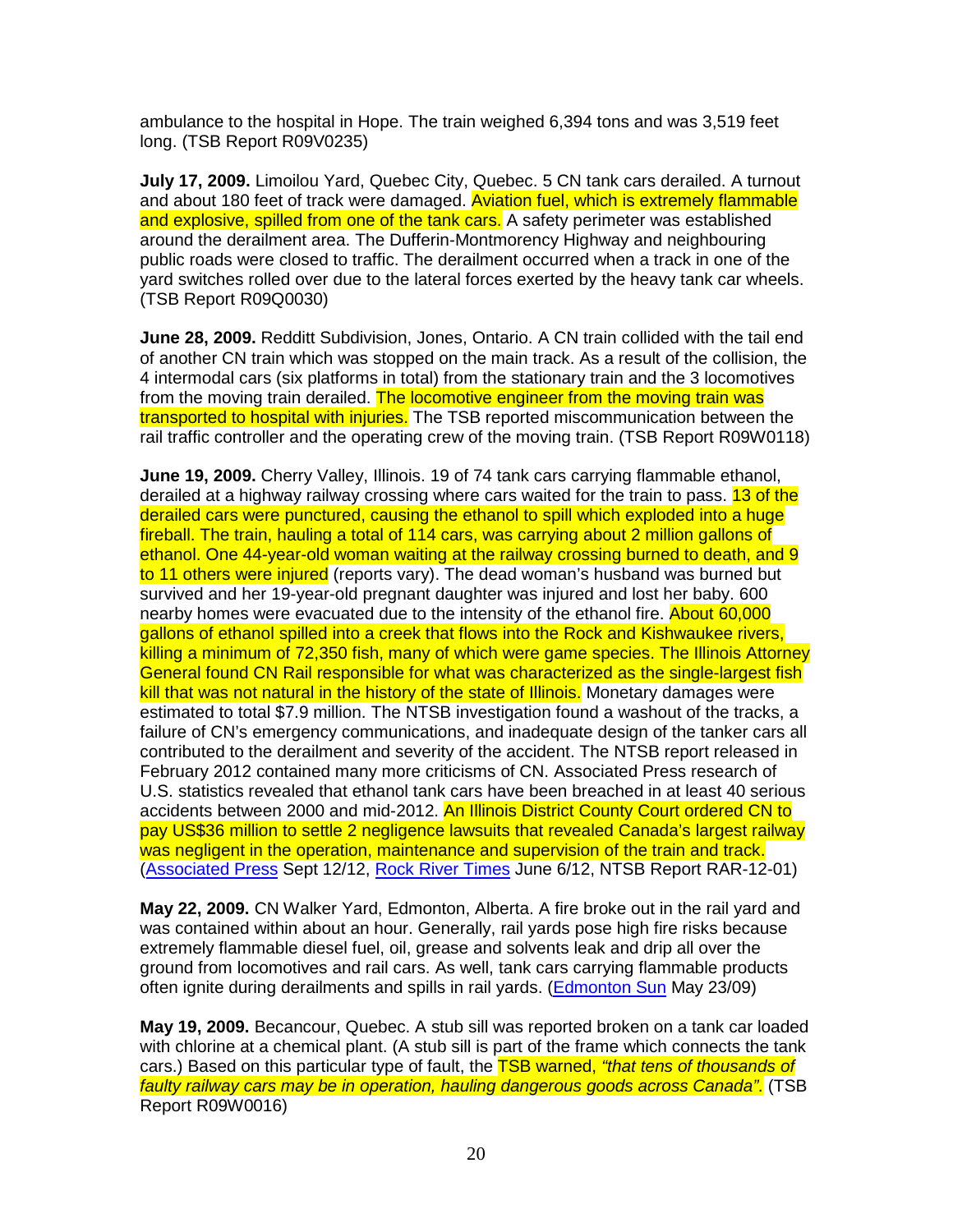ambulance to the hospital in Hope. The train weighed 6,394 tons and was 3,519 feet long. (TSB Report R09V0235)

**July 17, 2009.** Limoilou Yard, Quebec City, Quebec. 5 CN tank cars derailed. A turnout and about 180 feet of track were damaged. Aviation fuel, which is extremely flammable and explosive, spilled from one of the tank cars. A safety perimeter was established around the derailment area. The Dufferin-Montmorency Highway and neighbouring public roads were closed to traffic. The derailment occurred when a track in one of the yard switches rolled over due to the lateral forces exerted by the heavy tank car wheels. (TSB Report R09Q0030)

**June 28, 2009.** Redditt Subdivision, Jones, Ontario. A CN train collided with the tail end of another CN train which was stopped on the main track. As a result of the collision, the 4 intermodal cars (six platforms in total) from the stationary train and the 3 locomotives from the moving train derailed. The locomotive engineer from the moving train was transported to hospital with injuries. The TSB reported miscommunication between the rail traffic controller and the operating crew of the moving train. (TSB Report R09W0118)

**June 19, 2009.** Cherry Valley, Illinois. 19 of 74 tank cars carrying flammable ethanol, derailed at a highway railway crossing where cars waited for the train to pass. 13 of the derailed cars were punctured, causing the ethanol to spill which exploded into a huge fireball. The train, hauling a total of 114 cars, was carrying about 2 million gallons of ethanol. One 44-year-old woman waiting at the railway crossing burned to death, and 9 to 11 others were injured (reports vary). The dead woman's husband was burned but survived and her 19-year-old pregnant daughter was injured and lost her baby. 600 nearby homes were evacuated due to the intensity of the ethanol fire. About 60,000 gallons of ethanol spilled into a creek that flows into the Rock and Kishwaukee rivers, killing a minimum of 72,350 fish, many of which were game species. The Illinois Attorney General found CN Rail responsible for what was characterized as the single-largest fish kill that was not natural in the history of the state of Illinois. Monetary damages were estimated to total $7.9 million. The NTSB investigation found a washout of the tracks, a failure of CN's emergency communications, and inadequate design of the tanker cars all contributed to the derailment and severity of the accident. The NTSB report released in February 2012 contained many more criticisms of CN. Associated Press research of U.S. statistics revealed that ethanol tank cars have been breached in at least 40 serious accidents between 2000 and mid-2012. An Illinois District County Court ordered CN to pay US$36 million to settle 2 negligence lawsuits that revealed Canada's largest railway was negligent in the operation, maintenance and supervision of the train and track. (Associated Press Sept 12/12, Rock River Times June 6/12, NTSB Report RAR-12-01)

**May 22, 2009.** CN Walker Yard, Edmonton, Alberta. A fire broke out in the rail yard and was contained within about an hour. Generally, rail yards pose high fire risks because extremely flammable diesel fuel, oil, grease and solvents leak and drip all over the ground from locomotives and rail cars. As well, tank cars carrying flammable products often ignite during derailments and spills in rail yards. (Edmonton Sun May 23/09)

**May 19, 2009.** Becancour, Quebec. A stub sill was reported broken on a tank car loaded with chlorine at a chemical plant. (A stub sill is part of the frame which connects the tank cars.) Based on this particular type of fault, the TSB warned, *"that tens of thousands of faulty railway cars may be in operation, hauling dangerous goods across Canada".* (TSB Report R09W0016)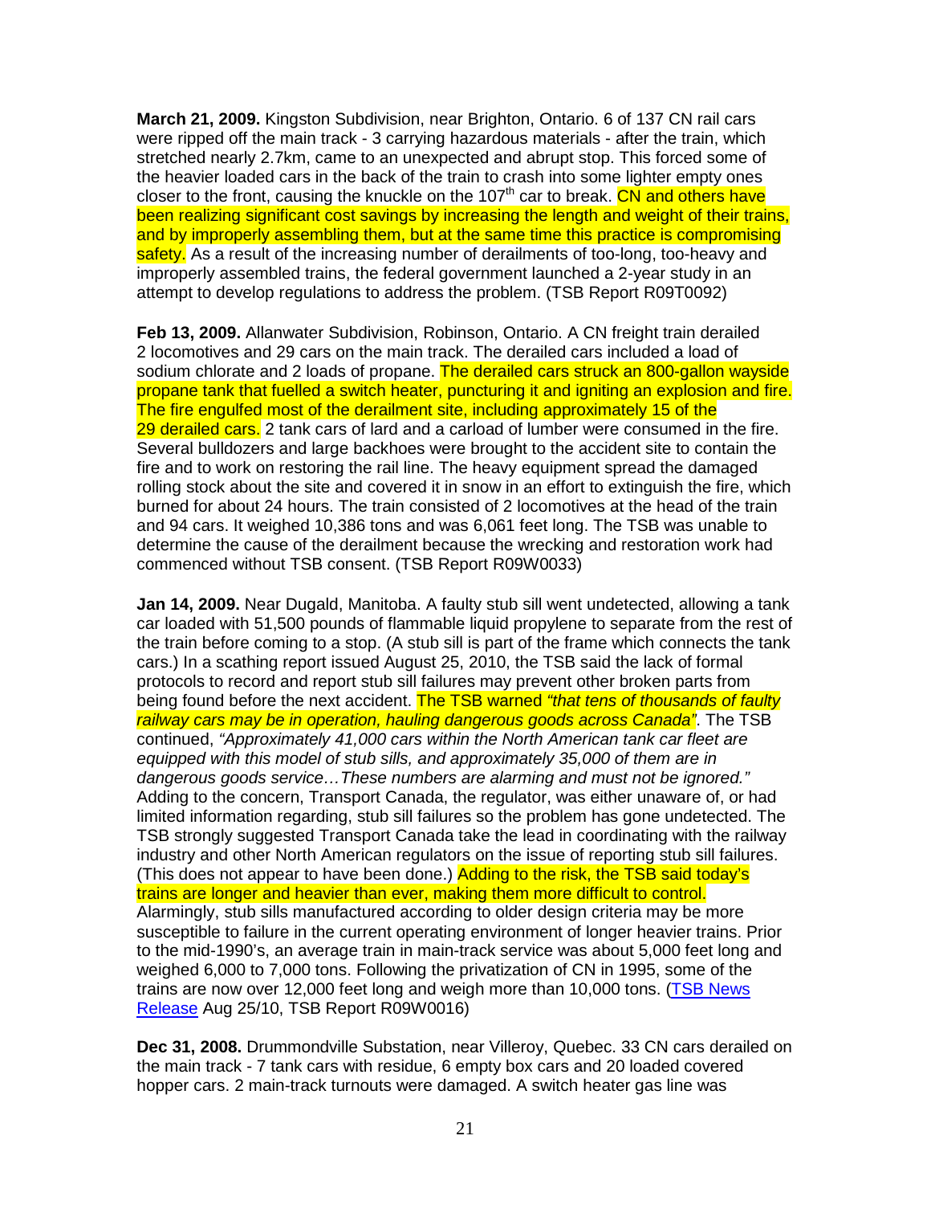**March 21, 2009.** Kingston Subdivision, near Brighton, Ontario. 6 of 137 CN rail cars were ripped off the main track - 3 carrying hazardous materials - after the train, which stretched nearly 2.7km, came to an unexpected and abrupt stop. This forced some of the heavier loaded cars in the back of the train to crash into some lighter empty ones closer to the front, causing the knuckle on the 107th car to break. CN and others have been realizing significant cost savings by increasing the length and weight of their trains, and by improperly assembling them, but at the same time this practice is compromising safety. As a result of the increasing number of derailments of too-long, too-heavy and improperly assembled trains, the federal government launched a 2-year study in an attempt to develop regulations to address the problem. (TSB Report R09T0092)

**Feb 13, 2009.** Allanwater Subdivision, Robinson, Ontario. A CN freight train derailed 2 locomotives and 29 cars on the main track. The derailed cars included a load of sodium chlorate and 2 loads of propane. The derailed cars struck an 800-gallon wayside propane tank that fuelled a switch heater, puncturing it and igniting an explosion and fire. The fire engulfed most of the derailment site, including approximately 15 of the 29 derailed cars. 2 tank cars of lard and a carload of lumber were consumed in the fire. Several bulldozers and large backhoes were brought to the accident site to contain the fire and to work on restoring the rail line. The heavy equipment spread the damaged rolling stock about the site and covered it in snow in an effort to extinguish the fire, which burned for about 24 hours. The train consisted of 2 locomotives at the head of the train and 94 cars. It weighed 10,386 tons and was 6,061 feet long. The TSB was unable to determine the cause of the derailment because the wrecking and restoration work had commenced without TSB consent. (TSB Report R09W0033)

**Jan 14, 2009.** Near Dugald, Manitoba. A faulty stub sill went undetected, allowing a tank car loaded with 51,500 pounds of flammable liquid propylene to separate from the rest of the train before coming to a stop. (A stub sill is part of the frame which connects the tank cars.) In a scathing report issued August 25, 2010, the TSB said the lack of formal protocols to record and report stub sill failures may prevent other broken parts from being found before the next accident. The TSB warned *"that tens of thousands of faulty railway cars may be in operation, hauling dangerous goods across Canada"*. The TSB continued, *"Approximately 41,000 cars within the North American tank car fleet are equipped with this model of stub sills, and approximately 35,000 of them are in dangerous goods service…These numbers are alarming and must not be ignored."* Adding to the concern, Transport Canada, the regulator, was either unaware of, or had limited information regarding, stub sill failures so the problem has gone undetected. The TSB strongly suggested Transport Canada take the lead in coordinating with the railway industry and other North American regulators on the issue of reporting stub sill failures. (This does not appear to have been done.) Adding to the risk, the TSB said today's trains are longer and heavier than ever, making them more difficult to control. Alarmingly, stub sills manufactured according to older design criteria may be more susceptible to failure in the current operating environment of longer heavier trains. Prior to the mid-1990's, an average train in main-track service was about 5,000 feet long and weighed 6,000 to 7,000 tons. Following the privatization of CN in 1995, some of the trains are now over 12,000 feet long and weigh more than 10,000 tons. (TSB News Release Aug 25/10, TSB Report R09W0016)

**Dec 31, 2008.** Drummondville Substation, near Villeroy, Quebec. 33 CN cars derailed on the main track - 7 tank cars with residue, 6 empty box cars and 20 loaded covered hopper cars. 2 main-track turnouts were damaged. A switch heater gas line was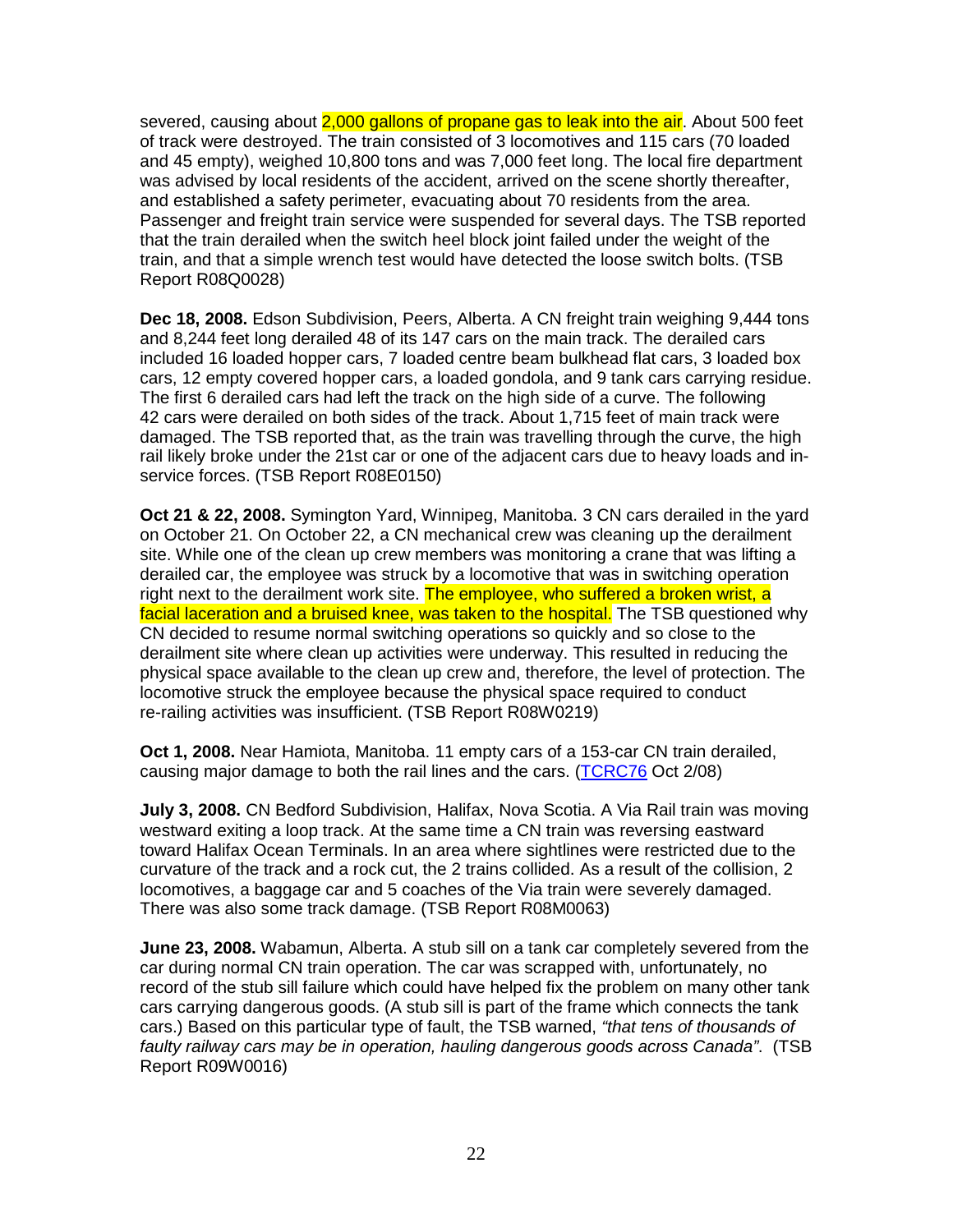severed, causing about 2,000 gallons of propane gas to leak into the air. About 500 feet of track were destroyed. The train consisted of 3 locomotives and 115 cars (70 loaded and 45 empty), weighed 10,800 tons and was 7,000 feet long. The local fire department was advised by local residents of the accident, arrived on the scene shortly thereafter, and established a safety perimeter, evacuating about 70 residents from the area. Passenger and freight train service were suspended for several days. The TSB reported that the train derailed when the switch heel block joint failed under the weight of the train, and that a simple wrench test would have detected the loose switch bolts. (TSB Report R08Q0028)

**Dec 18, 2008.** Edson Subdivision, Peers, Alberta. A CN freight train weighing 9,444 tons and 8,244 feet long derailed 48 of its 147 cars on the main track. The derailed cars included 16 loaded hopper cars, 7 loaded centre beam bulkhead flat cars, 3 loaded box cars, 12 empty covered hopper cars, a loaded gondola, and 9 tank cars carrying residue. The first 6 derailed cars had left the track on the high side of a curve. The following 42 cars were derailed on both sides of the track. About 1,715 feet of main track were damaged. The TSB reported that, as the train was travelling through the curve, the high rail likely broke under the 21st car or one of the adjacent cars due to heavy loads and in-service forces. (TSB Report R08E0150)

**Oct 21 & 22, 2008.** Symington Yard, Winnipeg, Manitoba. 3 CN cars derailed in the yard on October 21. On October 22, a CN mechanical crew was cleaning up the derailment site. While one of the clean up crew members was monitoring a crane that was lifting a derailed car, the employee was struck by a locomotive that was in switching operation right next to the derailment work site. The employee, who suffered a broken wrist, a facial laceration and a bruised knee, was taken to the hospital. The TSB questioned why CN decided to resume normal switching operations so quickly and so close to the derailment site where clean up activities were underway. This resulted in reducing the physical space available to the clean up crew and, therefore, the level of protection. The locomotive struck the employee because the physical space required to conduct re-railing activities was insufficient. (TSB Report R08W0219)

**Oct 1, 2008.** Near Hamiota, Manitoba. 11 empty cars of a 153-car CN train derailed, causing major damage to both the rail lines and the cars. (TCRC76 Oct 2/08)

**July 3, 2008.** CN Bedford Subdivision, Halifax, Nova Scotia. A Via Rail train was moving westward exiting a loop track. At the same time a CN train was reversing eastward toward Halifax Ocean Terminals. In an area where sightlines were restricted due to the curvature of the track and a rock cut, the 2 trains collided. As a result of the collision, 2 locomotives, a baggage car and 5 coaches of the Via train were severely damaged. There was also some track damage. (TSB Report R08M0063)

**June 23, 2008.** Wabamun, Alberta. A stub sill on a tank car completely severed from the car during normal CN train operation. The car was scrapped with, unfortunately, no record of the stub sill failure which could have helped fix the problem on many other tank cars carrying dangerous goods. (A stub sill is part of the frame which connects the tank cars.) Based on this particular type of fault, the TSB warned, *"that tens of thousands of faulty railway cars may be in operation, hauling dangerous goods across Canada"*. (TSB Report R09W0016)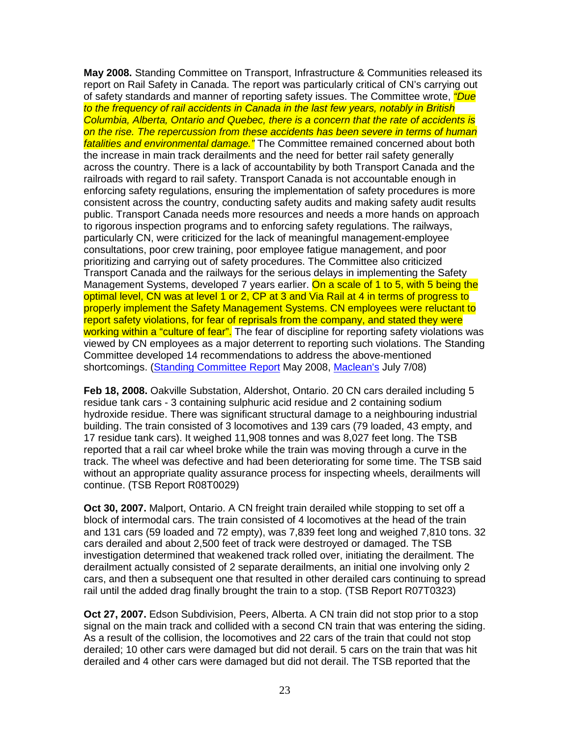**May 2008.** Standing Committee on Transport, Infrastructure & Communities released its report on Rail Safety in Canada. The report was particularly critical of CN's carrying out of safety standards and manner of reporting safety issues. The Committee wrote, *"Due to the frequency of rail accidents in Canada in the last few years, notably in British Columbia, Alberta, Ontario and Quebec, there is a concern that the rate of accidents is on the rise. The repercussion from these accidents has been severe in terms of human fatalities and environmental damage."* The Committee remained concerned about both the increase in main track derailments and the need for better rail safety generally across the country. There is a lack of accountability by both Transport Canada and the railroads with regard to rail safety. Transport Canada is not accountable enough in enforcing safety regulations, ensuring the implementation of safety procedures is more consistent across the country, conducting safety audits and making safety audit results public. Transport Canada needs more resources and needs a more hands on approach to rigorous inspection programs and to enforcing safety regulations. The railways, particularly CN, were criticized for the lack of meaningful management-employee consultations, poor crew training, poor employee fatigue management, and poor prioritizing and carrying out of safety procedures. The Committee also criticized Transport Canada and the railways for the serious delays in implementing the Safety Management Systems, developed 7 years earlier. On a scale of 1 to 5, with 5 being the optimal level, CN was at level 1 or 2, CP at 3 and Via Rail at 4 in terms of progress to properly implement the Safety Management Systems. CN employees were reluctant to report safety violations, for fear of reprisals from the company, and stated they were working within a "culture of fear". The fear of discipline for reporting safety violations was viewed by CN employees as a major deterrent to reporting such violations. The Standing Committee developed 14 recommendations to address the above-mentioned shortcomings. (Standing Committee Report May 2008, Maclean's July 7/08)

**Feb 18, 2008.** Oakville Substation, Aldershot, Ontario. 20 CN cars derailed including 5 residue tank cars - 3 containing sulphuric acid residue and 2 containing sodium hydroxide residue. There was significant structural damage to a neighbouring industrial building. The train consisted of 3 locomotives and 139 cars (79 loaded, 43 empty, and 17 residue tank cars). It weighed 11,908 tonnes and was 8,027 feet long. The TSB reported that a rail car wheel broke while the train was moving through a curve in the track. The wheel was defective and had been deteriorating for some time. The TSB said without an appropriate quality assurance process for inspecting wheels, derailments will continue. (TSB Report R08T0029)

**Oct 30, 2007.** Malport, Ontario. A CN freight train derailed while stopping to set off a block of intermodal cars. The train consisted of 4 locomotives at the head of the train and 131 cars (59 loaded and 72 empty), was 7,839 feet long and weighed 7,810 tons. 32 cars derailed and about 2,500 feet of track were destroyed or damaged. The TSB investigation determined that weakened track rolled over, initiating the derailment. The derailment actually consisted of 2 separate derailments, an initial one involving only 2 cars, and then a subsequent one that resulted in other derailed cars continuing to spread rail until the added drag finally brought the train to a stop. (TSB Report R07T0323)

**Oct 27, 2007.** Edson Subdivision, Peers, Alberta. A CN train did not stop prior to a stop signal on the main track and collided with a second CN train that was entering the siding. As a result of the collision, the locomotives and 22 cars of the train that could not stop derailed; 10 other cars were damaged but did not derail. 5 cars on the train that was hit derailed and 4 other cars were damaged but did not derail. The TSB reported that the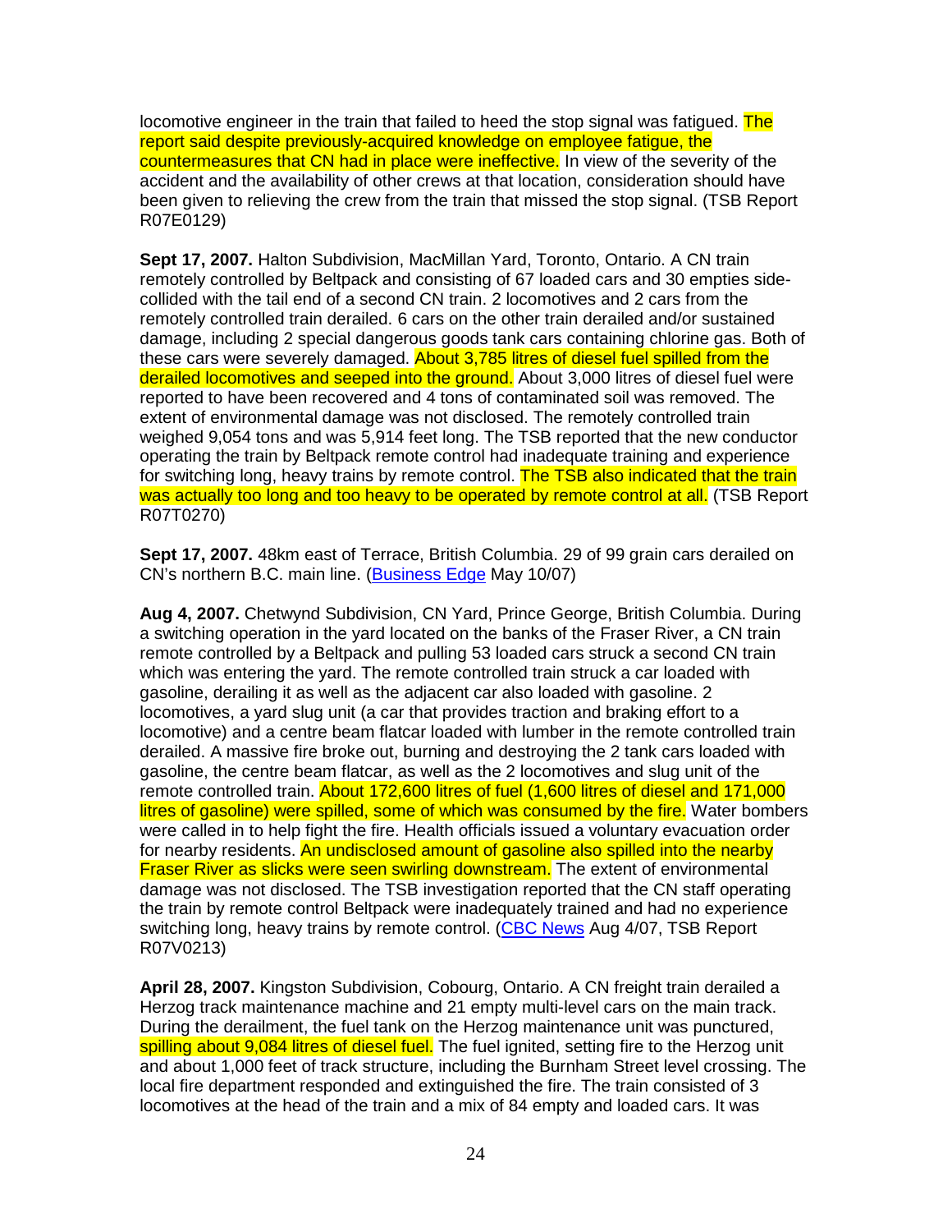locomotive engineer in the train that failed to heed the stop signal was fatigued. The report said despite previously-acquired knowledge on employee fatigue, the countermeasures that CN had in place were ineffective. In view of the severity of the accident and the availability of other crews at that location, consideration should have been given to relieving the crew from the train that missed the stop signal. (TSB Report R07E0129)

**Sept 17, 2007.** Halton Subdivision, MacMillan Yard, Toronto, Ontario. A CN train remotely controlled by Beltpack and consisting of 67 loaded cars and 30 empties side-collided with the tail end of a second CN train. 2 locomotives and 2 cars from the remotely controlled train derailed. 6 cars on the other train derailed and/or sustained damage, including 2 special dangerous goods tank cars containing chlorine gas. Both of these cars were severely damaged. About 3,785 litres of diesel fuel spilled from the derailed locomotives and seeped into the ground. About 3,000 litres of diesel fuel were reported to have been recovered and 4 tons of contaminated soil was removed. The extent of environmental damage was not disclosed. The remotely controlled train weighed 9,054 tons and was 5,914 feet long. The TSB reported that the new conductor operating the train by Beltpack remote control had inadequate training and experience for switching long, heavy trains by remote control. The TSB also indicated that the train was actually too long and too heavy to be operated by remote control at all. (TSB Report R07T0270)

**Sept 17, 2007.** 48km east of Terrace, British Columbia. 29 of 99 grain cars derailed on CN's northern B.C. main line. (Business Edge May 10/07)

**Aug 4, 2007.** Chetwynd Subdivision, CN Yard, Prince George, British Columbia. During a switching operation in the yard located on the banks of the Fraser River, a CN train remote controlled by a Beltpack and pulling 53 loaded cars struck a second CN train which was entering the yard. The remote controlled train struck a car loaded with gasoline, derailing it as well as the adjacent car also loaded with gasoline. 2 locomotives, a yard slug unit (a car that provides traction and braking effort to a locomotive) and a centre beam flatcar loaded with lumber in the remote controlled train derailed. A massive fire broke out, burning and destroying the 2 tank cars loaded with gasoline, the centre beam flatcar, as well as the 2 locomotives and slug unit of the remote controlled train. About 172,600 litres of fuel (1,600 litres of diesel and 171,000 litres of gasoline) were spilled, some of which was consumed by the fire. Water bombers were called in to help fight the fire. Health officials issued a voluntary evacuation order for nearby residents. An undisclosed amount of gasoline also spilled into the nearby Fraser River as slicks were seen swirling downstream. The extent of environmental damage was not disclosed. The TSB investigation reported that the CN staff operating the train by remote control Beltpack were inadequately trained and had no experience switching long, heavy trains by remote control. (CBC News Aug 4/07, TSB Report R07V0213)

**April 28, 2007.** Kingston Subdivision, Cobourg, Ontario. A CN freight train derailed a Herzog track maintenance machine and 21 empty multi-level cars on the main track. During the derailment, the fuel tank on the Herzog maintenance unit was punctured, spilling about 9,084 litres of diesel fuel. The fuel ignited, setting fire to the Herzog unit and about 1,000 feet of track structure, including the Burnham Street level crossing. The local fire department responded and extinguished the fire. The train consisted of 3 locomotives at the head of the train and a mix of 84 empty and loaded cars. It was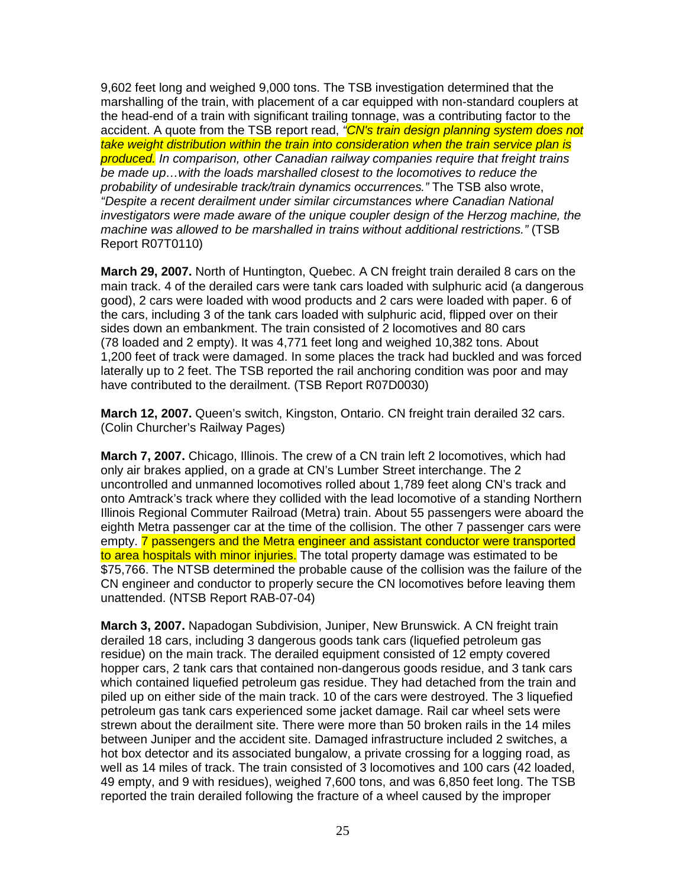9,602 feet long and weighed 9,000 tons. The TSB investigation determined that the marshalling of the train, with placement of a car equipped with non-standard couplers at the head-end of a train with significant trailing tonnage, was a contributing factor to the accident. A quote from the TSB report read, *"CN's train design planning system does not take weight distribution within the train into consideration when the train service plan is produced. In comparison, other Canadian railway companies require that freight trains be made up…with the loads marshalled closest to the locomotives to reduce the probability of undesirable track/train dynamics occurrences."* The TSB also wrote, *"Despite a recent derailment under similar circumstances where Canadian National investigators were made aware of the unique coupler design of the Herzog machine, the machine was allowed to be marshalled in trains without additional restrictions."* (TSB Report R07T0110)

**March 29, 2007.** North of Huntington, Quebec. A CN freight train derailed 8 cars on the main track. 4 of the derailed cars were tank cars loaded with sulphuric acid (a dangerous good), 2 cars were loaded with wood products and 2 cars were loaded with paper. 6 of the cars, including 3 of the tank cars loaded with sulphuric acid, flipped over on their sides down an embankment. The train consisted of 2 locomotives and 80 cars (78 loaded and 2 empty). It was 4,771 feet long and weighed 10,382 tons. About 1,200 feet of track were damaged. In some places the track had buckled and was forced laterally up to 2 feet. The TSB reported the rail anchoring condition was poor and may have contributed to the derailment. (TSB Report R07D0030)

**March 12, 2007.** Queen's switch, Kingston, Ontario. CN freight train derailed 32 cars. (Colin Churcher's Railway Pages)

**March 7, 2007.** Chicago, Illinois. The crew of a CN train left 2 locomotives, which had only air brakes applied, on a grade at CN's Lumber Street interchange. The 2 uncontrolled and unmanned locomotives rolled about 1,789 feet along CN's track and onto Amtrack's track where they collided with the lead locomotive of a standing Northern Illinois Regional Commuter Railroad (Metra) train. About 55 passengers were aboard the eighth Metra passenger car at the time of the collision. The other 7 passenger cars were empty. 7 passengers and the Metra engineer and assistant conductor were transported to area hospitals with minor injuries. The total property damage was estimated to be $75,766. The NTSB determined the probable cause of the collision was the failure of the CN engineer and conductor to properly secure the CN locomotives before leaving them unattended. (NTSB Report RAB-07-04)

**March 3, 2007.** Napadogan Subdivision, Juniper, New Brunswick. A CN freight train derailed 18 cars, including 3 dangerous goods tank cars (liquefied petroleum gas residue) on the main track. The derailed equipment consisted of 12 empty covered hopper cars, 2 tank cars that contained non-dangerous goods residue, and 3 tank cars which contained liquefied petroleum gas residue. They had detached from the train and piled up on either side of the main track. 10 of the cars were destroyed. The 3 liquefied petroleum gas tank cars experienced some jacket damage. Rail car wheel sets were strewn about the derailment site. There were more than 50 broken rails in the 14 miles between Juniper and the accident site. Damaged infrastructure included 2 switches, a hot box detector and its associated bungalow, a private crossing for a logging road, as well as 14 miles of track. The train consisted of 3 locomotives and 100 cars (42 loaded, 49 empty, and 9 with residues), weighed 7,600 tons, and was 6,850 feet long. The TSB reported the train derailed following the fracture of a wheel caused by the improper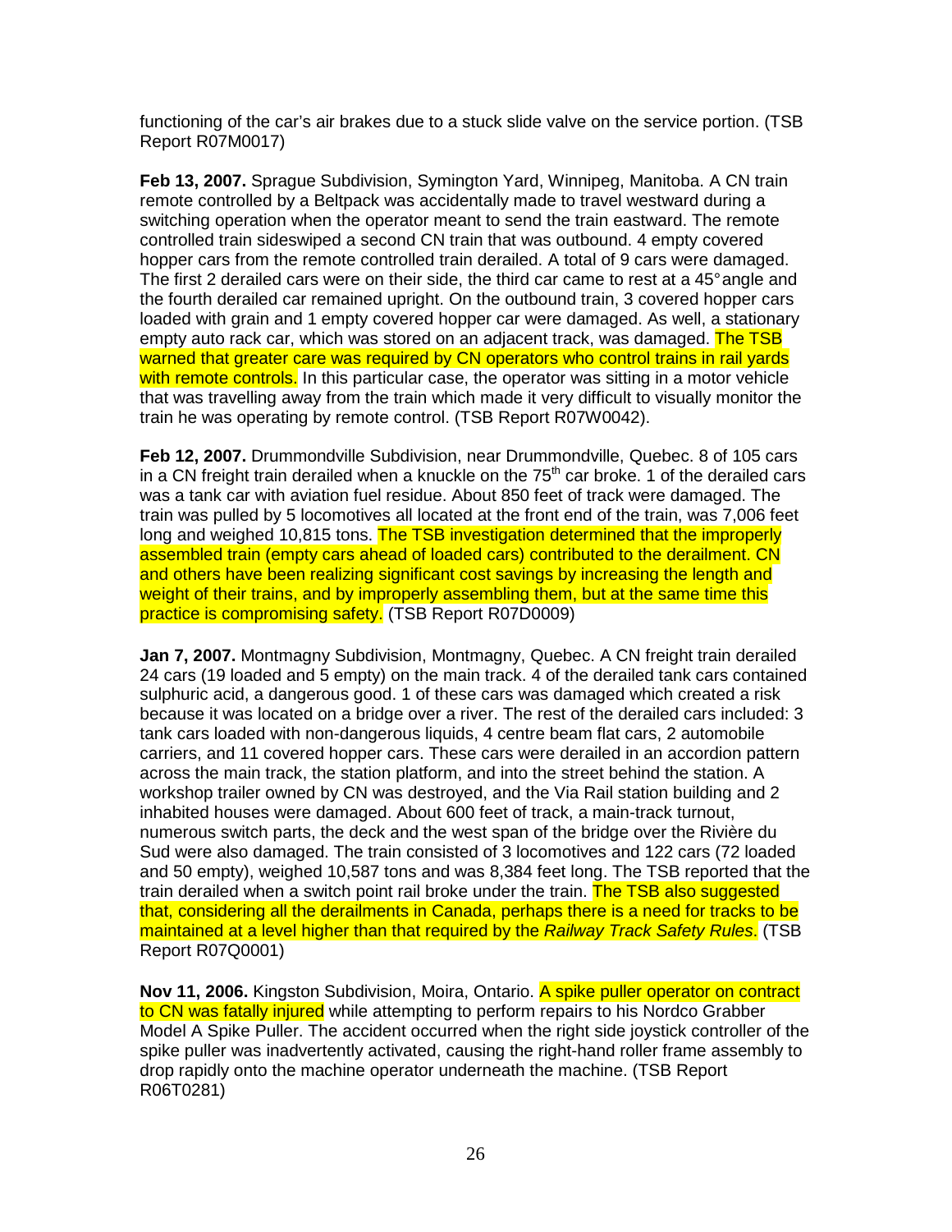functioning of the car's air brakes due to a stuck slide valve on the service portion. (TSB Report R07M0017)

**Feb 13, 2007.** Sprague Subdivision, Symington Yard, Winnipeg, Manitoba. A CN train remote controlled by a Beltpack was accidentally made to travel westward during a switching operation when the operator meant to send the train eastward. The remote controlled train sideswiped a second CN train that was outbound. 4 empty covered hopper cars from the remote controlled train derailed. A total of 9 cars were damaged. The first 2 derailed cars were on their side, the third car came to rest at a 45° angle and the fourth derailed car remained upright. On the outbound train, 3 covered hopper cars loaded with grain and 1 empty covered hopper car were damaged. As well, a stationary empty auto rack car, which was stored on an adjacent track, was damaged. The TSB warned that greater care was required by CN operators who control trains in rail yards with remote controls. In this particular case, the operator was sitting in a motor vehicle that was travelling away from the train which made it very difficult to visually monitor the train he was operating by remote control. (TSB Report R07W0042).

**Feb 12, 2007.** Drummondville Subdivision, near Drummondville, Quebec. 8 of 105 cars in a CN freight train derailed when a knuckle on the 75th car broke. 1 of the derailed cars was a tank car with aviation fuel residue. About 850 feet of track were damaged. The train was pulled by 5 locomotives all located at the front end of the train, was 7,006 feet long and weighed 10,815 tons. The TSB investigation determined that the improperly assembled train (empty cars ahead of loaded cars) contributed to the derailment. CN and others have been realizing significant cost savings by increasing the length and weight of their trains, and by improperly assembling them, but at the same time this practice is compromising safety. (TSB Report R07D0009)

**Jan 7, 2007.** Montmagny Subdivision, Montmagny, Quebec. A CN freight train derailed 24 cars (19 loaded and 5 empty) on the main track. 4 of the derailed tank cars contained sulphuric acid, a dangerous good. 1 of these cars was damaged which created a risk because it was located on a bridge over a river. The rest of the derailed cars included: 3 tank cars loaded with non-dangerous liquids, 4 centre beam flat cars, 2 automobile carriers, and 11 covered hopper cars. These cars were derailed in an accordion pattern across the main track, the station platform, and into the street behind the station. A workshop trailer owned by CN was destroyed, and the Via Rail station building and 2 inhabited houses were damaged. About 600 feet of track, a main-track turnout, numerous switch parts, the deck and the west span of the bridge over the Rivière du Sud were also damaged. The train consisted of 3 locomotives and 122 cars (72 loaded and 50 empty), weighed 10,587 tons and was 8,384 feet long. The TSB reported that the train derailed when a switch point rail broke under the train. The TSB also suggested that, considering all the derailments in Canada, perhaps there is a need for tracks to be maintained at a level higher than that required by the *Railway Track Safety Rules*. (TSB Report R07Q0001)

**Nov 11, 2006.** Kingston Subdivision, Moira, Ontario. A spike puller operator on contract to CN was fatally injured while attempting to perform repairs to his Nordco Grabber Model A Spike Puller. The accident occurred when the right side joystick controller of the spike puller was inadvertently activated, causing the right-hand roller frame assembly to drop rapidly onto the machine operator underneath the machine. (TSB Report R06T0281)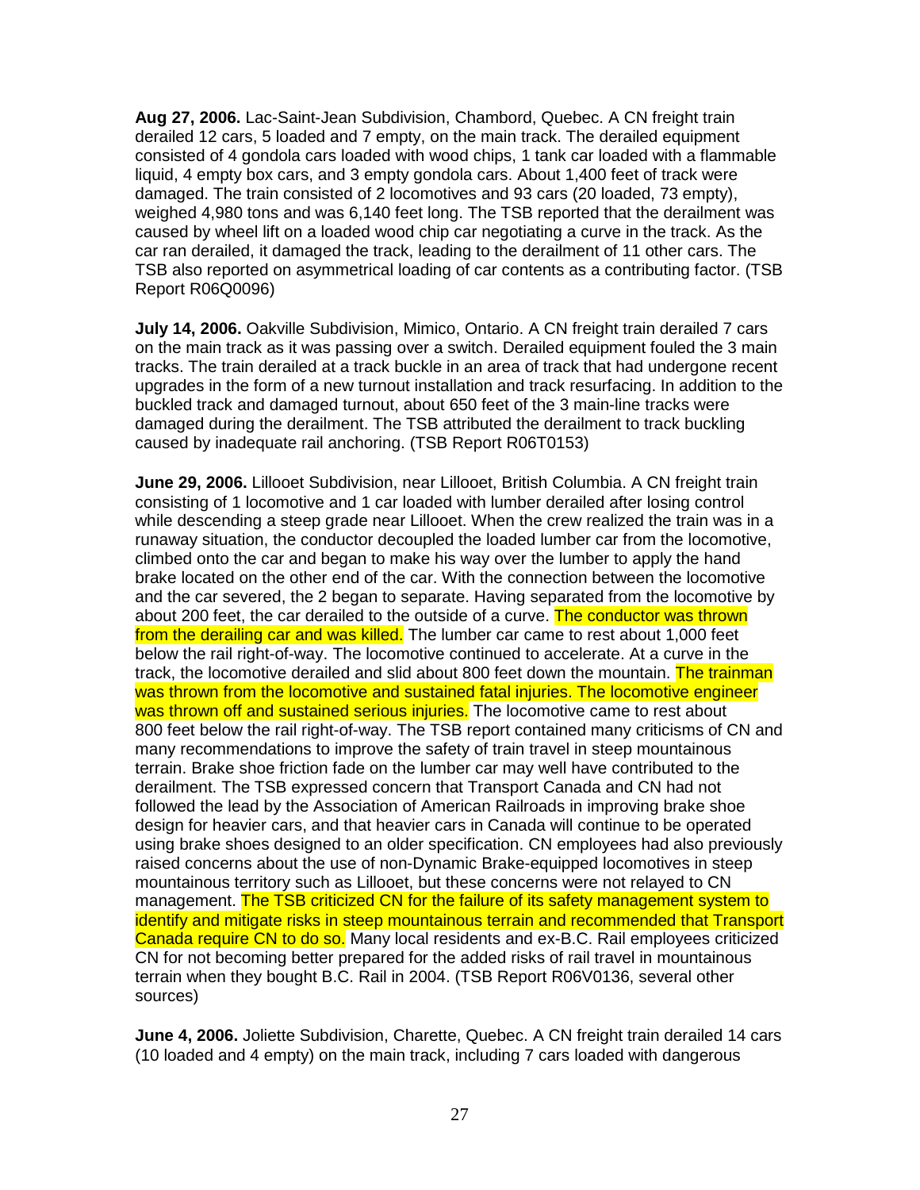**Aug 27, 2006.** Lac-Saint-Jean Subdivision, Chambord, Quebec. A CN freight train derailed 12 cars, 5 loaded and 7 empty, on the main track. The derailed equipment consisted of 4 gondola cars loaded with wood chips, 1 tank car loaded with a flammable liquid, 4 empty box cars, and 3 empty gondola cars. About 1,400 feet of track were damaged. The train consisted of 2 locomotives and 93 cars (20 loaded, 73 empty), weighed 4,980 tons and was 6,140 feet long. The TSB reported that the derailment was caused by wheel lift on a loaded wood chip car negotiating a curve in the track. As the car ran derailed, it damaged the track, leading to the derailment of 11 other cars. The TSB also reported on asymmetrical loading of car contents as a contributing factor. (TSB Report R06Q0096)

**July 14, 2006.** Oakville Subdivision, Mimico, Ontario. A CN freight train derailed 7 cars on the main track as it was passing over a switch. Derailed equipment fouled the 3 main tracks. The train derailed at a track buckle in an area of track that had undergone recent upgrades in the form of a new turnout installation and track resurfacing. In addition to the buckled track and damaged turnout, about 650 feet of the 3 main-line tracks were damaged during the derailment. The TSB attributed the derailment to track buckling caused by inadequate rail anchoring. (TSB Report R06T0153)

**June 29, 2006.** Lillooet Subdivision, near Lillooet, British Columbia. A CN freight train consisting of 1 locomotive and 1 car loaded with lumber derailed after losing control while descending a steep grade near Lillooet. When the crew realized the train was in a runaway situation, the conductor decoupled the loaded lumber car from the locomotive, climbed onto the car and began to make his way over the lumber to apply the hand brake located on the other end of the car. With the connection between the locomotive and the car severed, the 2 began to separate. Having separated from the locomotive by about 200 feet, the car derailed to the outside of a curve. The conductor was thrown from the derailing car and was killed. The lumber car came to rest about 1,000 feet below the rail right-of-way. The locomotive continued to accelerate. At a curve in the track, the locomotive derailed and slid about 800 feet down the mountain. The trainman was thrown from the locomotive and sustained fatal injuries. The locomotive engineer was thrown off and sustained serious injuries. The locomotive came to rest about 800 feet below the rail right-of-way. The TSB report contained many criticisms of CN and many recommendations to improve the safety of train travel in steep mountainous terrain. Brake shoe friction fade on the lumber car may well have contributed to the derailment. The TSB expressed concern that Transport Canada and CN had not followed the lead by the Association of American Railroads in improving brake shoe design for heavier cars, and that heavier cars in Canada will continue to be operated using brake shoes designed to an older specification. CN employees had also previously raised concerns about the use of non-Dynamic Brake-equipped locomotives in steep mountainous territory such as Lillooet, but these concerns were not relayed to CN management. The TSB criticized CN for the failure of its safety management system to identify and mitigate risks in steep mountainous terrain and recommended that Transport Canada require CN to do so. Many local residents and ex-B.C. Rail employees criticized CN for not becoming better prepared for the added risks of rail travel in mountainous terrain when they bought B.C. Rail in 2004. (TSB Report R06V0136, several other sources)

**June 4, 2006.** Joliette Subdivision, Charette, Quebec. A CN freight train derailed 14 cars (10 loaded and 4 empty) on the main track, including 7 cars loaded with dangerous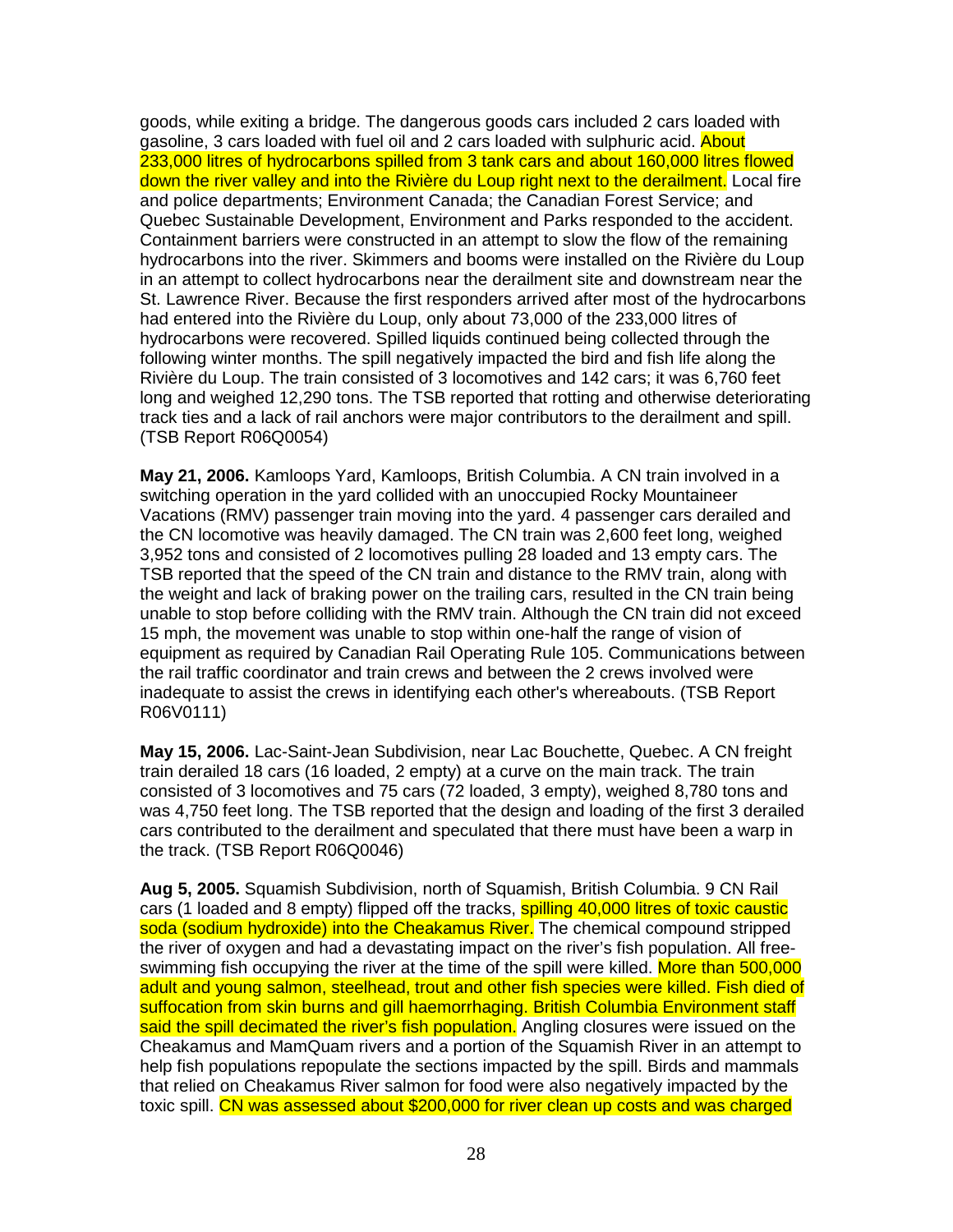goods, while exiting a bridge. The dangerous goods cars included 2 cars loaded with gasoline, 3 cars loaded with fuel oil and 2 cars loaded with sulphuric acid. About 233,000 litres of hydrocarbons spilled from 3 tank cars and about 160,000 litres flowed down the river valley and into the Rivière du Loup right next to the derailment. Local fire and police departments; Environment Canada; the Canadian Forest Service; and Quebec Sustainable Development, Environment and Parks responded to the accident. Containment barriers were constructed in an attempt to slow the flow of the remaining hydrocarbons into the river. Skimmers and booms were installed on the Rivière du Loup in an attempt to collect hydrocarbons near the derailment site and downstream near the St. Lawrence River. Because the first responders arrived after most of the hydrocarbons had entered into the Rivière du Loup, only about 73,000 of the 233,000 litres of hydrocarbons were recovered. Spilled liquids continued being collected through the following winter months. The spill negatively impacted the bird and fish life along the Rivière du Loup. The train consisted of 3 locomotives and 142 cars; it was 6,760 feet long and weighed 12,290 tons. The TSB reported that rotting and otherwise deteriorating track ties and a lack of rail anchors were major contributors to the derailment and spill. (TSB Report R06Q0054)

**May 21, 2006.** Kamloops Yard, Kamloops, British Columbia. A CN train involved in a switching operation in the yard collided with an unoccupied Rocky Mountaineer Vacations (RMV) passenger train moving into the yard. 4 passenger cars derailed and the CN locomotive was heavily damaged. The CN train was 2,600 feet long, weighed 3,952 tons and consisted of 2 locomotives pulling 28 loaded and 13 empty cars. The TSB reported that the speed of the CN train and distance to the RMV train, along with the weight and lack of braking power on the trailing cars, resulted in the CN train being unable to stop before colliding with the RMV train. Although the CN train did not exceed 15 mph, the movement was unable to stop within one-half the range of vision of equipment as required by Canadian Rail Operating Rule 105. Communications between the rail traffic coordinator and train crews and between the 2 crews involved were inadequate to assist the crews in identifying each other's whereabouts. (TSB Report R06V0111)

**May 15, 2006.** Lac-Saint-Jean Subdivision, near Lac Bouchette, Quebec. A CN freight train derailed 18 cars (16 loaded, 2 empty) at a curve on the main track. The train consisted of 3 locomotives and 75 cars (72 loaded, 3 empty), weighed 8,780 tons and was 4,750 feet long. The TSB reported that the design and loading of the first 3 derailed cars contributed to the derailment and speculated that there must have been a warp in the track. (TSB Report R06Q0046)

**Aug 5, 2005.** Squamish Subdivision, north of Squamish, British Columbia. 9 CN Rail cars (1 loaded and 8 empty) flipped off the tracks, spilling 40,000 litres of toxic caustic soda (sodium hydroxide) into the Cheakamus River. The chemical compound stripped the river of oxygen and had a devastating impact on the river's fish population. All free-swimming fish occupying the river at the time of the spill were killed. More than 500,000 adult and young salmon, steelhead, trout and other fish species were killed. Fish died of suffocation from skin burns and gill haemorrhaging. British Columbia Environment staff said the spill decimated the river's fish population. Angling closures were issued on the Cheakamus and MamQuam rivers and a portion of the Squamish River in an attempt to help fish populations repopulate the sections impacted by the spill. Birds and mammals that relied on Cheakamus River salmon for food were also negatively impacted by the toxic spill. CN was assessed about $200,000 for river clean up costs and was charged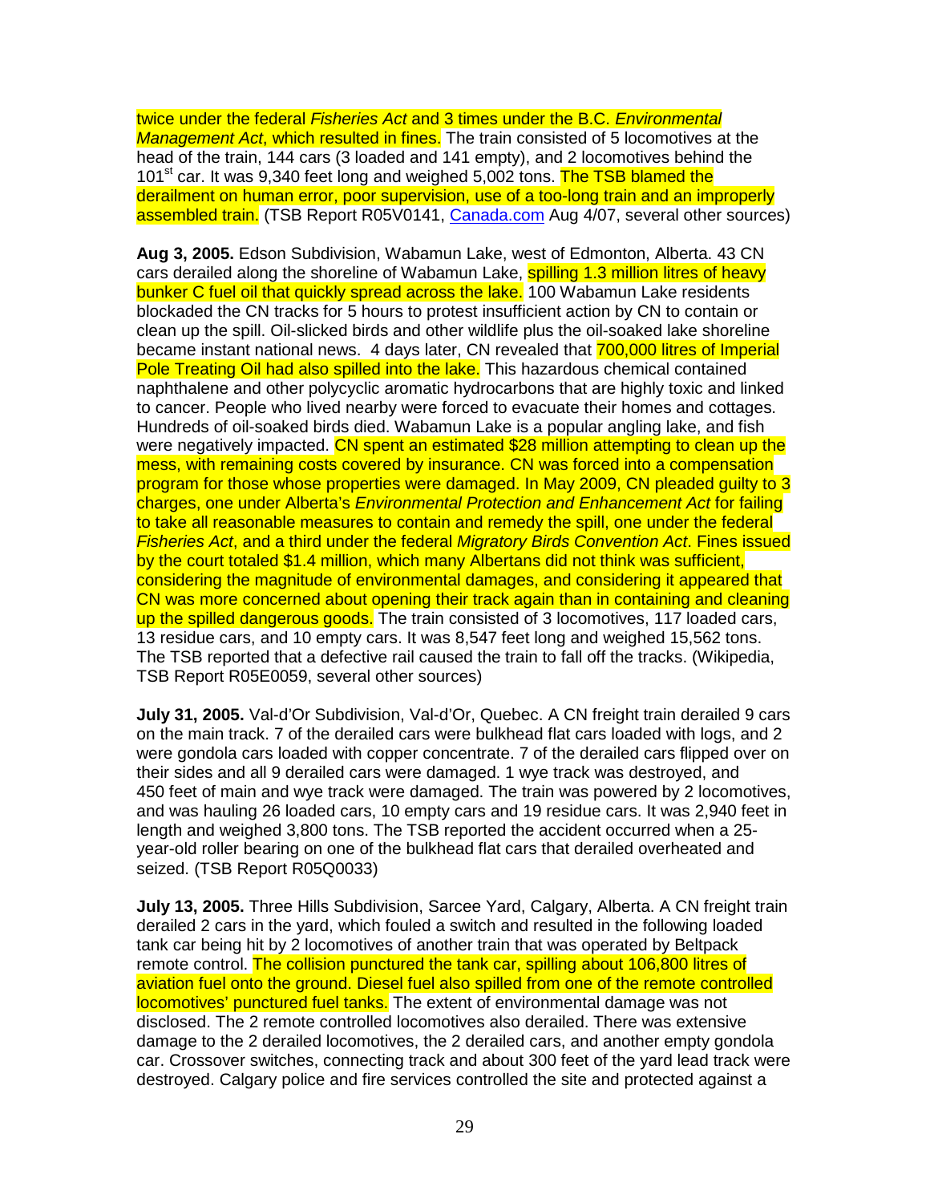twice under the federal *Fisheries Act* and 3 times under the B.C. *Environmental Management Act*, which resulted in fines. The train consisted of 5 locomotives at the head of the train, 144 cars (3 loaded and 141 empty), and 2 locomotives behind the 101st car. It was 9,340 feet long and weighed 5,002 tons. The TSB blamed the derailment on human error, poor supervision, use of a too-long train and an improperly assembled train. (TSB Report R05V0141, Canada.com Aug 4/07, several other sources)

**Aug 3, 2005.** Edson Subdivision, Wabamun Lake, west of Edmonton, Alberta. 43 CN cars derailed along the shoreline of Wabamun Lake, spilling 1.3 million litres of heavy bunker C fuel oil that quickly spread across the lake. 100 Wabamun Lake residents blockaded the CN tracks for 5 hours to protest insufficient action by CN to contain or clean up the spill. Oil-slicked birds and other wildlife plus the oil-soaked lake shoreline became instant national news. 4 days later, CN revealed that 700,000 litres of Imperial Pole Treating Oil had also spilled into the lake. This hazardous chemical contained naphthalene and other polycyclic aromatic hydrocarbons that are highly toxic and linked to cancer. People who lived nearby were forced to evacuate their homes and cottages. Hundreds of oil-soaked birds died. Wabamun Lake is a popular angling lake, and fish were negatively impacted. CN spent an estimated $28 million attempting to clean up the mess, with remaining costs covered by insurance. CN was forced into a compensation program for those whose properties were damaged. In May 2009, CN pleaded guilty to 3 charges, one under Alberta's *Environmental Protection and Enhancement Act* for failing to take all reasonable measures to contain and remedy the spill, one under the federal *Fisheries Act*, and a third under the federal *Migratory Birds Convention Act*. Fines issued by the court totaled $1.4 million, which many Albertans did not think was sufficient, considering the magnitude of environmental damages, and considering it appeared that CN was more concerned about opening their track again than in containing and cleaning up the spilled dangerous goods. The train consisted of 3 locomotives, 117 loaded cars, 13 residue cars, and 10 empty cars. It was 8,547 feet long and weighed 15,562 tons. The TSB reported that a defective rail caused the train to fall off the tracks. (Wikipedia, TSB Report R05E0059, several other sources)

**July 31, 2005.** Val-d'Or Subdivision, Val-d'Or, Quebec. A CN freight train derailed 9 cars on the main track. 7 of the derailed cars were bulkhead flat cars loaded with logs, and 2 were gondola cars loaded with copper concentrate. 7 of the derailed cars flipped over on their sides and all 9 derailed cars were damaged. 1 wye track was destroyed, and 450 feet of main and wye track were damaged. The train was powered by 2 locomotives, and was hauling 26 loaded cars, 10 empty cars and 19 residue cars. It was 2,940 feet in length and weighed 3,800 tons. The TSB reported the accident occurred when a 25-year-old roller bearing on one of the bulkhead flat cars that derailed overheated and seized. (TSB Report R05Q0033)

**July 13, 2005.** Three Hills Subdivision, Sarcee Yard, Calgary, Alberta. A CN freight train derailed 2 cars in the yard, which fouled a switch and resulted in the following loaded tank car being hit by 2 locomotives of another train that was operated by Beltpack remote control. The collision punctured the tank car, spilling about 106,800 litres of aviation fuel onto the ground. Diesel fuel also spilled from one of the remote controlled locomotives' punctured fuel tanks. The extent of environmental damage was not disclosed. The 2 remote controlled locomotives also derailed. There was extensive damage to the 2 derailed locomotives, the 2 derailed cars, and another empty gondola car. Crossover switches, connecting track and about 300 feet of the yard lead track were destroyed. Calgary police and fire services controlled the site and protected against a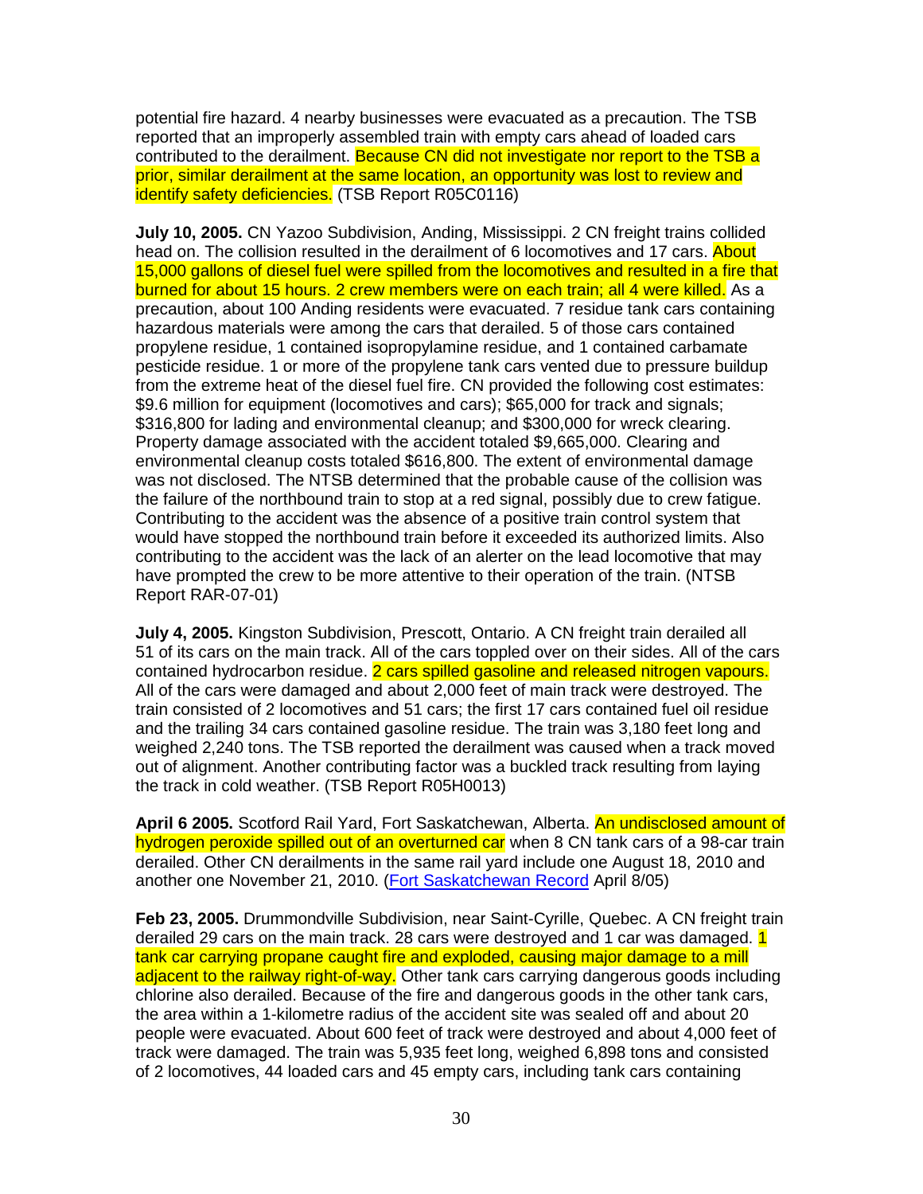potential fire hazard. 4 nearby businesses were evacuated as a precaution. The TSB reported that an improperly assembled train with empty cars ahead of loaded cars contributed to the derailment. Because CN did not investigate nor report to the TSB a prior, similar derailment at the same location, an opportunity was lost to review and identify safety deficiencies. (TSB Report R05C0116)

**July 10, 2005.** CN Yazoo Subdivision, Anding, Mississippi. 2 CN freight trains collided head on. The collision resulted in the derailment of 6 locomotives and 17 cars. About 15,000 gallons of diesel fuel were spilled from the locomotives and resulted in a fire that burned for about 15 hours. 2 crew members were on each train; all 4 were killed. As a precaution, about 100 Anding residents were evacuated. 7 residue tank cars containing hazardous materials were among the cars that derailed. 5 of those cars contained propylene residue, 1 contained isopropylamine residue, and 1 contained carbamate pesticide residue. 1 or more of the propylene tank cars vented due to pressure buildup from the extreme heat of the diesel fuel fire. CN provided the following cost estimates: $9.6 million for equipment (locomotives and cars); $65,000 for track and signals; $316,800 for lading and environmental cleanup; and $300,000 for wreck clearing. Property damage associated with the accident totaled $9,665,000. Clearing and environmental cleanup costs totaled $616,800. The extent of environmental damage was not disclosed. The NTSB determined that the probable cause of the collision was the failure of the northbound train to stop at a red signal, possibly due to crew fatigue. Contributing to the accident was the absence of a positive train control system that would have stopped the northbound train before it exceeded its authorized limits. Also contributing to the accident was the lack of an alerter on the lead locomotive that may have prompted the crew to be more attentive to their operation of the train. (NTSB Report RAR-07-01)

**July 4, 2005.** Kingston Subdivision, Prescott, Ontario. A CN freight train derailed all 51 of its cars on the main track. All of the cars toppled over on their sides. All of the cars contained hydrocarbon residue. 2 cars spilled gasoline and released nitrogen vapours. All of the cars were damaged and about 2,000 feet of main track were destroyed. The train consisted of 2 locomotives and 51 cars; the first 17 cars contained fuel oil residue and the trailing 34 cars contained gasoline residue. The train was 3,180 feet long and weighed 2,240 tons. The TSB reported the derailment was caused when a track moved out of alignment. Another contributing factor was a buckled track resulting from laying the track in cold weather. (TSB Report R05H0013)

**April 6 2005.** Scotford Rail Yard, Fort Saskatchewan, Alberta. An undisclosed amount of hydrogen peroxide spilled out of an overturned car when 8 CN tank cars of a 98-car train derailed. Other CN derailments in the same rail yard include one August 18, 2010 and another one November 21, 2010. (Fort Saskatchewan Record April 8/05)

**Feb 23, 2005.** Drummondville Subdivision, near Saint-Cyrille, Quebec. A CN freight train derailed 29 cars on the main track. 28 cars were destroyed and 1 car was damaged. 1 tank car carrying propane caught fire and exploded, causing major damage to a mill adjacent to the railway right-of-way. Other tank cars carrying dangerous goods including chlorine also derailed. Because of the fire and dangerous goods in the other tank cars, the area within a 1-kilometre radius of the accident site was sealed off and about 20 people were evacuated. About 600 feet of track were destroyed and about 4,000 feet of track were damaged. The train was 5,935 feet long, weighed 6,898 tons and consisted of 2 locomotives, 44 loaded cars and 45 empty cars, including tank cars containing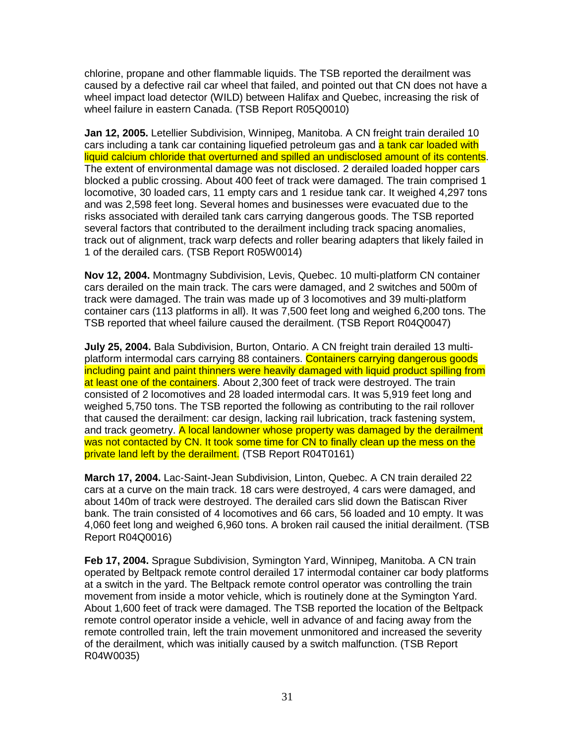chlorine, propane and other flammable liquids. The TSB reported the derailment was caused by a defective rail car wheel that failed, and pointed out that CN does not have a wheel impact load detector (WILD) between Halifax and Quebec, increasing the risk of wheel failure in eastern Canada. (TSB Report R05Q0010)

**Jan 12, 2005.** Letellier Subdivision, Winnipeg, Manitoba. A CN freight train derailed 10 cars including a tank car containing liquefied petroleum gas and a tank car loaded with liquid calcium chloride that overturned and spilled an undisclosed amount of its contents. The extent of environmental damage was not disclosed. 2 derailed loaded hopper cars blocked a public crossing. About 400 feet of track were damaged. The train comprised 1 locomotive, 30 loaded cars, 11 empty cars and 1 residue tank car. It weighed 4,297 tons and was 2,598 feet long. Several homes and businesses were evacuated due to the risks associated with derailed tank cars carrying dangerous goods. The TSB reported several factors that contributed to the derailment including track spacing anomalies, track out of alignment, track warp defects and roller bearing adapters that likely failed in 1 of the derailed cars. (TSB Report R05W0014)

**Nov 12, 2004.** Montmagny Subdivision, Levis, Quebec. 10 multi-platform CN container cars derailed on the main track. The cars were damaged, and 2 switches and 500m of track were damaged. The train was made up of 3 locomotives and 39 multi-platform container cars (113 platforms in all). It was 7,500 feet long and weighed 6,200 tons. The TSB reported that wheel failure caused the derailment. (TSB Report R04Q0047)

**July 25, 2004.** Bala Subdivision, Burton, Ontario. A CN freight train derailed 13 multi-platform intermodal cars carrying 88 containers. Containers carrying dangerous goods including paint and paint thinners were heavily damaged with liquid product spilling from at least one of the containers. About 2,300 feet of track were destroyed. The train consisted of 2 locomotives and 28 loaded intermodal cars. It was 5,919 feet long and weighed 5,750 tons. The TSB reported the following as contributing to the rail rollover that caused the derailment: car design, lacking rail lubrication, track fastening system, and track geometry. A local landowner whose property was damaged by the derailment was not contacted by CN. It took some time for CN to finally clean up the mess on the private land left by the derailment. (TSB Report R04T0161)

**March 17, 2004.** Lac-Saint-Jean Subdivision, Linton, Quebec. A CN train derailed 22 cars at a curve on the main track. 18 cars were destroyed, 4 cars were damaged, and about 140m of track were destroyed. The derailed cars slid down the Batiscan River bank. The train consisted of 4 locomotives and 66 cars, 56 loaded and 10 empty. It was 4,060 feet long and weighed 6,960 tons. A broken rail caused the initial derailment. (TSB Report R04Q0016)

**Feb 17, 2004.** Sprague Subdivision, Symington Yard, Winnipeg, Manitoba. A CN train operated by Beltpack remote control derailed 17 intermodal container car body platforms at a switch in the yard. The Beltpack remote control operator was controlling the train movement from inside a motor vehicle, which is routinely done at the Symington Yard. About 1,600 feet of track were damaged. The TSB reported the location of the Beltpack remote control operator inside a vehicle, well in advance of and facing away from the remote controlled train, left the train movement unmonitored and increased the severity of the derailment, which was initially caused by a switch malfunction. (TSB Report R04W0035)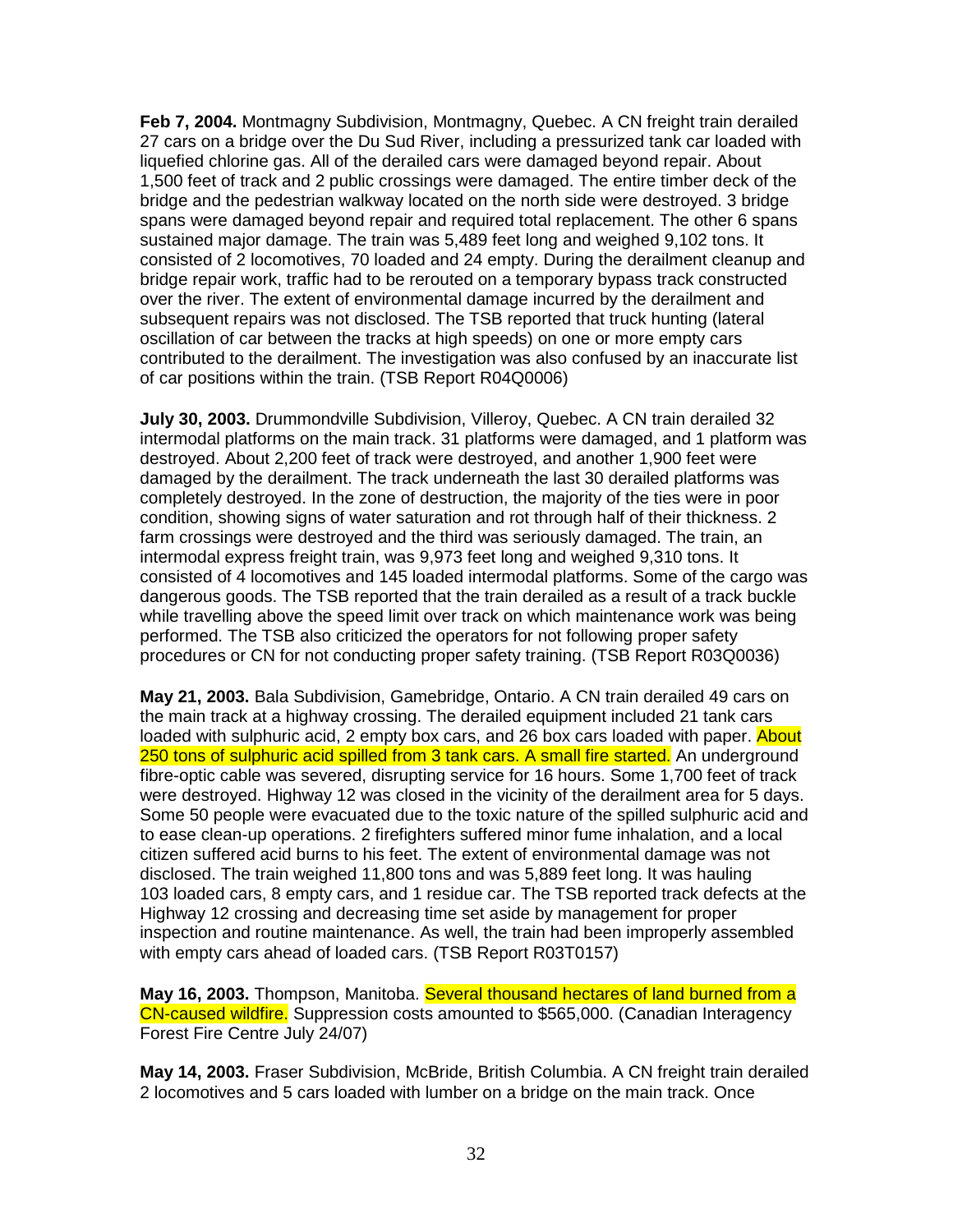**Feb 7, 2004.** Montmagny Subdivision, Montmagny, Quebec. A CN freight train derailed 27 cars on a bridge over the Du Sud River, including a pressurized tank car loaded with liquefied chlorine gas. All of the derailed cars were damaged beyond repair. About 1,500 feet of track and 2 public crossings were damaged. The entire timber deck of the bridge and the pedestrian walkway located on the north side were destroyed. 3 bridge spans were damaged beyond repair and required total replacement. The other 6 spans sustained major damage. The train was 5,489 feet long and weighed 9,102 tons. It consisted of 2 locomotives, 70 loaded and 24 empty. During the derailment cleanup and bridge repair work, traffic had to be rerouted on a temporary bypass track constructed over the river. The extent of environmental damage incurred by the derailment and subsequent repairs was not disclosed. The TSB reported that truck hunting (lateral oscillation of car between the tracks at high speeds) on one or more empty cars contributed to the derailment. The investigation was also confused by an inaccurate list of car positions within the train. (TSB Report R04Q0006)

**July 30, 2003.** Drummondville Subdivision, Villeroy, Quebec. A CN train derailed 32 intermodal platforms on the main track. 31 platforms were damaged, and 1 platform was destroyed. About 2,200 feet of track were destroyed, and another 1,900 feet were damaged by the derailment. The track underneath the last 30 derailed platforms was completely destroyed. In the zone of destruction, the majority of the ties were in poor condition, showing signs of water saturation and rot through half of their thickness. 2 farm crossings were destroyed and the third was seriously damaged. The train, an intermodal express freight train, was 9,973 feet long and weighed 9,310 tons. It consisted of 4 locomotives and 145 loaded intermodal platforms. Some of the cargo was dangerous goods. The TSB reported that the train derailed as a result of a track buckle while travelling above the speed limit over track on which maintenance work was being performed. The TSB also criticized the operators for not following proper safety procedures or CN for not conducting proper safety training. (TSB Report R03Q0036)

**May 21, 2003.** Bala Subdivision, Gamebridge, Ontario. A CN train derailed 49 cars on the main track at a highway crossing. The derailed equipment included 21 tank cars loaded with sulphuric acid, 2 empty box cars, and 26 box cars loaded with paper. About 250 tons of sulphuric acid spilled from 3 tank cars. A small fire started. An underground fibre-optic cable was severed, disrupting service for 16 hours. Some 1,700 feet of track were destroyed. Highway 12 was closed in the vicinity of the derailment area for 5 days. Some 50 people were evacuated due to the toxic nature of the spilled sulphuric acid and to ease clean-up operations. 2 firefighters suffered minor fume inhalation, and a local citizen suffered acid burns to his feet. The extent of environmental damage was not disclosed. The train weighed 11,800 tons and was 5,889 feet long. It was hauling 103 loaded cars, 8 empty cars, and 1 residue car. The TSB reported track defects at the Highway 12 crossing and decreasing time set aside by management for proper inspection and routine maintenance. As well, the train had been improperly assembled with empty cars ahead of loaded cars. (TSB Report R03T0157)

**May 16, 2003.** Thompson, Manitoba. Several thousand hectares of land burned from a CN-caused wildfire. Suppression costs amounted to $565,000. (Canadian Interagency Forest Fire Centre July 24/07)

**May 14, 2003.** Fraser Subdivision, McBride, British Columbia. A CN freight train derailed 2 locomotives and 5 cars loaded with lumber on a bridge on the main track. Once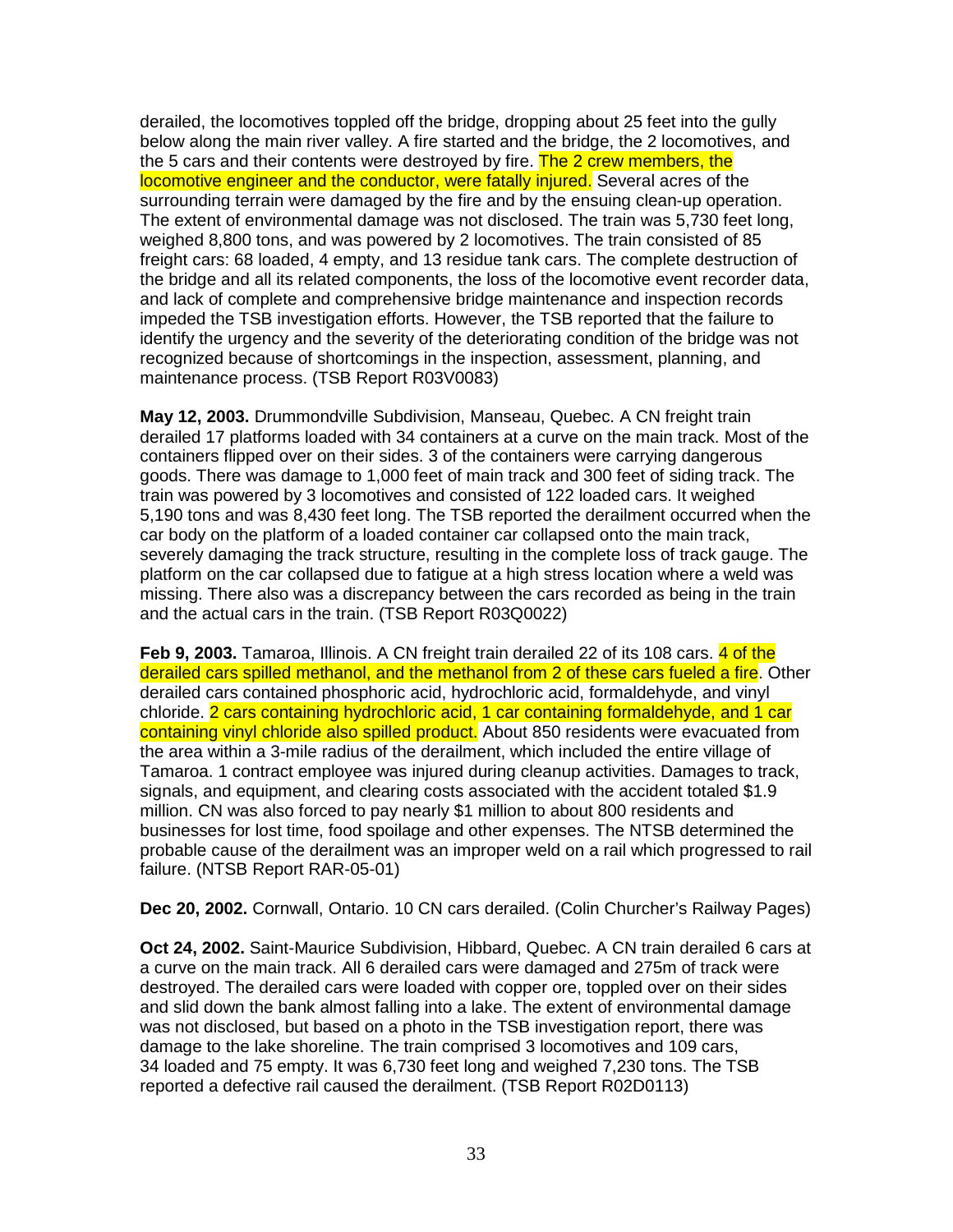derailed, the locomotives toppled off the bridge, dropping about 25 feet into the gully below along the main river valley. A fire started and the bridge, the 2 locomotives, and the 5 cars and their contents were destroyed by fire. The 2 crew members, the locomotive engineer and the conductor, were fatally injured. Several acres of the surrounding terrain were damaged by the fire and by the ensuing clean-up operation. The extent of environmental damage was not disclosed. The train was 5,730 feet long, weighed 8,800 tons, and was powered by 2 locomotives. The train consisted of 85 freight cars: 68 loaded, 4 empty, and 13 residue tank cars. The complete destruction of the bridge and all its related components, the loss of the locomotive event recorder data, and lack of complete and comprehensive bridge maintenance and inspection records impeded the TSB investigation efforts. However, the TSB reported that the failure to identify the urgency and the severity of the deteriorating condition of the bridge was not recognized because of shortcomings in the inspection, assessment, planning, and maintenance process. (TSB Report R03V0083)

**May 12, 2003.** Drummondville Subdivision, Manseau, Quebec. A CN freight train derailed 17 platforms loaded with 34 containers at a curve on the main track. Most of the containers flipped over on their sides. 3 of the containers were carrying dangerous goods. There was damage to 1,000 feet of main track and 300 feet of siding track. The train was powered by 3 locomotives and consisted of 122 loaded cars. It weighed 5,190 tons and was 8,430 feet long. The TSB reported the derailment occurred when the car body on the platform of a loaded container car collapsed onto the main track, severely damaging the track structure, resulting in the complete loss of track gauge. The platform on the car collapsed due to fatigue at a high stress location where a weld was missing. There also was a discrepancy between the cars recorded as being in the train and the actual cars in the train. (TSB Report R03Q0022)

**Feb 9, 2003.** Tamaroa, Illinois. A CN freight train derailed 22 of its 108 cars. 4 of the derailed cars spilled methanol, and the methanol from 2 of these cars fueled a fire. Other derailed cars contained phosphoric acid, hydrochloric acid, formaldehyde, and vinyl chloride. 2 cars containing hydrochloric acid, 1 car containing formaldehyde, and 1 car containing vinyl chloride also spilled product. About 850 residents were evacuated from the area within a 3-mile radius of the derailment, which included the entire village of Tamaroa. 1 contract employee was injured during cleanup activities. Damages to track, signals, and equipment, and clearing costs associated with the accident totaled $1.9 million. CN was also forced to pay nearly $1 million to about 800 residents and businesses for lost time, food spoilage and other expenses. The NTSB determined the probable cause of the derailment was an improper weld on a rail which progressed to rail failure. (NTSB Report RAR-05-01)

**Dec 20, 2002.** Cornwall, Ontario. 10 CN cars derailed. (Colin Churcher's Railway Pages)

**Oct 24, 2002.** Saint-Maurice Subdivision, Hibbard, Quebec. A CN train derailed 6 cars at a curve on the main track. All 6 derailed cars were damaged and 275m of track were destroyed. The derailed cars were loaded with copper ore, toppled over on their sides and slid down the bank almost falling into a lake. The extent of environmental damage was not disclosed, but based on a photo in the TSB investigation report, there was damage to the lake shoreline. The train comprised 3 locomotives and 109 cars, 34 loaded and 75 empty. It was 6,730 feet long and weighed 7,230 tons. The TSB reported a defective rail caused the derailment. (TSB Report R02D0113)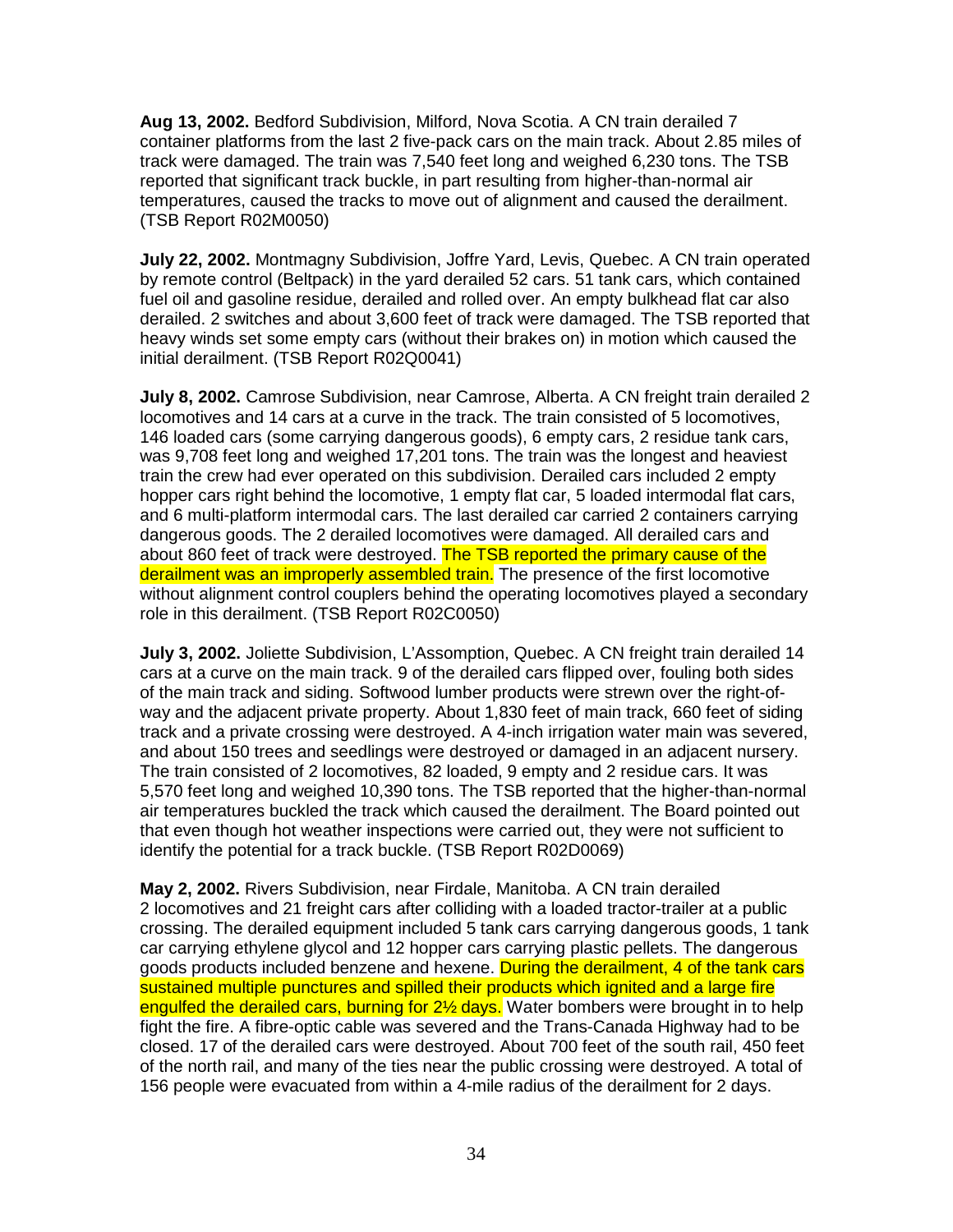**Aug 13, 2002.** Bedford Subdivision, Milford, Nova Scotia. A CN train derailed 7 container platforms from the last 2 five-pack cars on the main track. About 2.85 miles of track were damaged. The train was 7,540 feet long and weighed 6,230 tons. The TSB reported that significant track buckle, in part resulting from higher-than-normal air temperatures, caused the tracks to move out of alignment and caused the derailment. (TSB Report R02M0050)

**July 22, 2002.** Montmagny Subdivision, Joffre Yard, Levis, Quebec. A CN train operated by remote control (Beltpack) in the yard derailed 52 cars. 51 tank cars, which contained fuel oil and gasoline residue, derailed and rolled over. An empty bulkhead flat car also derailed. 2 switches and about 3,600 feet of track were damaged. The TSB reported that heavy winds set some empty cars (without their brakes on) in motion which caused the initial derailment. (TSB Report R02Q0041)

**July 8, 2002.** Camrose Subdivision, near Camrose, Alberta. A CN freight train derailed 2 locomotives and 14 cars at a curve in the track. The train consisted of 5 locomotives, 146 loaded cars (some carrying dangerous goods), 6 empty cars, 2 residue tank cars, was 9,708 feet long and weighed 17,201 tons. The train was the longest and heaviest train the crew had ever operated on this subdivision. Derailed cars included 2 empty hopper cars right behind the locomotive, 1 empty flat car, 5 loaded intermodal flat cars, and 6 multi-platform intermodal cars. The last derailed car carried 2 containers carrying dangerous goods. The 2 derailed locomotives were damaged. All derailed cars and about 860 feet of track were destroyed. The TSB reported the primary cause of the derailment was an improperly assembled train. The presence of the first locomotive without alignment control couplers behind the operating locomotives played a secondary role in this derailment. (TSB Report R02C0050)

**July 3, 2002.** Joliette Subdivision, L'Assomption, Quebec. A CN freight train derailed 14 cars at a curve on the main track. 9 of the derailed cars flipped over, fouling both sides of the main track and siding. Softwood lumber products were strewn over the right-of-way and the adjacent private property. About 1,830 feet of main track, 660 feet of siding track and a private crossing were destroyed. A 4-inch irrigation water main was severed, and about 150 trees and seedlings were destroyed or damaged in an adjacent nursery. The train consisted of 2 locomotives, 82 loaded, 9 empty and 2 residue cars. It was 5,570 feet long and weighed 10,390 tons. The TSB reported that the higher-than-normal air temperatures buckled the track which caused the derailment. The Board pointed out that even though hot weather inspections were carried out, they were not sufficient to identify the potential for a track buckle. (TSB Report R02D0069)

**May 2, 2002.** Rivers Subdivision, near Firdale, Manitoba. A CN train derailed 2 locomotives and 21 freight cars after colliding with a loaded tractor-trailer at a public crossing. The derailed equipment included 5 tank cars carrying dangerous goods, 1 tank car carrying ethylene glycol and 12 hopper cars carrying plastic pellets. The dangerous goods products included benzene and hexene. During the derailment, 4 of the tank cars sustained multiple punctures and spilled their products which ignited and a large fire engulfed the derailed cars, burning for 2½ days. Water bombers were brought in to help fight the fire. A fibre-optic cable was severed and the Trans-Canada Highway had to be closed. 17 of the derailed cars were destroyed. About 700 feet of the south rail, 450 feet of the north rail, and many of the ties near the public crossing were destroyed. A total of 156 people were evacuated from within a 4-mile radius of the derailment for 2 days.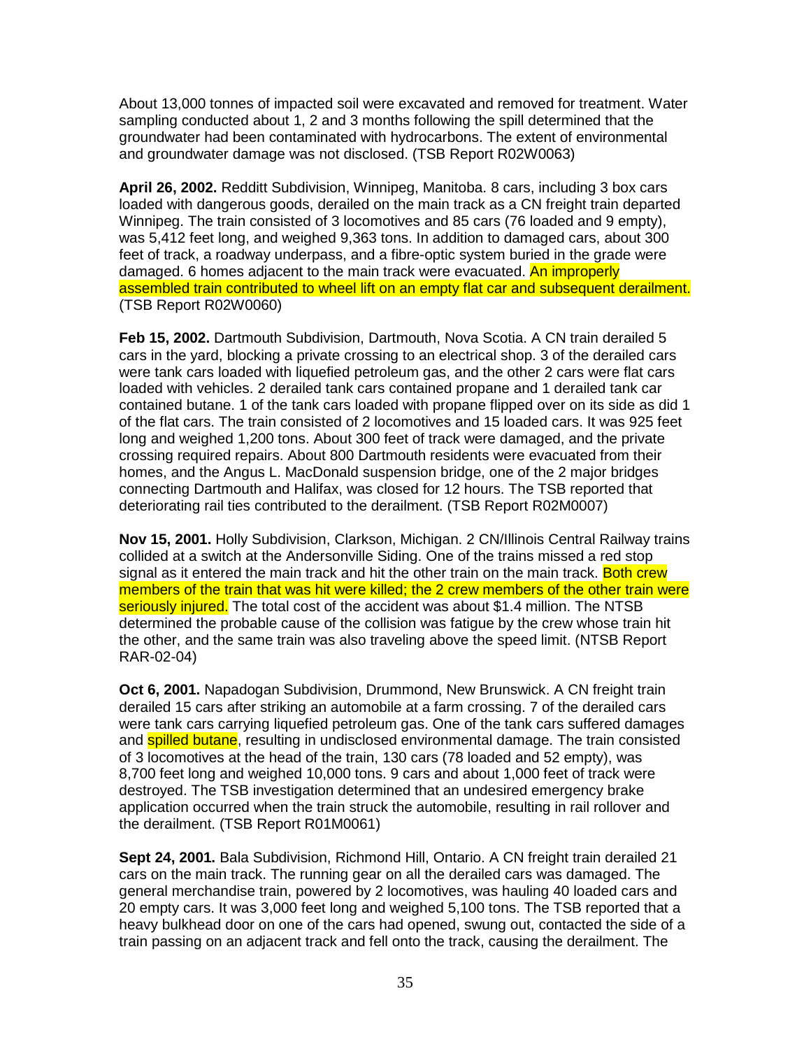About 13,000 tonnes of impacted soil were excavated and removed for treatment. Water sampling conducted about 1, 2 and 3 months following the spill determined that the groundwater had been contaminated with hydrocarbons. The extent of environmental and groundwater damage was not disclosed. (TSB Report R02W0063)

**April 26, 2002.** Redditt Subdivision, Winnipeg, Manitoba. 8 cars, including 3 box cars loaded with dangerous goods, derailed on the main track as a CN freight train departed Winnipeg. The train consisted of 3 locomotives and 85 cars (76 loaded and 9 empty), was 5,412 feet long, and weighed 9,363 tons. In addition to damaged cars, about 300 feet of track, a roadway underpass, and a fibre-optic system buried in the grade were damaged. 6 homes adjacent to the main track were evacuated. An improperly assembled train contributed to wheel lift on an empty flat car and subsequent derailment. (TSB Report R02W0060)

**Feb 15, 2002.** Dartmouth Subdivision, Dartmouth, Nova Scotia. A CN train derailed 5 cars in the yard, blocking a private crossing to an electrical shop. 3 of the derailed cars were tank cars loaded with liquefied petroleum gas, and the other 2 cars were flat cars loaded with vehicles. 2 derailed tank cars contained propane and 1 derailed tank car contained butane. 1 of the tank cars loaded with propane flipped over on its side as did 1 of the flat cars. The train consisted of 2 locomotives and 15 loaded cars. It was 925 feet long and weighed 1,200 tons. About 300 feet of track were damaged, and the private crossing required repairs. About 800 Dartmouth residents were evacuated from their homes, and the Angus L. MacDonald suspension bridge, one of the 2 major bridges connecting Dartmouth and Halifax, was closed for 12 hours. The TSB reported that deteriorating rail ties contributed to the derailment. (TSB Report R02M0007)

**Nov 15, 2001.** Holly Subdivision, Clarkson, Michigan. 2 CN/Illinois Central Railway trains collided at a switch at the Andersonville Siding. One of the trains missed a red stop signal as it entered the main track and hit the other train on the main track. Both crew members of the train that was hit were killed; the 2 crew members of the other train were seriously injured. The total cost of the accident was about $1.4 million. The NTSB determined the probable cause of the collision was fatigue by the crew whose train hit the other, and the same train was also traveling above the speed limit. (NTSB Report RAR-02-04)

**Oct 6, 2001.** Napadogan Subdivision, Drummond, New Brunswick. A CN freight train derailed 15 cars after striking an automobile at a farm crossing. 7 of the derailed cars were tank cars carrying liquefied petroleum gas. One of the tank cars suffered damages and spilled butane, resulting in undisclosed environmental damage. The train consisted of 3 locomotives at the head of the train, 130 cars (78 loaded and 52 empty), was 8,700 feet long and weighed 10,000 tons. 9 cars and about 1,000 feet of track were destroyed. The TSB investigation determined that an undesired emergency brake application occurred when the train struck the automobile, resulting in rail rollover and the derailment. (TSB Report R01M0061)

**Sept 24, 2001.** Bala Subdivision, Richmond Hill, Ontario. A CN freight train derailed 21 cars on the main track. The running gear on all the derailed cars was damaged. The general merchandise train, powered by 2 locomotives, was hauling 40 loaded cars and 20 empty cars. It was 3,000 feet long and weighed 5,100 tons. The TSB reported that a heavy bulkhead door on one of the cars had opened, swung out, contacted the side of a train passing on an adjacent track and fell onto the track, causing the derailment. The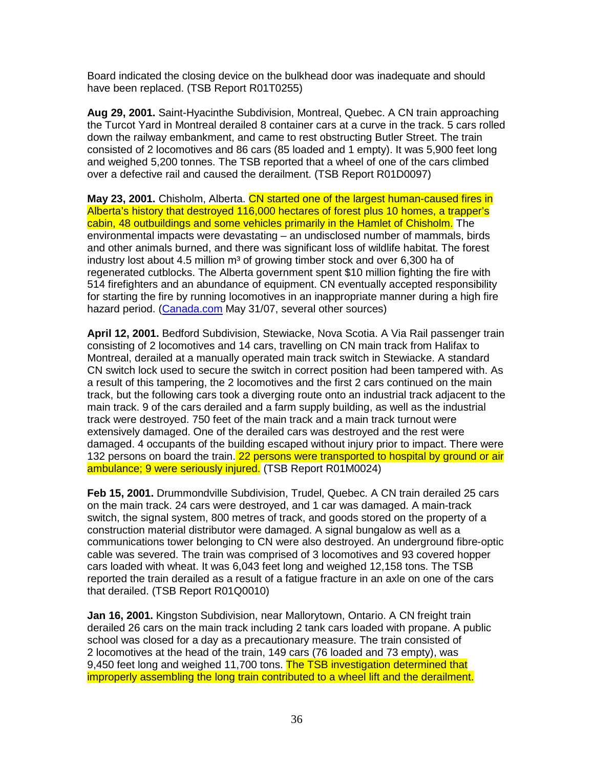Board indicated the closing device on the bulkhead door was inadequate and should have been replaced. (TSB Report R01T0255)

**Aug 29, 2001.** Saint-Hyacinthe Subdivision, Montreal, Quebec. A CN train approaching the Turcot Yard in Montreal derailed 8 container cars at a curve in the track. 5 cars rolled down the railway embankment, and came to rest obstructing Butler Street. The train consisted of 2 locomotives and 86 cars (85 loaded and 1 empty). It was 5,900 feet long and weighed 5,200 tonnes. The TSB reported that a wheel of one of the cars climbed over a defective rail and caused the derailment. (TSB Report R01D0097)

**May 23, 2001.** Chisholm, Alberta. CN started one of the largest human-caused fires in Alberta's history that destroyed 116,000 hectares of forest plus 10 homes, a trapper's cabin, 48 outbuildings and some vehicles primarily in the Hamlet of Chisholm. The environmental impacts were devastating – an undisclosed number of mammals, birds and other animals burned, and there was significant loss of wildlife habitat. The forest industry lost about 4.5 million m³ of growing timber stock and over 6,300 ha of regenerated cutblocks. The Alberta government spent $10 million fighting the fire with 514 firefighters and an abundance of equipment. CN eventually accepted responsibility for starting the fire by running locomotives in an inappropriate manner during a high fire hazard period. (Canada.com May 31/07, several other sources)

**April 12, 2001.** Bedford Subdivision, Stewiacke, Nova Scotia. A Via Rail passenger train consisting of 2 locomotives and 14 cars, travelling on CN main track from Halifax to Montreal, derailed at a manually operated main track switch in Stewiacke. A standard CN switch lock used to secure the switch in correct position had been tampered with. As a result of this tampering, the 2 locomotives and the first 2 cars continued on the main track, but the following cars took a diverging route onto an industrial track adjacent to the main track. 9 of the cars derailed and a farm supply building, as well as the industrial track were destroyed. 750 feet of the main track and a main track turnout were extensively damaged. One of the derailed cars was destroyed and the rest were damaged. 4 occupants of the building escaped without injury prior to impact. There were 132 persons on board the train. 22 persons were transported to hospital by ground or air ambulance; 9 were seriously injured. (TSB Report R01M0024)

**Feb 15, 2001.** Drummondville Subdivision, Trudel, Quebec. A CN train derailed 25 cars on the main track. 24 cars were destroyed, and 1 car was damaged. A main-track switch, the signal system, 800 metres of track, and goods stored on the property of a construction material distributor were damaged. A signal bungalow as well as a communications tower belonging to CN were also destroyed. An underground fibre-optic cable was severed. The train was comprised of 3 locomotives and 93 covered hopper cars loaded with wheat. It was 6,043 feet long and weighed 12,158 tons. The TSB reported the train derailed as a result of a fatigue fracture in an axle on one of the cars that derailed. (TSB Report R01Q0010)

**Jan 16, 2001.** Kingston Subdivision, near Mallorytown, Ontario. A CN freight train derailed 26 cars on the main track including 2 tank cars loaded with propane. A public school was closed for a day as a precautionary measure. The train consisted of 2 locomotives at the head of the train, 149 cars (76 loaded and 73 empty), was 9,450 feet long and weighed 11,700 tons. The TSB investigation determined that improperly assembling the long train contributed to a wheel lift and the derailment.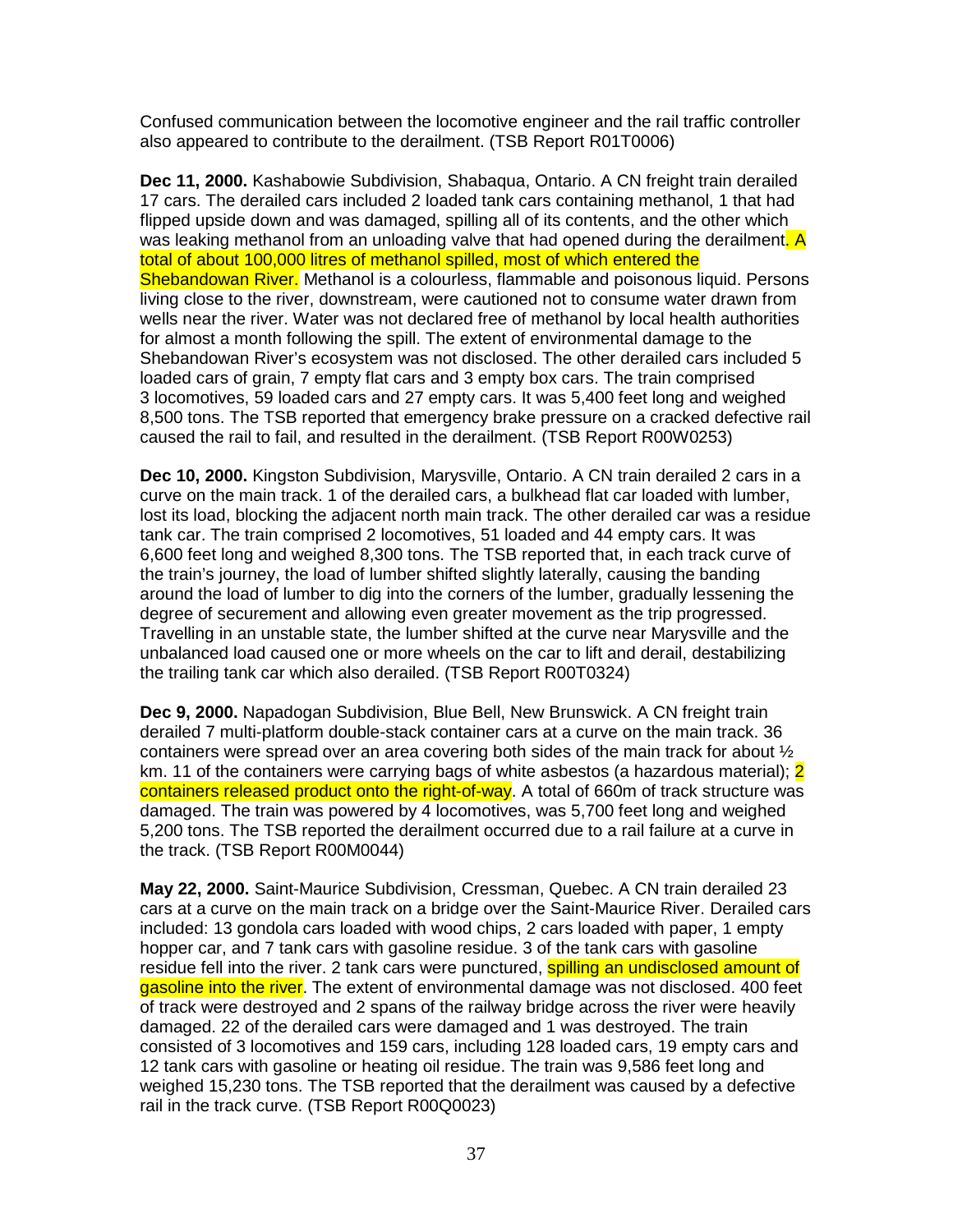Confused communication between the locomotive engineer and the rail traffic controller also appeared to contribute to the derailment. (TSB Report R01T0006)

**Dec 11, 2000.** Kashabowie Subdivision, Shabaqua, Ontario. A CN freight train derailed 17 cars. The derailed cars included 2 loaded tank cars containing methanol, 1 that had flipped upside down and was damaged, spilling all of its contents, and the other which was leaking methanol from an unloading valve that had opened during the derailment. A total of about 100,000 litres of methanol spilled, most of which entered the Shebandowan River. Methanol is a colourless, flammable and poisonous liquid. Persons living close to the river, downstream, were cautioned not to consume water drawn from wells near the river. Water was not declared free of methanol by local health authorities for almost a month following the spill. The extent of environmental damage to the Shebandowan River's ecosystem was not disclosed. The other derailed cars included 5 loaded cars of grain, 7 empty flat cars and 3 empty box cars. The train comprised 3 locomotives, 59 loaded cars and 27 empty cars. It was 5,400 feet long and weighed 8,500 tons. The TSB reported that emergency brake pressure on a cracked defective rail caused the rail to fail, and resulted in the derailment. (TSB Report R00W0253)

**Dec 10, 2000.** Kingston Subdivision, Marysville, Ontario. A CN train derailed 2 cars in a curve on the main track. 1 of the derailed cars, a bulkhead flat car loaded with lumber, lost its load, blocking the adjacent north main track. The other derailed car was a residue tank car. The train comprised 2 locomotives, 51 loaded and 44 empty cars. It was 6,600 feet long and weighed 8,300 tons. The TSB reported that, in each track curve of the train's journey, the load of lumber shifted slightly laterally, causing the banding around the load of lumber to dig into the corners of the lumber, gradually lessening the degree of securement and allowing even greater movement as the trip progressed. Travelling in an unstable state, the lumber shifted at the curve near Marysville and the unbalanced load caused one or more wheels on the car to lift and derail, destabilizing the trailing tank car which also derailed. (TSB Report R00T0324)

**Dec 9, 2000.** Napadogan Subdivision, Blue Bell, New Brunswick. A CN freight train derailed 7 multi-platform double-stack container cars at a curve on the main track. 36 containers were spread over an area covering both sides of the main track for about ½ km. 11 of the containers were carrying bags of white asbestos (a hazardous material); 2 containers released product onto the right-of-way. A total of 660m of track structure was damaged. The train was powered by 4 locomotives, was 5,700 feet long and weighed 5,200 tons. The TSB reported the derailment occurred due to a rail failure at a curve in the track. (TSB Report R00M0044)

**May 22, 2000.** Saint-Maurice Subdivision, Cressman, Quebec. A CN train derailed 23 cars at a curve on the main track on a bridge over the Saint-Maurice River. Derailed cars included: 13 gondola cars loaded with wood chips, 2 cars loaded with paper, 1 empty hopper car, and 7 tank cars with gasoline residue. 3 of the tank cars with gasoline residue fell into the river. 2 tank cars were punctured, spilling an undisclosed amount of gasoline into the river. The extent of environmental damage was not disclosed. 400 feet of track were destroyed and 2 spans of the railway bridge across the river were heavily damaged. 22 of the derailed cars were damaged and 1 was destroyed. The train consisted of 3 locomotives and 159 cars, including 128 loaded cars, 19 empty cars and 12 tank cars with gasoline or heating oil residue. The train was 9,586 feet long and weighed 15,230 tons. The TSB reported that the derailment was caused by a defective rail in the track curve. (TSB Report R00Q0023)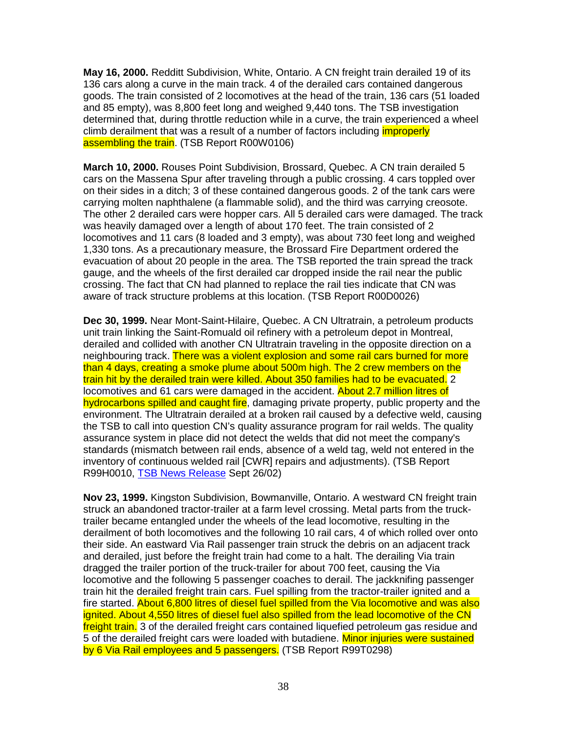**May 16, 2000.** Redditt Subdivision, White, Ontario. A CN freight train derailed 19 of its 136 cars along a curve in the main track. 4 of the derailed cars contained dangerous goods. The train consisted of 2 locomotives at the head of the train, 136 cars (51 loaded and 85 empty), was 8,800 feet long and weighed 9,440 tons. The TSB investigation determined that, during throttle reduction while in a curve, the train experienced a wheel climb derailment that was a result of a number of factors including improperly assembling the train. (TSB Report R00W0106)

**March 10, 2000.** Rouses Point Subdivision, Brossard, Quebec. A CN train derailed 5 cars on the Massena Spur after traveling through a public crossing. 4 cars toppled over on their sides in a ditch; 3 of these contained dangerous goods. 2 of the tank cars were carrying molten naphthalene (a flammable solid), and the third was carrying creosote. The other 2 derailed cars were hopper cars. All 5 derailed cars were damaged. The track was heavily damaged over a length of about 170 feet. The train consisted of 2 locomotives and 11 cars (8 loaded and 3 empty), was about 730 feet long and weighed 1,330 tons. As a precautionary measure, the Brossard Fire Department ordered the evacuation of about 20 people in the area. The TSB reported the train spread the track gauge, and the wheels of the first derailed car dropped inside the rail near the public crossing. The fact that CN had planned to replace the rail ties indicate that CN was aware of track structure problems at this location. (TSB Report R00D0026)

**Dec 30, 1999.** Near Mont-Saint-Hilaire, Quebec. A CN Ultratrain, a petroleum products unit train linking the Saint-Romuald oil refinery with a petroleum depot in Montreal, derailed and collided with another CN Ultratrain traveling in the opposite direction on a neighbouring track. There was a violent explosion and some rail cars burned for more than 4 days, creating a smoke plume about 500m high. The 2 crew members on the train hit by the derailed train were killed. About 350 families had to be evacuated. 2 locomotives and 61 cars were damaged in the accident. About 2.7 million litres of hydrocarbons spilled and caught fire, damaging private property, public property and the environment. The Ultratrain derailed at a broken rail caused by a defective weld, causing the TSB to call into question CN's quality assurance program for rail welds. The quality assurance system in place did not detect the welds that did not meet the company's standards (mismatch between rail ends, absence of a weld tag, weld not entered in the inventory of continuous welded rail [CWR] repairs and adjustments). (TSB Report R99H0010, TSB News Release Sept 26/02)

**Nov 23, 1999.** Kingston Subdivision, Bowmanville, Ontario. A westward CN freight train struck an abandoned tractor-trailer at a farm level crossing. Metal parts from the truck-trailer became entangled under the wheels of the lead locomotive, resulting in the derailment of both locomotives and the following 10 rail cars, 4 of which rolled over onto their side. An eastward Via Rail passenger train struck the debris on an adjacent track and derailed, just before the freight train had come to a halt. The derailing Via train dragged the trailer portion of the truck-trailer for about 700 feet, causing the Via locomotive and the following 5 passenger coaches to derail. The jackknifing passenger train hit the derailed freight train cars. Fuel spilling from the tractor-trailer ignited and a fire started. About 6,800 litres of diesel fuel spilled from the Via locomotive and was also ignited. About 4,550 litres of diesel fuel also spilled from the lead locomotive of the CN freight train. 3 of the derailed freight cars contained liquefied petroleum gas residue and 5 of the derailed freight cars were loaded with butadiene. Minor injuries were sustained by 6 Via Rail employees and 5 passengers. (TSB Report R99T0298)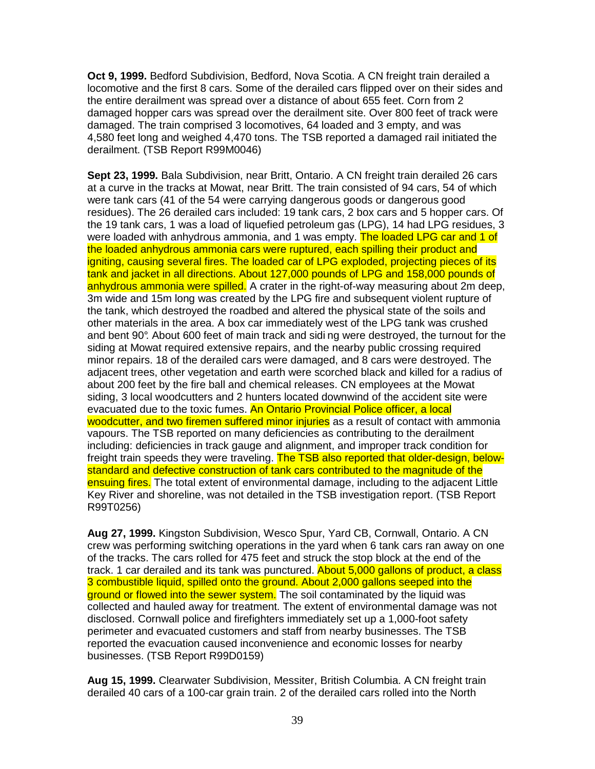**Oct 9, 1999.** Bedford Subdivision, Bedford, Nova Scotia. A CN freight train derailed a locomotive and the first 8 cars. Some of the derailed cars flipped over on their sides and the entire derailment was spread over a distance of about 655 feet. Corn from 2 damaged hopper cars was spread over the derailment site. Over 800 feet of track were damaged. The train comprised 3 locomotives, 64 loaded and 3 empty, and was 4,580 feet long and weighed 4,470 tons. The TSB reported a damaged rail initiated the derailment. (TSB Report R99M0046)

**Sept 23, 1999.** Bala Subdivision, near Britt, Ontario. A CN freight train derailed 26 cars at a curve in the tracks at Mowat, near Britt. The train consisted of 94 cars, 54 of which were tank cars (41 of the 54 were carrying dangerous goods or dangerous good residues). The 26 derailed cars included: 19 tank cars, 2 box cars and 5 hopper cars. Of the 19 tank cars, 1 was a load of liquefied petroleum gas (LPG), 14 had LPG residues, 3 were loaded with anhydrous ammonia, and 1 was empty. The loaded LPG car and 1 of the loaded anhydrous ammonia cars were ruptured, each spilling their product and igniting, causing several fires. The loaded car of LPG exploded, projecting pieces of its tank and jacket in all directions. About 127,000 pounds of LPG and 158,000 pounds of anhydrous ammonia were spilled. A crater in the right-of-way measuring about 2m deep, 3m wide and 15m long was created by the LPG fire and subsequent violent rupture of the tank, which destroyed the roadbed and altered the physical state of the soils and other materials in the area. A box car immediately west of the LPG tank was crushed and bent 90°. About 600 feet of main track and siding were destroyed, the turnout for the siding at Mowat required extensive repairs, and the nearby public crossing required minor repairs. 18 of the derailed cars were damaged, and 8 cars were destroyed. The adjacent trees, other vegetation and earth were scorched black and killed for a radius of about 200 feet by the fire ball and chemical releases. CN employees at the Mowat siding, 3 local woodcutters and 2 hunters located downwind of the accident site were evacuated due to the toxic fumes. An Ontario Provincial Police officer, a local woodcutter, and two firemen suffered minor injuries as a result of contact with ammonia vapours. The TSB reported on many deficiencies as contributing to the derailment including: deficiencies in track gauge and alignment, and improper track condition for freight train speeds they were traveling. The TSB also reported that older-design, below-standard and defective construction of tank cars contributed to the magnitude of the ensuing fires. The total extent of environmental damage, including to the adjacent Little Key River and shoreline, was not detailed in the TSB investigation report. (TSB Report R99T0256)

**Aug 27, 1999.** Kingston Subdivision, Wesco Spur, Yard CB, Cornwall, Ontario. A CN crew was performing switching operations in the yard when 6 tank cars ran away on one of the tracks. The cars rolled for 475 feet and struck the stop block at the end of the track. 1 car derailed and its tank was punctured. About 5,000 gallons of product, a class 3 combustible liquid, spilled onto the ground. About 2,000 gallons seeped into the ground or flowed into the sewer system. The soil contaminated by the liquid was collected and hauled away for treatment. The extent of environmental damage was not disclosed. Cornwall police and firefighters immediately set up a 1,000-foot safety perimeter and evacuated customers and staff from nearby businesses. The TSB reported the evacuation caused inconvenience and economic losses for nearby businesses. (TSB Report R99D0159)

**Aug 15, 1999.** Clearwater Subdivision, Messiter, British Columbia. A CN freight train derailed 40 cars of a 100-car grain train. 2 of the derailed cars rolled into the North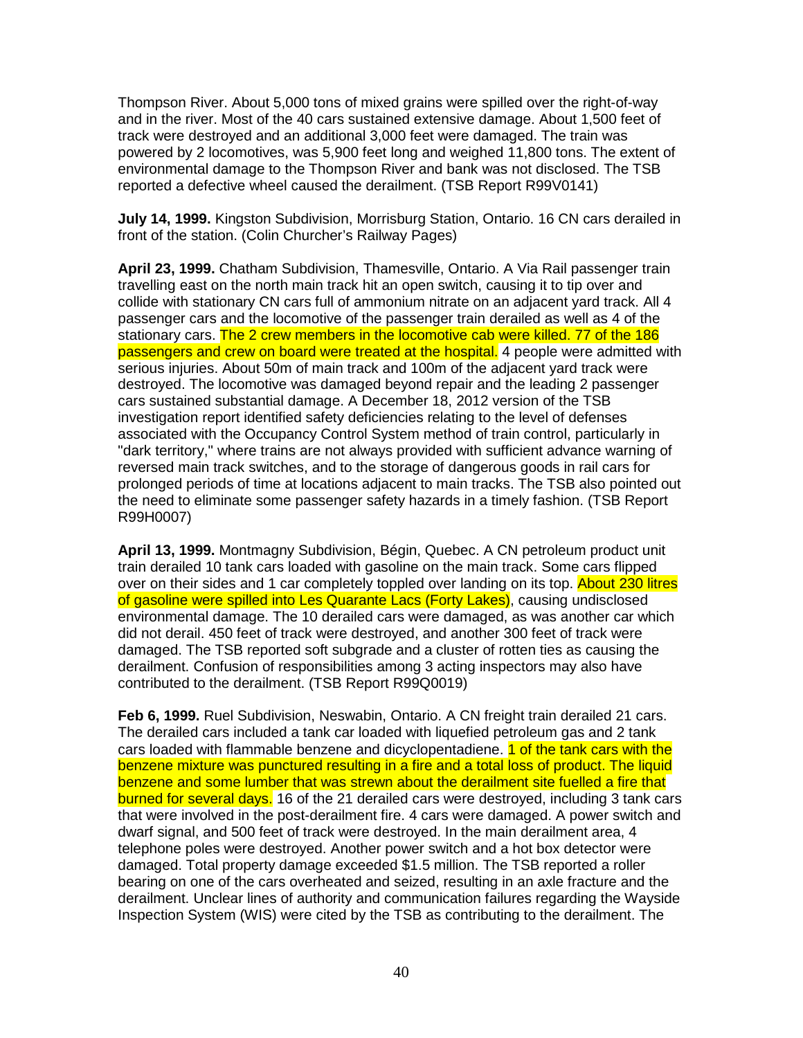Thompson River. About 5,000 tons of mixed grains were spilled over the right-of-way and in the river. Most of the 40 cars sustained extensive damage. About 1,500 feet of track were destroyed and an additional 3,000 feet were damaged. The train was powered by 2 locomotives, was 5,900 feet long and weighed 11,800 tons. The extent of environmental damage to the Thompson River and bank was not disclosed. The TSB reported a defective wheel caused the derailment. (TSB Report R99V0141)

**July 14, 1999.** Kingston Subdivision, Morrisburg Station, Ontario. 16 CN cars derailed in front of the station. (Colin Churcher's Railway Pages)

**April 23, 1999.** Chatham Subdivision, Thamesville, Ontario. A Via Rail passenger train travelling east on the north main track hit an open switch, causing it to tip over and collide with stationary CN cars full of ammonium nitrate on an adjacent yard track. All 4 passenger cars and the locomotive of the passenger train derailed as well as 4 of the stationary cars. The 2 crew members in the locomotive cab were killed. 77 of the 186 passengers and crew on board were treated at the hospital. 4 people were admitted with serious injuries. About 50m of main track and 100m of the adjacent yard track were destroyed. The locomotive was damaged beyond repair and the leading 2 passenger cars sustained substantial damage. A December 18, 2012 version of the TSB investigation report identified safety deficiencies relating to the level of defenses associated with the Occupancy Control System method of train control, particularly in "dark territory," where trains are not always provided with sufficient advance warning of reversed main track switches, and to the storage of dangerous goods in rail cars for prolonged periods of time at locations adjacent to main tracks. The TSB also pointed out the need to eliminate some passenger safety hazards in a timely fashion. (TSB Report R99H0007)

**April 13, 1999.** Montmagny Subdivision, Bégin, Quebec. A CN petroleum product unit train derailed 10 tank cars loaded with gasoline on the main track. Some cars flipped over on their sides and 1 car completely toppled over landing on its top. About 230 litres of gasoline were spilled into Les Quarante Lacs (Forty Lakes), causing undisclosed environmental damage. The 10 derailed cars were damaged, as was another car which did not derail. 450 feet of track were destroyed, and another 300 feet of track were damaged. The TSB reported soft subgrade and a cluster of rotten ties as causing the derailment. Confusion of responsibilities among 3 acting inspectors may also have contributed to the derailment. (TSB Report R99Q0019)

**Feb 6, 1999.** Ruel Subdivision, Neswabin, Ontario. A CN freight train derailed 21 cars. The derailed cars included a tank car loaded with liquefied petroleum gas and 2 tank cars loaded with flammable benzene and dicyclopentadiene. 1 of the tank cars with the benzene mixture was punctured resulting in a fire and a total loss of product. The liquid benzene and some lumber that was strewn about the derailment site fuelled a fire that burned for several days. 16 of the 21 derailed cars were destroyed, including 3 tank cars that were involved in the post-derailment fire. 4 cars were damaged. A power switch and dwarf signal, and 500 feet of track were destroyed. In the main derailment area, 4 telephone poles were destroyed. Another power switch and a hot box detector were damaged. Total property damage exceeded $1.5 million. The TSB reported a roller bearing on one of the cars overheated and seized, resulting in an axle fracture and the derailment. Unclear lines of authority and communication failures regarding the Wayside Inspection System (WIS) were cited by the TSB as contributing to the derailment. The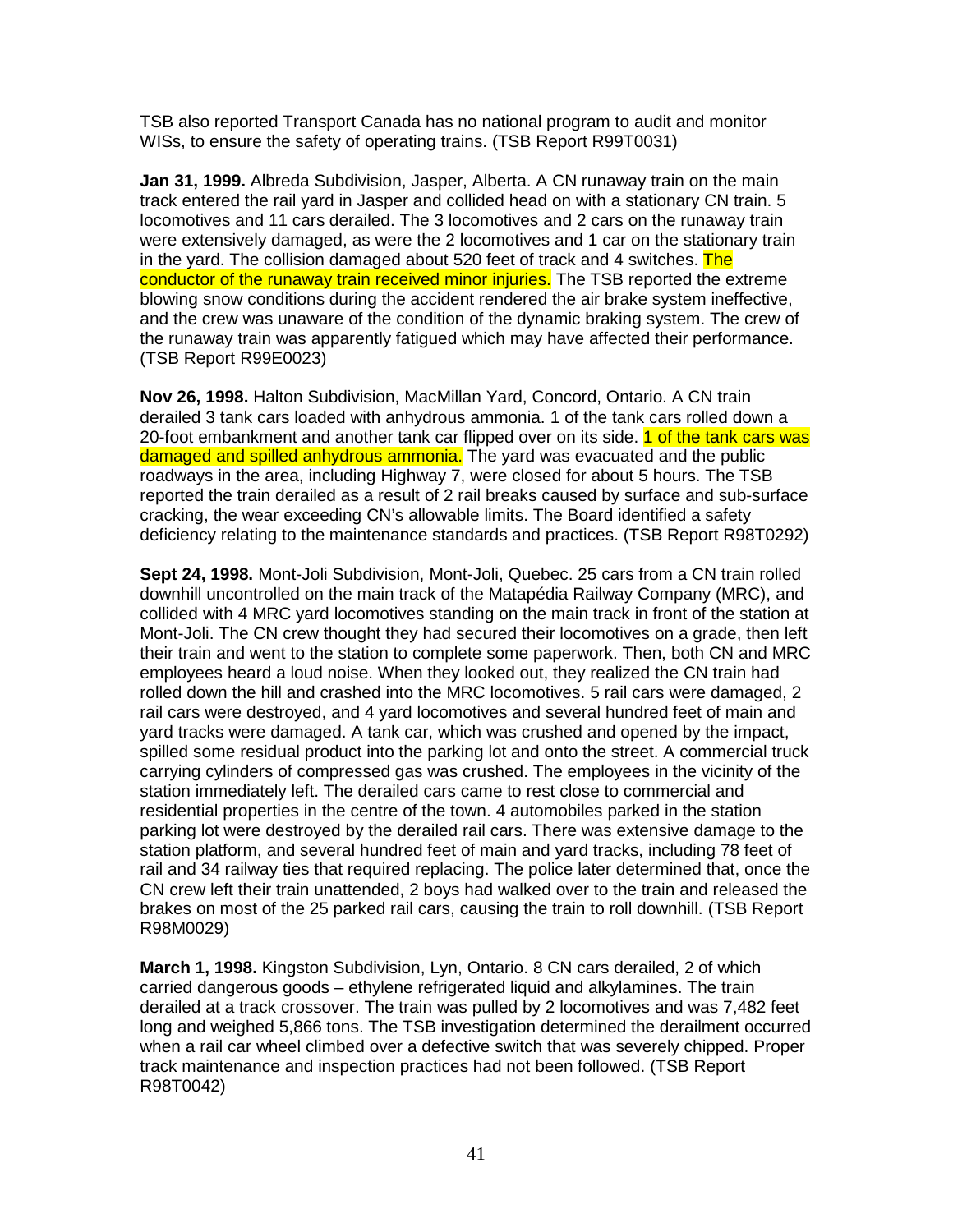TSB also reported Transport Canada has no national program to audit and monitor WISs, to ensure the safety of operating trains. (TSB Report R99T0031)

**Jan 31, 1999.** Albreda Subdivision, Jasper, Alberta. A CN runaway train on the main track entered the rail yard in Jasper and collided head on with a stationary CN train. 5 locomotives and 11 cars derailed. The 3 locomotives and 2 cars on the runaway train were extensively damaged, as were the 2 locomotives and 1 car on the stationary train in the yard. The collision damaged about 520 feet of track and 4 switches. The conductor of the runaway train received minor injuries. The TSB reported the extreme blowing snow conditions during the accident rendered the air brake system ineffective, and the crew was unaware of the condition of the dynamic braking system. The crew of the runaway train was apparently fatigued which may have affected their performance. (TSB Report R99E0023)

**Nov 26, 1998.** Halton Subdivision, MacMillan Yard, Concord, Ontario. A CN train derailed 3 tank cars loaded with anhydrous ammonia. 1 of the tank cars rolled down a 20-foot embankment and another tank car flipped over on its side. 1 of the tank cars was damaged and spilled anhydrous ammonia. The yard was evacuated and the public roadways in the area, including Highway 7, were closed for about 5 hours. The TSB reported the train derailed as a result of 2 rail breaks caused by surface and sub-surface cracking, the wear exceeding CN's allowable limits. The Board identified a safety deficiency relating to the maintenance standards and practices. (TSB Report R98T0292)

**Sept 24, 1998.** Mont-Joli Subdivision, Mont-Joli, Quebec. 25 cars from a CN train rolled downhill uncontrolled on the main track of the Matapédia Railway Company (MRC), and collided with 4 MRC yard locomotives standing on the main track in front of the station at Mont-Joli. The CN crew thought they had secured their locomotives on a grade, then left their train and went to the station to complete some paperwork. Then, both CN and MRC employees heard a loud noise. When they looked out, they realized the CN train had rolled down the hill and crashed into the MRC locomotives. 5 rail cars were damaged, 2 rail cars were destroyed, and 4 yard locomotives and several hundred feet of main and yard tracks were damaged. A tank car, which was crushed and opened by the impact, spilled some residual product into the parking lot and onto the street. A commercial truck carrying cylinders of compressed gas was crushed. The employees in the vicinity of the station immediately left. The derailed cars came to rest close to commercial and residential properties in the centre of the town. 4 automobiles parked in the station parking lot were destroyed by the derailed rail cars. There was extensive damage to the station platform, and several hundred feet of main and yard tracks, including 78 feet of rail and 34 railway ties that required replacing. The police later determined that, once the CN crew left their train unattended, 2 boys had walked over to the train and released the brakes on most of the 25 parked rail cars, causing the train to roll downhill. (TSB Report R98M0029)

**March 1, 1998.** Kingston Subdivision, Lyn, Ontario. 8 CN cars derailed, 2 of which carried dangerous goods – ethylene refrigerated liquid and alkylamines. The train derailed at a track crossover. The train was pulled by 2 locomotives and was 7,482 feet long and weighed 5,866 tons. The TSB investigation determined the derailment occurred when a rail car wheel climbed over a defective switch that was severely chipped. Proper track maintenance and inspection practices had not been followed. (TSB Report R98T0042)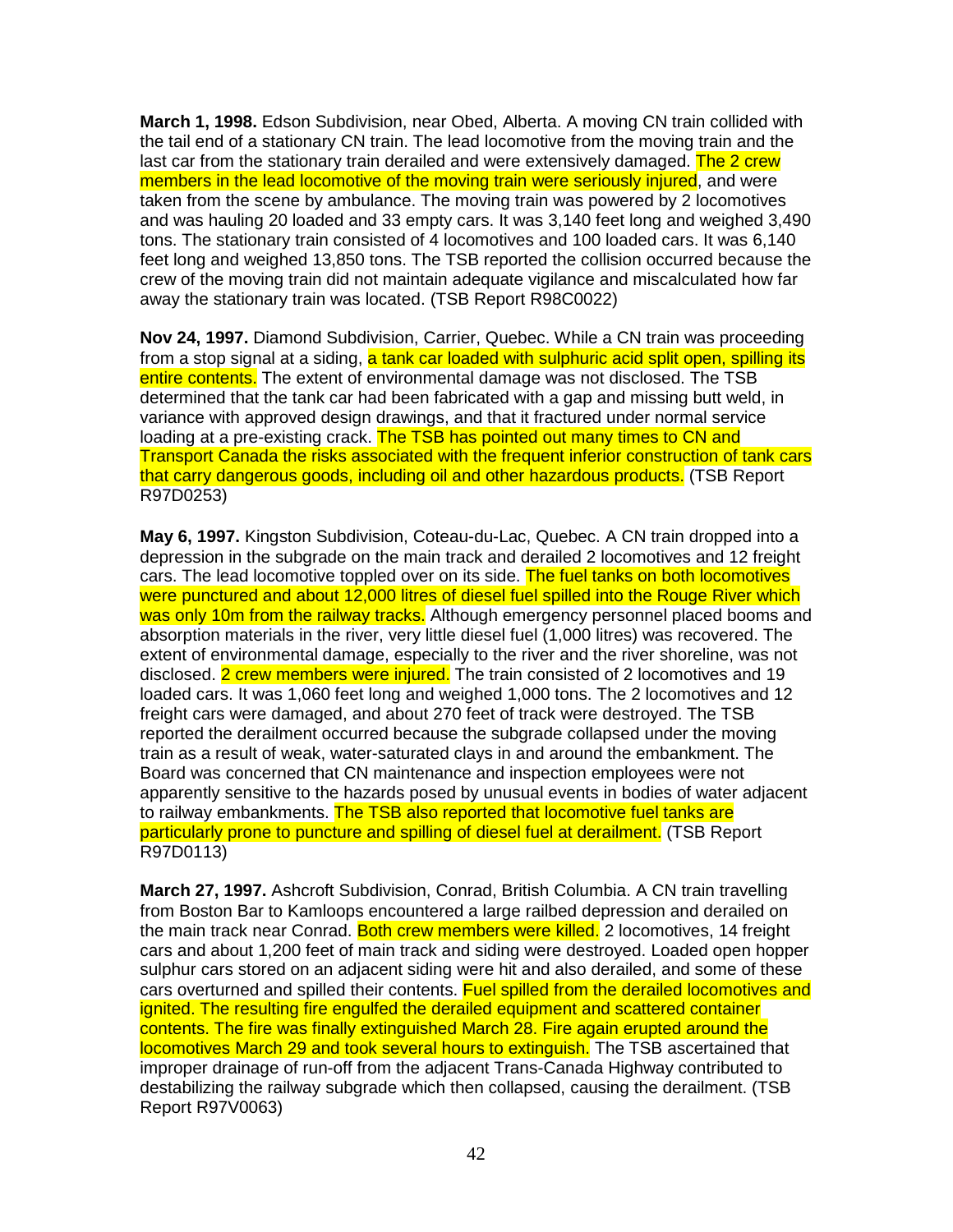**March 1, 1998.** Edson Subdivision, near Obed, Alberta. A moving CN train collided with the tail end of a stationary CN train. The lead locomotive from the moving train and the last car from the stationary train derailed and were extensively damaged. The 2 crew members in the lead locomotive of the moving train were seriously injured, and were taken from the scene by ambulance. The moving train was powered by 2 locomotives and was hauling 20 loaded and 33 empty cars. It was 3,140 feet long and weighed 3,490 tons. The stationary train consisted of 4 locomotives and 100 loaded cars. It was 6,140 feet long and weighed 13,850 tons. The TSB reported the collision occurred because the crew of the moving train did not maintain adequate vigilance and miscalculated how far away the stationary train was located. (TSB Report R98C0022)

**Nov 24, 1997.** Diamond Subdivision, Carrier, Quebec. While a CN train was proceeding from a stop signal at a siding, a tank car loaded with sulphuric acid split open, spilling its entire contents. The extent of environmental damage was not disclosed. The TSB determined that the tank car had been fabricated with a gap and missing butt weld, in variance with approved design drawings, and that it fractured under normal service loading at a pre-existing crack. The TSB has pointed out many times to CN and Transport Canada the risks associated with the frequent inferior construction of tank cars that carry dangerous goods, including oil and other hazardous products. (TSB Report R97D0253)

**May 6, 1997.** Kingston Subdivision, Coteau-du-Lac, Quebec. A CN train dropped into a depression in the subgrade on the main track and derailed 2 locomotives and 12 freight cars. The lead locomotive toppled over on its side. The fuel tanks on both locomotives were punctured and about 12,000 litres of diesel fuel spilled into the Rouge River which was only 10m from the railway tracks. Although emergency personnel placed booms and absorption materials in the river, very little diesel fuel (1,000 litres) was recovered. The extent of environmental damage, especially to the river and the river shoreline, was not disclosed. 2 crew members were injured. The train consisted of 2 locomotives and 19 loaded cars. It was 1,060 feet long and weighed 1,000 tons. The 2 locomotives and 12 freight cars were damaged, and about 270 feet of track were destroyed. The TSB reported the derailment occurred because the subgrade collapsed under the moving train as a result of weak, water-saturated clays in and around the embankment. The Board was concerned that CN maintenance and inspection employees were not apparently sensitive to the hazards posed by unusual events in bodies of water adjacent to railway embankments. The TSB also reported that locomotive fuel tanks are particularly prone to puncture and spilling of diesel fuel at derailment. (TSB Report R97D0113)

**March 27, 1997.** Ashcroft Subdivision, Conrad, British Columbia. A CN train travelling from Boston Bar to Kamloops encountered a large railbed depression and derailed on the main track near Conrad. Both crew members were killed. 2 locomotives, 14 freight cars and about 1,200 feet of main track and siding were destroyed. Loaded open hopper sulphur cars stored on an adjacent siding were hit and also derailed, and some of these cars overturned and spilled their contents. Fuel spilled from the derailed locomotives and ignited. The resulting fire engulfed the derailed equipment and scattered container contents. The fire was finally extinguished March 28. Fire again erupted around the locomotives March 29 and took several hours to extinguish. The TSB ascertained that improper drainage of run-off from the adjacent Trans-Canada Highway contributed to destabilizing the railway subgrade which then collapsed, causing the derailment. (TSB Report R97V0063)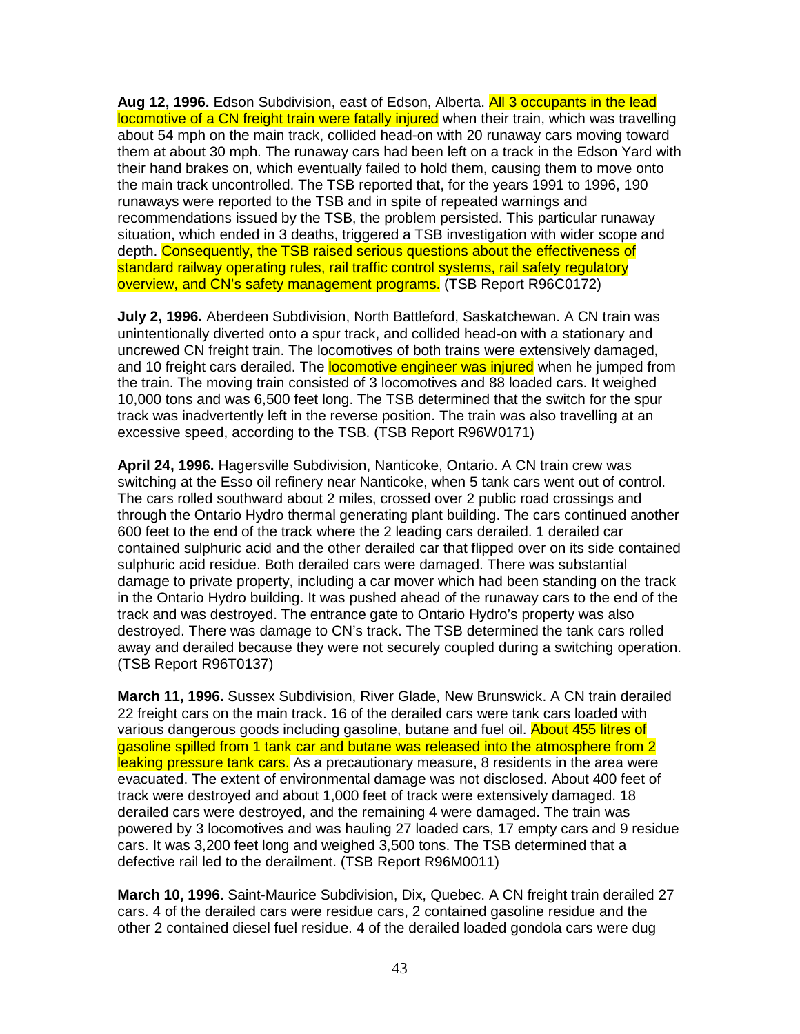**Aug 12, 1996.** Edson Subdivision, east of Edson, Alberta. All 3 occupants in the lead locomotive of a CN freight train were fatally injured when their train, which was travelling about 54 mph on the main track, collided head-on with 20 runaway cars moving toward them at about 30 mph. The runaway cars had been left on a track in the Edson Yard with their hand brakes on, which eventually failed to hold them, causing them to move onto the main track uncontrolled. The TSB reported that, for the years 1991 to 1996, 190 runaways were reported to the TSB and in spite of repeated warnings and recommendations issued by the TSB, the problem persisted. This particular runaway situation, which ended in 3 deaths, triggered a TSB investigation with wider scope and depth. Consequently, the TSB raised serious questions about the effectiveness of standard railway operating rules, rail traffic control systems, rail safety regulatory overview, and CN's safety management programs. (TSB Report R96C0172)

**July 2, 1996.** Aberdeen Subdivision, North Battleford, Saskatchewan. A CN train was unintentionally diverted onto a spur track, and collided head-on with a stationary and uncrewed CN freight train. The locomotives of both trains were extensively damaged, and 10 freight cars derailed. The locomotive engineer was injured when he jumped from the train. The moving train consisted of 3 locomotives and 88 loaded cars. It weighed 10,000 tons and was 6,500 feet long. The TSB determined that the switch for the spur track was inadvertently left in the reverse position. The train was also travelling at an excessive speed, according to the TSB. (TSB Report R96W0171)

**April 24, 1996.** Hagersville Subdivision, Nanticoke, Ontario. A CN train crew was switching at the Esso oil refinery near Nanticoke, when 5 tank cars went out of control. The cars rolled southward about 2 miles, crossed over 2 public road crossings and through the Ontario Hydro thermal generating plant building. The cars continued another 600 feet to the end of the track where the 2 leading cars derailed. 1 derailed car contained sulphuric acid and the other derailed car that flipped over on its side contained sulphuric acid residue. Both derailed cars were damaged. There was substantial damage to private property, including a car mover which had been standing on the track in the Ontario Hydro building. It was pushed ahead of the runaway cars to the end of the track and was destroyed. The entrance gate to Ontario Hydro's property was also destroyed. There was damage to CN's track. The TSB determined the tank cars rolled away and derailed because they were not securely coupled during a switching operation. (TSB Report R96T0137)

**March 11, 1996.** Sussex Subdivision, River Glade, New Brunswick. A CN train derailed 22 freight cars on the main track. 16 of the derailed cars were tank cars loaded with various dangerous goods including gasoline, butane and fuel oil. About 455 litres of gasoline spilled from 1 tank car and butane was released into the atmosphere from 2 leaking pressure tank cars. As a precautionary measure, 8 residents in the area were evacuated. The extent of environmental damage was not disclosed. About 400 feet of track were destroyed and about 1,000 feet of track were extensively damaged. 18 derailed cars were destroyed, and the remaining 4 were damaged. The train was powered by 3 locomotives and was hauling 27 loaded cars, 17 empty cars and 9 residue cars. It was 3,200 feet long and weighed 3,500 tons. The TSB determined that a defective rail led to the derailment. (TSB Report R96M0011)

**March 10, 1996.** Saint-Maurice Subdivision, Dix, Quebec. A CN freight train derailed 27 cars. 4 of the derailed cars were residue cars, 2 contained gasoline residue and the other 2 contained diesel fuel residue. 4 of the derailed loaded gondola cars were dug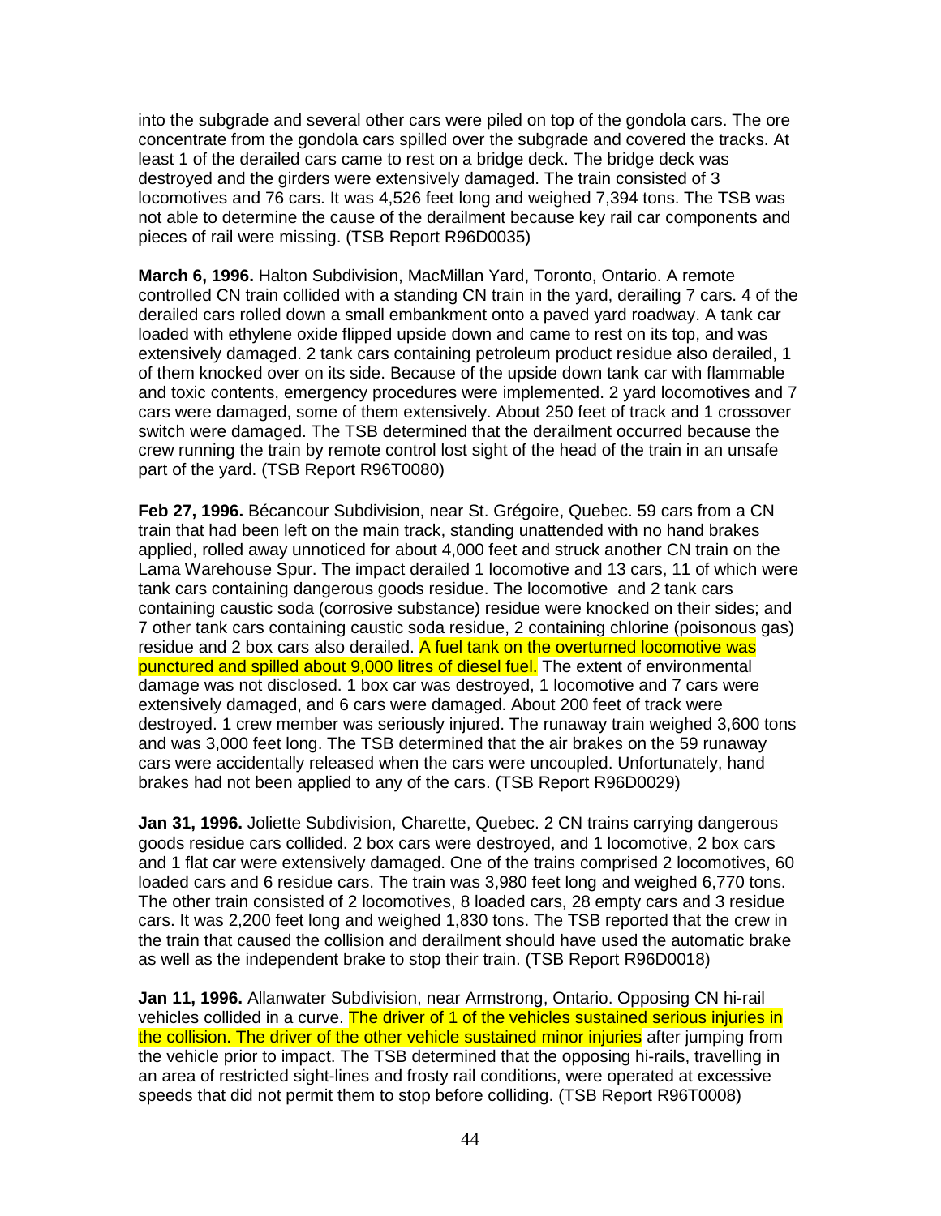into the subgrade and several other cars were piled on top of the gondola cars. The ore concentrate from the gondola cars spilled over the subgrade and covered the tracks. At least 1 of the derailed cars came to rest on a bridge deck. The bridge deck was destroyed and the girders were extensively damaged. The train consisted of 3 locomotives and 76 cars. It was 4,526 feet long and weighed 7,394 tons. The TSB was not able to determine the cause of the derailment because key rail car components and pieces of rail were missing. (TSB Report R96D0035)

**March 6, 1996.** Halton Subdivision, MacMillan Yard, Toronto, Ontario. A remote controlled CN train collided with a standing CN train in the yard, derailing 7 cars. 4 of the derailed cars rolled down a small embankment onto a paved yard roadway. A tank car loaded with ethylene oxide flipped upside down and came to rest on its top, and was extensively damaged. 2 tank cars containing petroleum product residue also derailed, 1 of them knocked over on its side. Because of the upside down tank car with flammable and toxic contents, emergency procedures were implemented. 2 yard locomotives and 7 cars were damaged, some of them extensively. About 250 feet of track and 1 crossover switch were damaged. The TSB determined that the derailment occurred because the crew running the train by remote control lost sight of the head of the train in an unsafe part of the yard. (TSB Report R96T0080)

**Feb 27, 1996.** Bécancour Subdivision, near St. Grégoire, Quebec. 59 cars from a CN train that had been left on the main track, standing unattended with no hand brakes applied, rolled away unnoticed for about 4,000 feet and struck another CN train on the Lama Warehouse Spur. The impact derailed 1 locomotive and 13 cars, 11 of which were tank cars containing dangerous goods residue. The locomotive and 2 tank cars containing caustic soda (corrosive substance) residue were knocked on their sides; and 7 other tank cars containing caustic soda residue, 2 containing chlorine (poisonous gas) residue and 2 box cars also derailed. A fuel tank on the overturned locomotive was punctured and spilled about 9,000 litres of diesel fuel. The extent of environmental damage was not disclosed. 1 box car was destroyed, 1 locomotive and 7 cars were extensively damaged, and 6 cars were damaged. About 200 feet of track were destroyed. 1 crew member was seriously injured. The runaway train weighed 3,600 tons and was 3,000 feet long. The TSB determined that the air brakes on the 59 runaway cars were accidentally released when the cars were uncoupled. Unfortunately, hand brakes had not been applied to any of the cars. (TSB Report R96D0029)

**Jan 31, 1996.** Joliette Subdivision, Charette, Quebec. 2 CN trains carrying dangerous goods residue cars collided. 2 box cars were destroyed, and 1 locomotive, 2 box cars and 1 flat car were extensively damaged. One of the trains comprised 2 locomotives, 60 loaded cars and 6 residue cars. The train was 3,980 feet long and weighed 6,770 tons. The other train consisted of 2 locomotives, 8 loaded cars, 28 empty cars and 3 residue cars. It was 2,200 feet long and weighed 1,830 tons. The TSB reported that the crew in the train that caused the collision and derailment should have used the automatic brake as well as the independent brake to stop their train. (TSB Report R96D0018)

**Jan 11, 1996.** Allanwater Subdivision, near Armstrong, Ontario. Opposing CN hi-rail vehicles collided in a curve. The driver of 1 of the vehicles sustained serious injuries in the collision. The driver of the other vehicle sustained minor injuries after jumping from the vehicle prior to impact. The TSB determined that the opposing hi-rails, travelling in an area of restricted sight-lines and frosty rail conditions, were operated at excessive speeds that did not permit them to stop before colliding. (TSB Report R96T0008)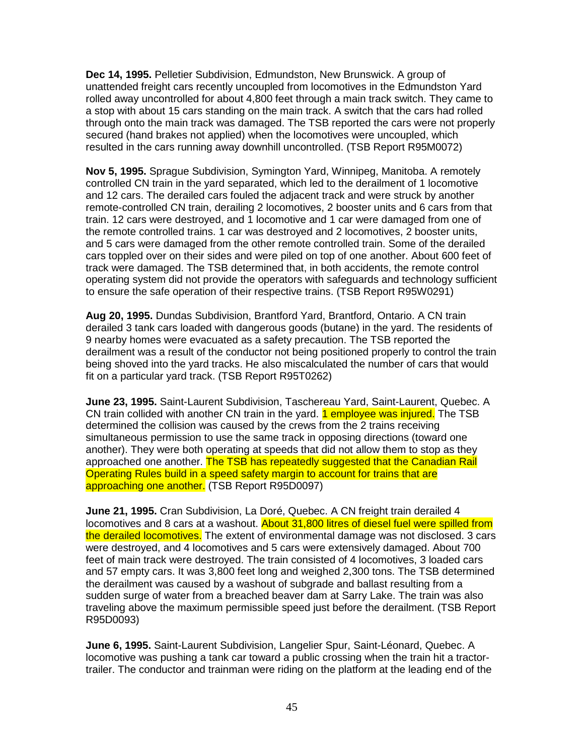**Dec 14, 1995.** Pelletier Subdivision, Edmundston, New Brunswick. A group of unattended freight cars recently uncoupled from locomotives in the Edmundston Yard rolled away uncontrolled for about 4,800 feet through a main track switch. They came to a stop with about 15 cars standing on the main track. A switch that the cars had rolled through onto the main track was damaged. The TSB reported the cars were not properly secured (hand brakes not applied) when the locomotives were uncoupled, which resulted in the cars running away downhill uncontrolled. (TSB Report R95M0072)

**Nov 5, 1995.** Sprague Subdivision, Symington Yard, Winnipeg, Manitoba. A remotely controlled CN train in the yard separated, which led to the derailment of 1 locomotive and 12 cars. The derailed cars fouled the adjacent track and were struck by another remote-controlled CN train, derailing 2 locomotives, 2 booster units and 6 cars from that train. 12 cars were destroyed, and 1 locomotive and 1 car were damaged from one of the remote controlled trains. 1 car was destroyed and 2 locomotives, 2 booster units, and 5 cars were damaged from the other remote controlled train. Some of the derailed cars toppled over on their sides and were piled on top of one another. About 600 feet of track were damaged. The TSB determined that, in both accidents, the remote control operating system did not provide the operators with safeguards and technology sufficient to ensure the safe operation of their respective trains. (TSB Report R95W0291)

**Aug 20, 1995.** Dundas Subdivision, Brantford Yard, Brantford, Ontario. A CN train derailed 3 tank cars loaded with dangerous goods (butane) in the yard. The residents of 9 nearby homes were evacuated as a safety precaution. The TSB reported the derailment was a result of the conductor not being positioned properly to control the train being shoved into the yard tracks. He also miscalculated the number of cars that would fit on a particular yard track. (TSB Report R95T0262)

**June 23, 1995.** Saint-Laurent Subdivision, Taschereau Yard, Saint-Laurent, Quebec. A CN train collided with another CN train in the yard. 1 employee was injured. The TSB determined the collision was caused by the crews from the 2 trains receiving simultaneous permission to use the same track in opposing directions (toward one another). They were both operating at speeds that did not allow them to stop as they approached one another. The TSB has repeatedly suggested that the Canadian Rail Operating Rules build in a speed safety margin to account for trains that are approaching one another. (TSB Report R95D0097)

**June 21, 1995.** Cran Subdivision, La Doré, Quebec. A CN freight train derailed 4 locomotives and 8 cars at a washout. About 31,800 litres of diesel fuel were spilled from the derailed locomotives. The extent of environmental damage was not disclosed. 3 cars were destroyed, and 4 locomotives and 5 cars were extensively damaged. About 700 feet of main track were destroyed. The train consisted of 4 locomotives, 3 loaded cars and 57 empty cars. It was 3,800 feet long and weighed 2,300 tons. The TSB determined the derailment was caused by a washout of subgrade and ballast resulting from a sudden surge of water from a breached beaver dam at Sarry Lake. The train was also traveling above the maximum permissible speed just before the derailment. (TSB Report R95D0093)

**June 6, 1995.** Saint-Laurent Subdivision, Langelier Spur, Saint-Léonard, Quebec. A locomotive was pushing a tank car toward a public crossing when the train hit a tractor-trailer. The conductor and trainman were riding on the platform at the leading end of the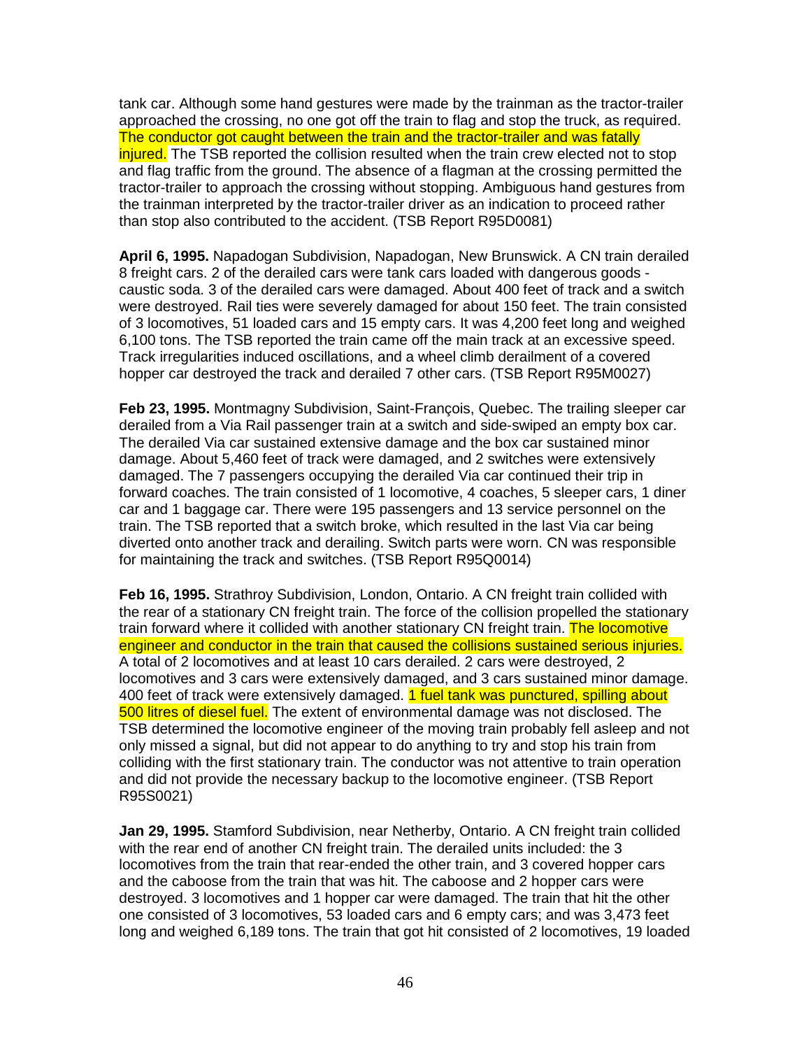tank car. Although some hand gestures were made by the trainman as the tractor-trailer approached the crossing, no one got off the train to flag and stop the truck, as required. The conductor got caught between the train and the tractor-trailer and was fatally injured. The TSB reported the collision resulted when the train crew elected not to stop and flag traffic from the ground. The absence of a flagman at the crossing permitted the tractor-trailer to approach the crossing without stopping. Ambiguous hand gestures from the trainman interpreted by the tractor-trailer driver as an indication to proceed rather than stop also contributed to the accident. (TSB Report R95D0081)

**April 6, 1995.** Napadogan Subdivision, Napadogan, New Brunswick. A CN train derailed 8 freight cars. 2 of the derailed cars were tank cars loaded with dangerous goods - caustic soda. 3 of the derailed cars were damaged. About 400 feet of track and a switch were destroyed. Rail ties were severely damaged for about 150 feet. The train consisted of 3 locomotives, 51 loaded cars and 15 empty cars. It was 4,200 feet long and weighed 6,100 tons. The TSB reported the train came off the main track at an excessive speed. Track irregularities induced oscillations, and a wheel climb derailment of a covered hopper car destroyed the track and derailed 7 other cars. (TSB Report R95M0027)

**Feb 23, 1995.** Montmagny Subdivision, Saint-François, Quebec. The trailing sleeper car derailed from a Via Rail passenger train at a switch and side-swiped an empty box car. The derailed Via car sustained extensive damage and the box car sustained minor damage. About 5,460 feet of track were damaged, and 2 switches were extensively damaged. The 7 passengers occupying the derailed Via car continued their trip in forward coaches. The train consisted of 1 locomotive, 4 coaches, 5 sleeper cars, 1 diner car and 1 baggage car. There were 195 passengers and 13 service personnel on the train. The TSB reported that a switch broke, which resulted in the last Via car being diverted onto another track and derailing. Switch parts were worn. CN was responsible for maintaining the track and switches. (TSB Report R95Q0014)

**Feb 16, 1995.** Strathroy Subdivision, London, Ontario. A CN freight train collided with the rear of a stationary CN freight train. The force of the collision propelled the stationary train forward where it collided with another stationary CN freight train. The locomotive engineer and conductor in the train that caused the collisions sustained serious injuries. A total of 2 locomotives and at least 10 cars derailed. 2 cars were destroyed, 2 locomotives and 3 cars were extensively damaged, and 3 cars sustained minor damage. 400 feet of track were extensively damaged. 1 fuel tank was punctured, spilling about 500 litres of diesel fuel. The extent of environmental damage was not disclosed. The TSB determined the locomotive engineer of the moving train probably fell asleep and not only missed a signal, but did not appear to do anything to try and stop his train from colliding with the first stationary train. The conductor was not attentive to train operation and did not provide the necessary backup to the locomotive engineer. (TSB Report R95S0021)

**Jan 29, 1995.** Stamford Subdivision, near Netherby, Ontario. A CN freight train collided with the rear end of another CN freight train. The derailed units included: the 3 locomotives from the train that rear-ended the other train, and 3 covered hopper cars and the caboose from the train that was hit. The caboose and 2 hopper cars were destroyed. 3 locomotives and 1 hopper car were damaged. The train that hit the other one consisted of 3 locomotives, 53 loaded cars and 6 empty cars; and was 3,473 feet long and weighed 6,189 tons. The train that got hit consisted of 2 locomotives, 19 loaded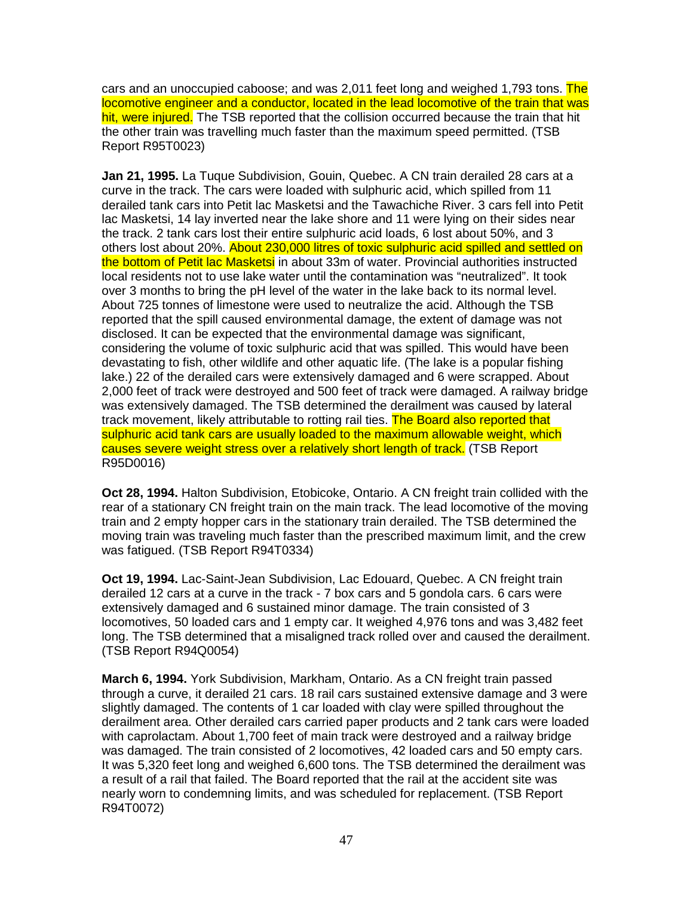cars and an unoccupied caboose; and was 2,011 feet long and weighed 1,793 tons. The locomotive engineer and a conductor, located in the lead locomotive of the train that was hit, were injured. The TSB reported that the collision occurred because the train that hit the other train was travelling much faster than the maximum speed permitted. (TSB Report R95T0023)

**Jan 21, 1995.** La Tuque Subdivision, Gouin, Quebec. A CN train derailed 28 cars at a curve in the track. The cars were loaded with sulphuric acid, which spilled from 11 derailed tank cars into Petit lac Masketsi and the Tawachiche River. 3 cars fell into Petit lac Masketsi, 14 lay inverted near the lake shore and 11 were lying on their sides near the track. 2 tank cars lost their entire sulphuric acid loads, 6 lost about 50%, and 3 others lost about 20%. About 230,000 litres of toxic sulphuric acid spilled and settled on the bottom of Petit lac Masketsi in about 33m of water. Provincial authorities instructed local residents not to use lake water until the contamination was "neutralized". It took over 3 months to bring the pH level of the water in the lake back to its normal level. About 725 tonnes of limestone were used to neutralize the acid. Although the TSB reported that the spill caused environmental damage, the extent of damage was not disclosed. It can be expected that the environmental damage was significant, considering the volume of toxic sulphuric acid that was spilled. This would have been devastating to fish, other wildlife and other aquatic life. (The lake is a popular fishing lake.) 22 of the derailed cars were extensively damaged and 6 were scrapped. About 2,000 feet of track were destroyed and 500 feet of track were damaged. A railway bridge was extensively damaged. The TSB determined the derailment was caused by lateral track movement, likely attributable to rotting rail ties. The Board also reported that sulphuric acid tank cars are usually loaded to the maximum allowable weight, which causes severe weight stress over a relatively short length of track. (TSB Report R95D0016)

**Oct 28, 1994.** Halton Subdivision, Etobicoke, Ontario. A CN freight train collided with the rear of a stationary CN freight train on the main track. The lead locomotive of the moving train and 2 empty hopper cars in the stationary train derailed. The TSB determined the moving train was traveling much faster than the prescribed maximum limit, and the crew was fatigued. (TSB Report R94T0334)

**Oct 19, 1994.** Lac-Saint-Jean Subdivision, Lac Edouard, Quebec. A CN freight train derailed 12 cars at a curve in the track - 7 box cars and 5 gondola cars. 6 cars were extensively damaged and 6 sustained minor damage. The train consisted of 3 locomotives, 50 loaded cars and 1 empty car. It weighed 4,976 tons and was 3,482 feet long. The TSB determined that a misaligned track rolled over and caused the derailment. (TSB Report R94Q0054)

**March 6, 1994.** York Subdivision, Markham, Ontario. As a CN freight train passed through a curve, it derailed 21 cars. 18 rail cars sustained extensive damage and 3 were slightly damaged. The contents of 1 car loaded with clay were spilled throughout the derailment area. Other derailed cars carried paper products and 2 tank cars were loaded with caprolactam. About 1,700 feet of main track were destroyed and a railway bridge was damaged. The train consisted of 2 locomotives, 42 loaded cars and 50 empty cars. It was 5,320 feet long and weighed 6,600 tons. The TSB determined the derailment was a result of a rail that failed. The Board reported that the rail at the accident site was nearly worn to condemning limits, and was scheduled for replacement. (TSB Report R94T0072)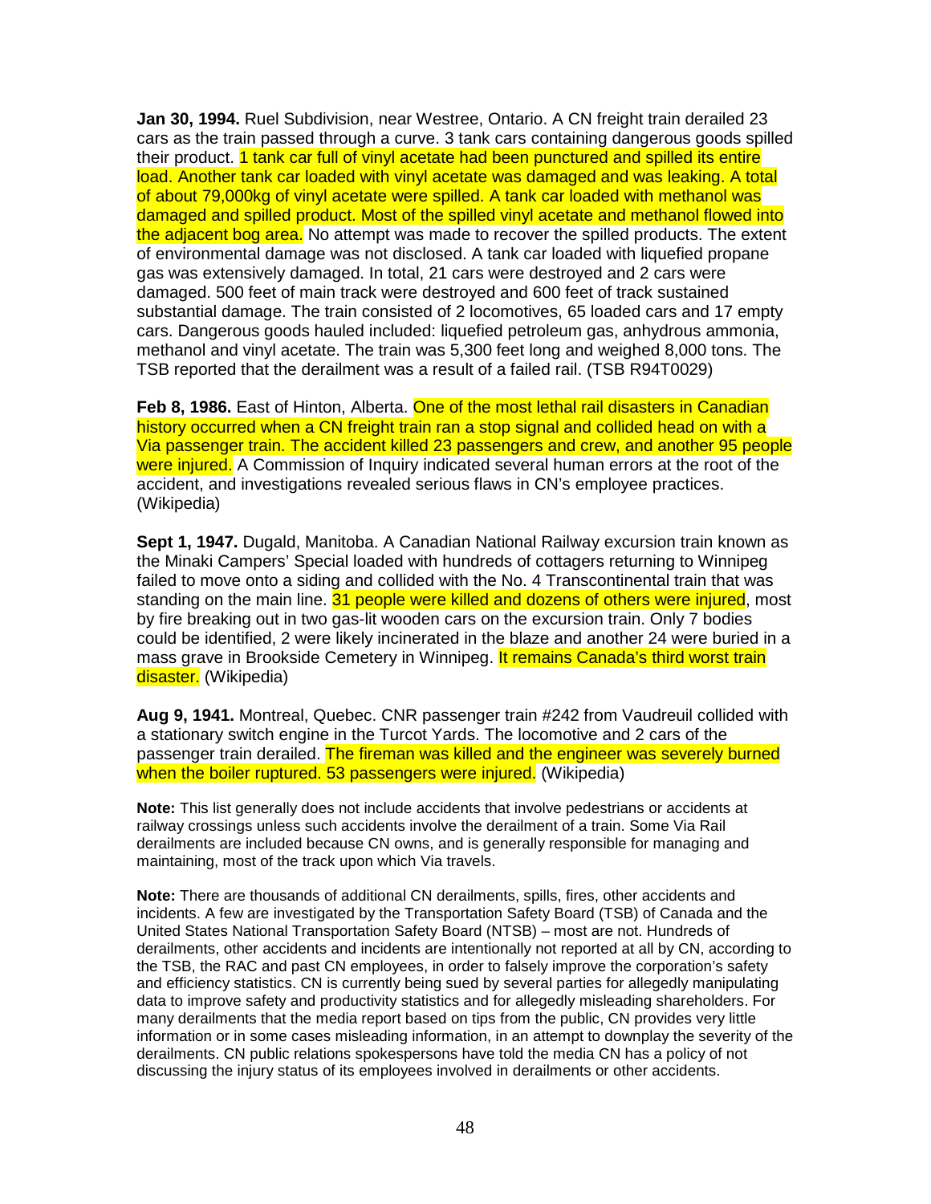**Jan 30, 1994.** Ruel Subdivision, near Westree, Ontario. A CN freight train derailed 23 cars as the train passed through a curve. 3 tank cars containing dangerous goods spilled their product. 1 tank car full of vinyl acetate had been punctured and spilled its entire load. Another tank car loaded with vinyl acetate was damaged and was leaking. A total of about 79,000kg of vinyl acetate were spilled. A tank car loaded with methanol was damaged and spilled product. Most of the spilled vinyl acetate and methanol flowed into the adjacent bog area. No attempt was made to recover the spilled products. The extent of environmental damage was not disclosed. A tank car loaded with liquefied propane gas was extensively damaged. In total, 21 cars were destroyed and 2 cars were damaged. 500 feet of main track were destroyed and 600 feet of track sustained substantial damage. The train consisted of 2 locomotives, 65 loaded cars and 17 empty cars. Dangerous goods hauled included: liquefied petroleum gas, anhydrous ammonia, methanol and vinyl acetate. The train was 5,300 feet long and weighed 8,000 tons. The TSB reported that the derailment was a result of a failed rail. (TSB R94T0029)

**Feb 8, 1986.** East of Hinton, Alberta. One of the most lethal rail disasters in Canadian history occurred when a CN freight train ran a stop signal and collided head on with a Via passenger train. The accident killed 23 passengers and crew, and another 95 people were injured. A Commission of Inquiry indicated several human errors at the root of the accident, and investigations revealed serious flaws in CN's employee practices. (Wikipedia)

**Sept 1, 1947.** Dugald, Manitoba. A Canadian National Railway excursion train known as the Minaki Campers' Special loaded with hundreds of cottagers returning to Winnipeg failed to move onto a siding and collided with the No. 4 Transcontinental train that was standing on the main line. 31 people were killed and dozens of others were injured, most by fire breaking out in two gas-lit wooden cars on the excursion train. Only 7 bodies could be identified, 2 were likely incinerated in the blaze and another 24 were buried in a mass grave in Brookside Cemetery in Winnipeg. It remains Canada's third worst train disaster. (Wikipedia)

**Aug 9, 1941.** Montreal, Quebec. CNR passenger train #242 from Vaudreuil collided with a stationary switch engine in the Turcot Yards. The locomotive and 2 cars of the passenger train derailed. The fireman was killed and the engineer was severely burned when the boiler ruptured. 53 passengers were injured. (Wikipedia)

**Note:** This list generally does not include accidents that involve pedestrians or accidents at railway crossings unless such accidents involve the derailment of a train. Some Via Rail derailments are included because CN owns, and is generally responsible for managing and maintaining, most of the track upon which Via travels.

**Note:** There are thousands of additional CN derailments, spills, fires, other accidents and incidents. A few are investigated by the Transportation Safety Board (TSB) of Canada and the United States National Transportation Safety Board (NTSB) – most are not. Hundreds of derailments, other accidents and incidents are intentionally not reported at all by CN, according to the TSB, the RAC and past CN employees, in order to falsely improve the corporation's safety and efficiency statistics. CN is currently being sued by several parties for allegedly manipulating data to improve safety and productivity statistics and for allegedly misleading shareholders. For many derailments that the media report based on tips from the public, CN provides very little information or in some cases misleading information, in an attempt to downplay the severity of the derailments. CN public relations spokespersons have told the media CN has a policy of not discussing the injury status of its employees involved in derailments or other accidents.